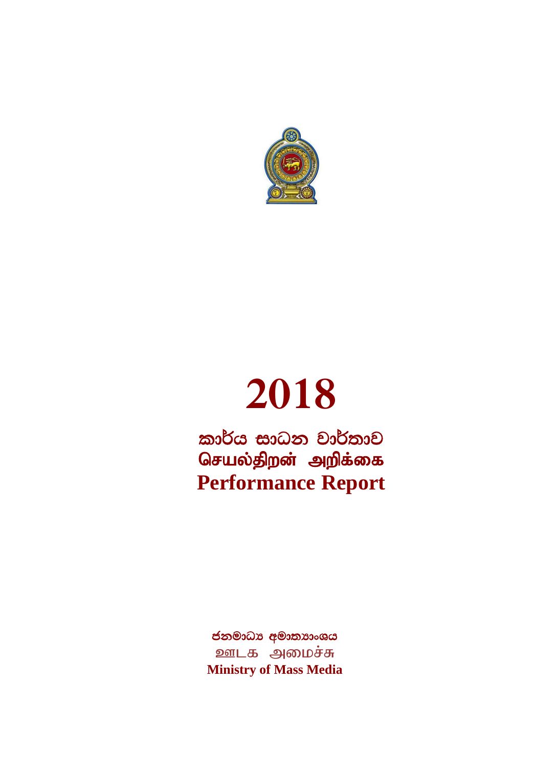# 2018

## කාර්ය සාධන වාර්තාව
## செயல்திறன் அறிக்கை
## Performance Report

**ජනමාධ්‍ය අමාත්‍යාංශය**

ஊடக அமைச்சு

**Ministry of Mass Media**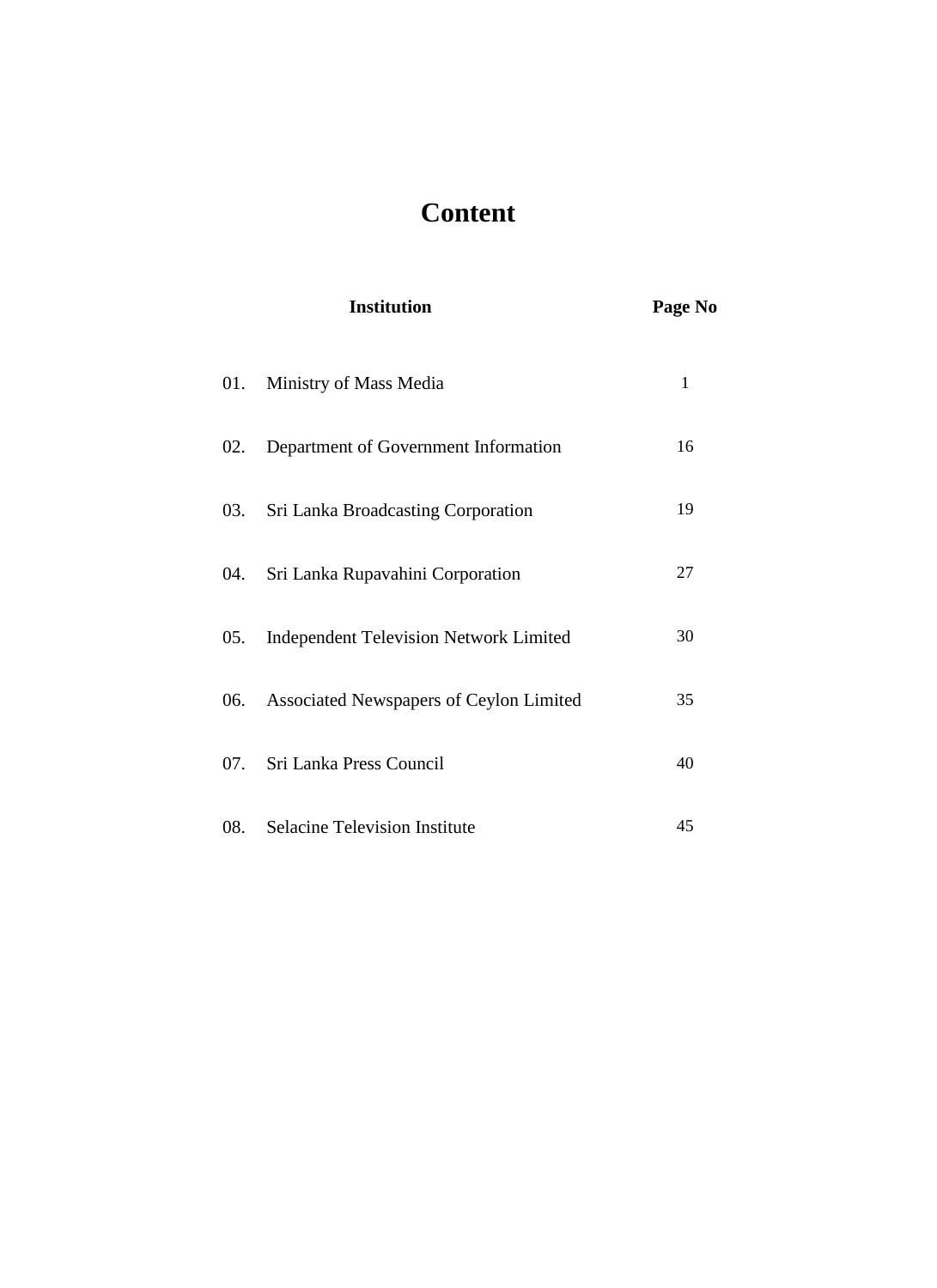# Content

| | Institution | Page No |
|---|---|---|
| 01. | Ministry of Mass Media | 1 |
| 02. | Department of Government Information | 16 |
| 03. | Sri Lanka Broadcasting Corporation | 19 |
| 04. | Sri Lanka Rupavahini Corporation | 27 |
| 05. | Independent Television Network Limited | 30 |
| 06. | Associated Newspapers of Ceylon Limited | 35 |
| 07. | Sri Lanka Press Council | 40 |
| 08. | Selacine Television Institute | 45 |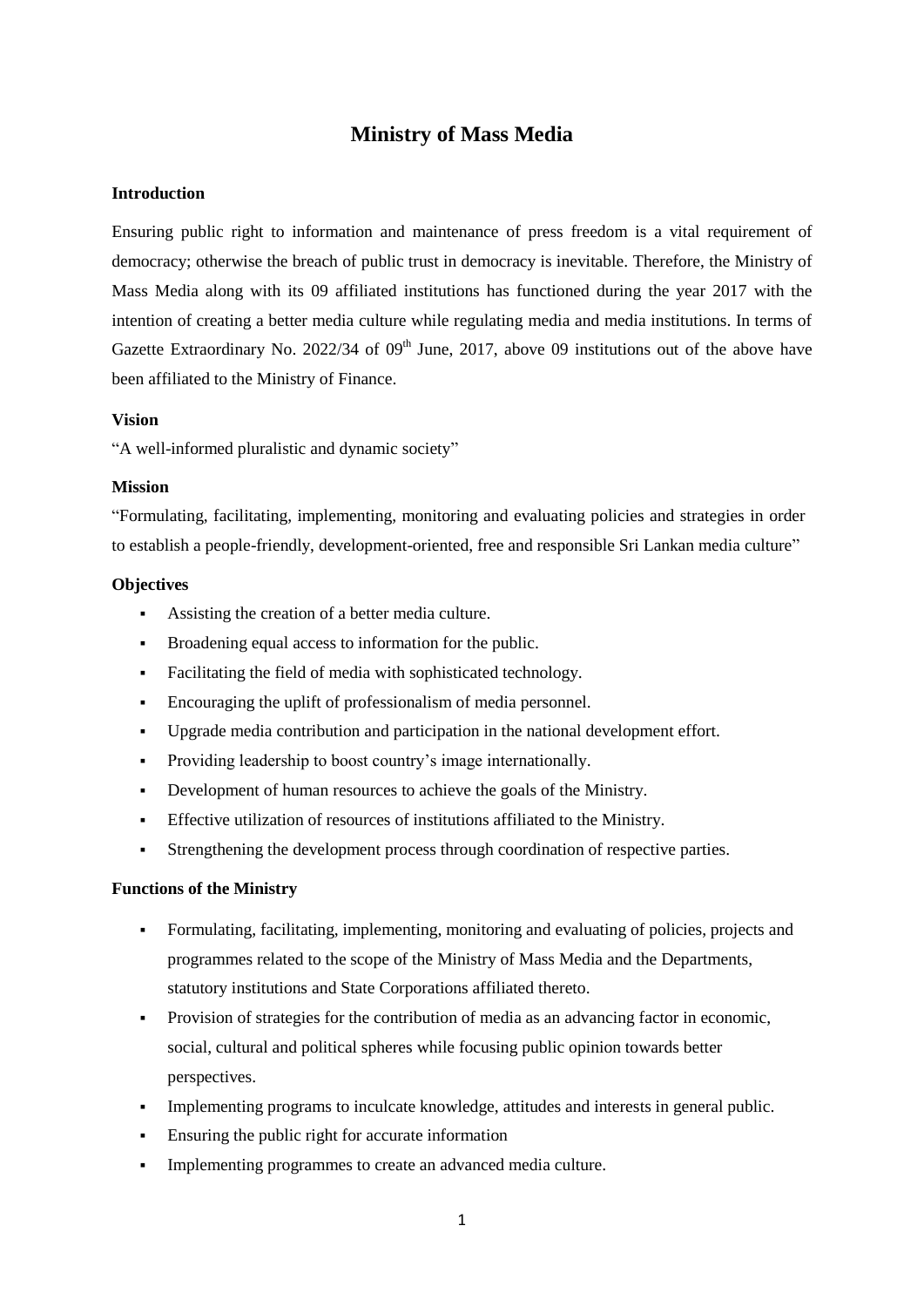# Ministry of Mass Media

## Introduction

Ensuring public right to information and maintenance of press freedom is a vital requirement of democracy; otherwise the breach of public trust in democracy is inevitable. Therefore, the Ministry of Mass Media along with its 09 affiliated institutions has functioned during the year 2017 with the intention of creating a better media culture while regulating media and media institutions. In terms of Gazette Extraordinary No. 2022/34 of 09th June, 2017, above 09 institutions out of the above have been affiliated to the Ministry of Finance.

## Vision

"A well-informed pluralistic and dynamic society"

## Mission

"Formulating, facilitating, implementing, monitoring and evaluating policies and strategies in order to establish a people-friendly, development-oriented, free and responsible Sri Lankan media culture"

## Objectives

- Assisting the creation of a better media culture.
- Broadening equal access to information for the public.
- Facilitating the field of media with sophisticated technology.
- Encouraging the uplift of professionalism of media personnel.
- Upgrade media contribution and participation in the national development effort.
- Providing leadership to boost country's image internationally.
- Development of human resources to achieve the goals of the Ministry.
- Effective utilization of resources of institutions affiliated to the Ministry.
- Strengthening the development process through coordination of respective parties.

## Functions of the Ministry

- Formulating, facilitating, implementing, monitoring and evaluating of policies, projects and programmes related to the scope of the Ministry of Mass Media and the Departments, statutory institutions and State Corporations affiliated thereto.
- Provision of strategies for the contribution of media as an advancing factor in economic, social, cultural and political spheres while focusing public opinion towards better perspectives.
- Implementing programs to inculcate knowledge, attitudes and interests in general public.
- Ensuring the public right for accurate information
- Implementing programmes to create an advanced media culture.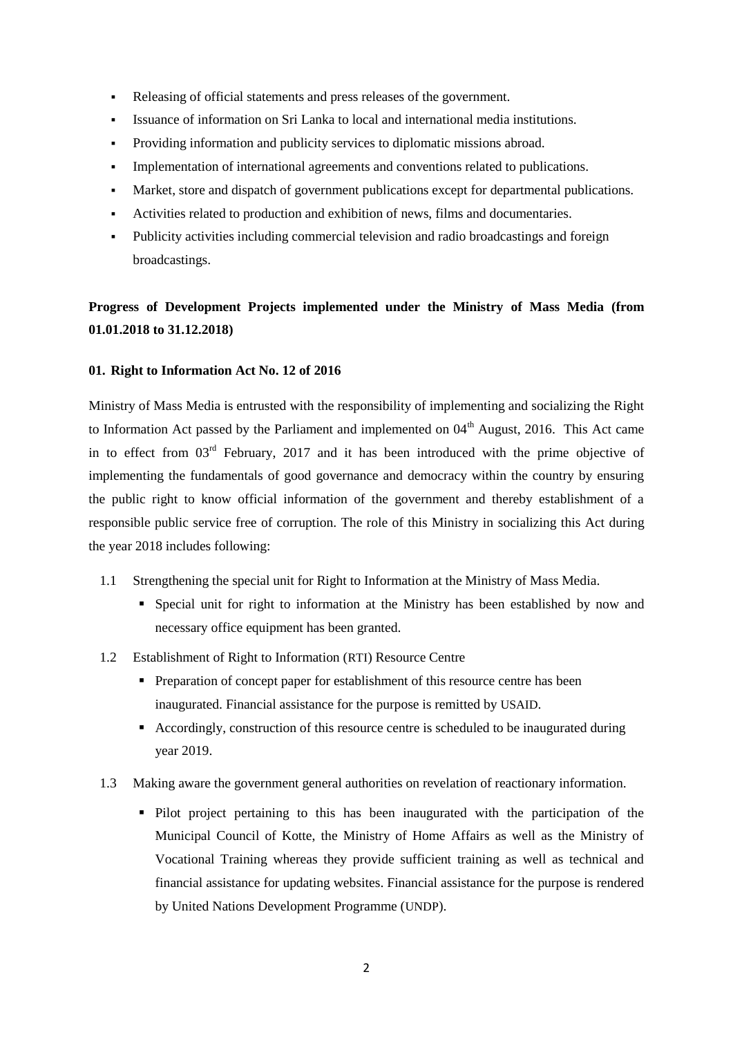- Releasing of official statements and press releases of the government.
- Issuance of information on Sri Lanka to local and international media institutions.
- Providing information and publicity services to diplomatic missions abroad.
- Implementation of international agreements and conventions related to publications.
- Market, store and dispatch of government publications except for departmental publications.
- Activities related to production and exhibition of news, films and documentaries.
- Publicity activities including commercial television and radio broadcastings and foreign broadcastings.

**Progress of Development Projects implemented under the Ministry of Mass Media (from 01.01.2018 to 31.12.2018)**

**01. Right to Information Act No. 12 of 2016**

Ministry of Mass Media is entrusted with the responsibility of implementing and socializing the Right to Information Act passed by the Parliament and implemented on 04th August, 2016. This Act came in to effect from 03rd February, 2017 and it has been introduced with the prime objective of implementing the fundamentals of good governance and democracy within the country by ensuring the public right to know official information of the government and thereby establishment of a responsible public service free of corruption. The role of this Ministry in socializing this Act during the year 2018 includes following:

1.1 Strengthening the special unit for Right to Information at the Ministry of Mass Media.

- Special unit for right to information at the Ministry has been established by now and necessary office equipment has been granted.

1.2 Establishment of Right to Information (RTI) Resource Centre

- Preparation of concept paper for establishment of this resource centre has been inaugurated. Financial assistance for the purpose is remitted by USAID.
- Accordingly, construction of this resource centre is scheduled to be inaugurated during year 2019.

1.3 Making aware the government general authorities on revelation of reactionary information.

- Pilot project pertaining to this has been inaugurated with the participation of the Municipal Council of Kotte, the Ministry of Home Affairs as well as the Ministry of Vocational Training whereas they provide sufficient training as well as technical and financial assistance for updating websites. Financial assistance for the purpose is rendered by United Nations Development Programme (UNDP).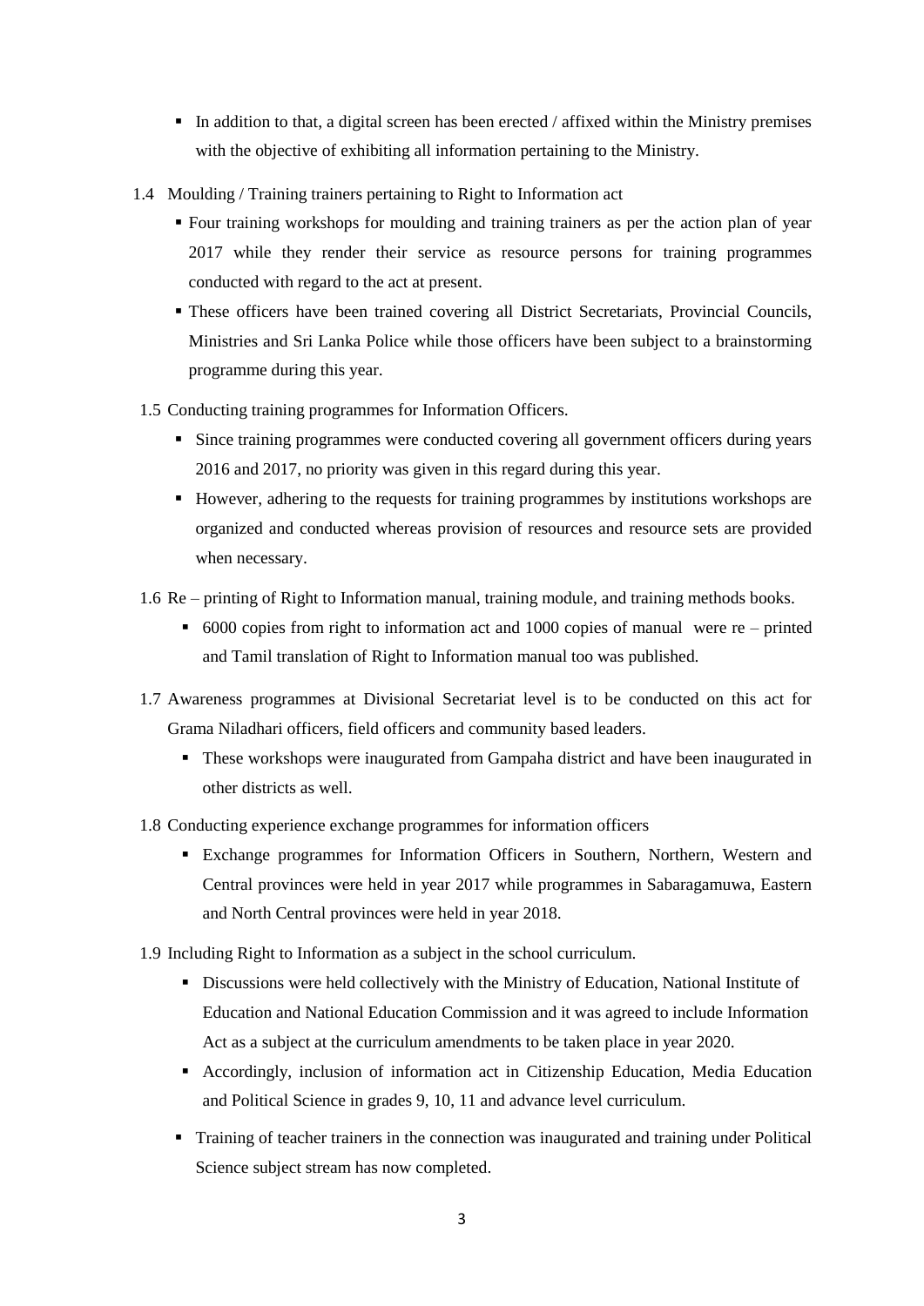- In addition to that, a digital screen has been erected / affixed within the Ministry premises with the objective of exhibiting all information pertaining to the Ministry.

1.4 Moulding / Training trainers pertaining to Right to Information act

- Four training workshops for moulding and training trainers as per the action plan of year 2017 while they render their service as resource persons for training programmes conducted with regard to the act at present.
- These officers have been trained covering all District Secretariats, Provincial Councils, Ministries and Sri Lanka Police while those officers have been subject to a brainstorming programme during this year.

1.5 Conducting training programmes for Information Officers.

- Since training programmes were conducted covering all government officers during years 2016 and 2017, no priority was given in this regard during this year.
- However, adhering to the requests for training programmes by institutions workshops are organized and conducted whereas provision of resources and resource sets are provided when necessary.

1.6 Re – printing of Right to Information manual, training module, and training methods books.

- 6000 copies from right to information act and 1000 copies of manual were re – printed and Tamil translation of Right to Information manual too was published.

1.7 Awareness programmes at Divisional Secretariat level is to be conducted on this act for Grama Niladhari officers, field officers and community based leaders.

- These workshops were inaugurated from Gampaha district and have been inaugurated in other districts as well.

1.8 Conducting experience exchange programmes for information officers

- Exchange programmes for Information Officers in Southern, Northern, Western and Central provinces were held in year 2017 while programmes in Sabaragamuwa, Eastern and North Central provinces were held in year 2018.

1.9 Including Right to Information as a subject in the school curriculum.

- Discussions were held collectively with the Ministry of Education, National Institute of Education and National Education Commission and it was agreed to include Information Act as a subject at the curriculum amendments to be taken place in year 2020.
- Accordingly, inclusion of information act in Citizenship Education, Media Education and Political Science in grades 9, 10, 11 and advance level curriculum.
- Training of teacher trainers in the connection was inaugurated and training under Political Science subject stream has now completed.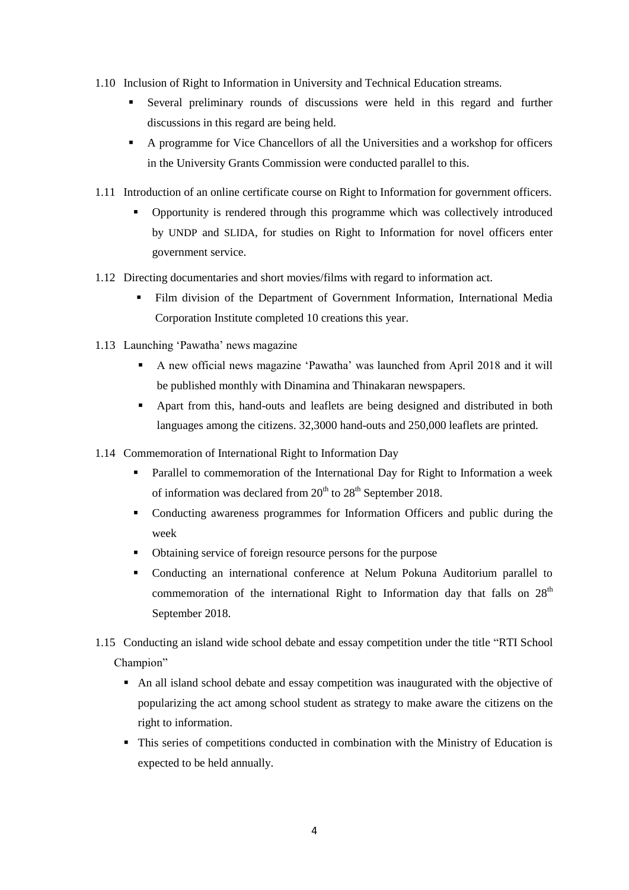1.10 Inclusion of Right to Information in University and Technical Education streams.

- Several preliminary rounds of discussions were held in this regard and further discussions in this regard are being held.
- A programme for Vice Chancellors of all the Universities and a workshop for officers in the University Grants Commission were conducted parallel to this.

1.11 Introduction of an online certificate course on Right to Information for government officers.

- Opportunity is rendered through this programme which was collectively introduced by UNDP and SLIDA, for studies on Right to Information for novel officers enter government service.

1.12 Directing documentaries and short movies/films with regard to information act.

- Film division of the Department of Government Information, International Media Corporation Institute completed 10 creations this year.

1.13 Launching 'Pawatha' news magazine

- A new official news magazine 'Pawatha' was launched from April 2018 and it will be published monthly with Dinamina and Thinakaran newspapers.
- Apart from this, hand-outs and leaflets are being designed and distributed in both languages among the citizens. 32,3000 hand-outs and 250,000 leaflets are printed.

1.14 Commemoration of International Right to Information Day

- Parallel to commemoration of the International Day for Right to Information a week of information was declared from 20th to 28th September 2018.
- Conducting awareness programmes for Information Officers and public during the week
- Obtaining service of foreign resource persons for the purpose
- Conducting an international conference at Nelum Pokuna Auditorium parallel to commemoration of the international Right to Information day that falls on 28th September 2018.

1.15 Conducting an island wide school debate and essay competition under the title "RTI School Champion"

- An all island school debate and essay competition was inaugurated with the objective of popularizing the act among school student as strategy to make aware the citizens on the right to information.
- This series of competitions conducted in combination with the Ministry of Education is expected to be held annually.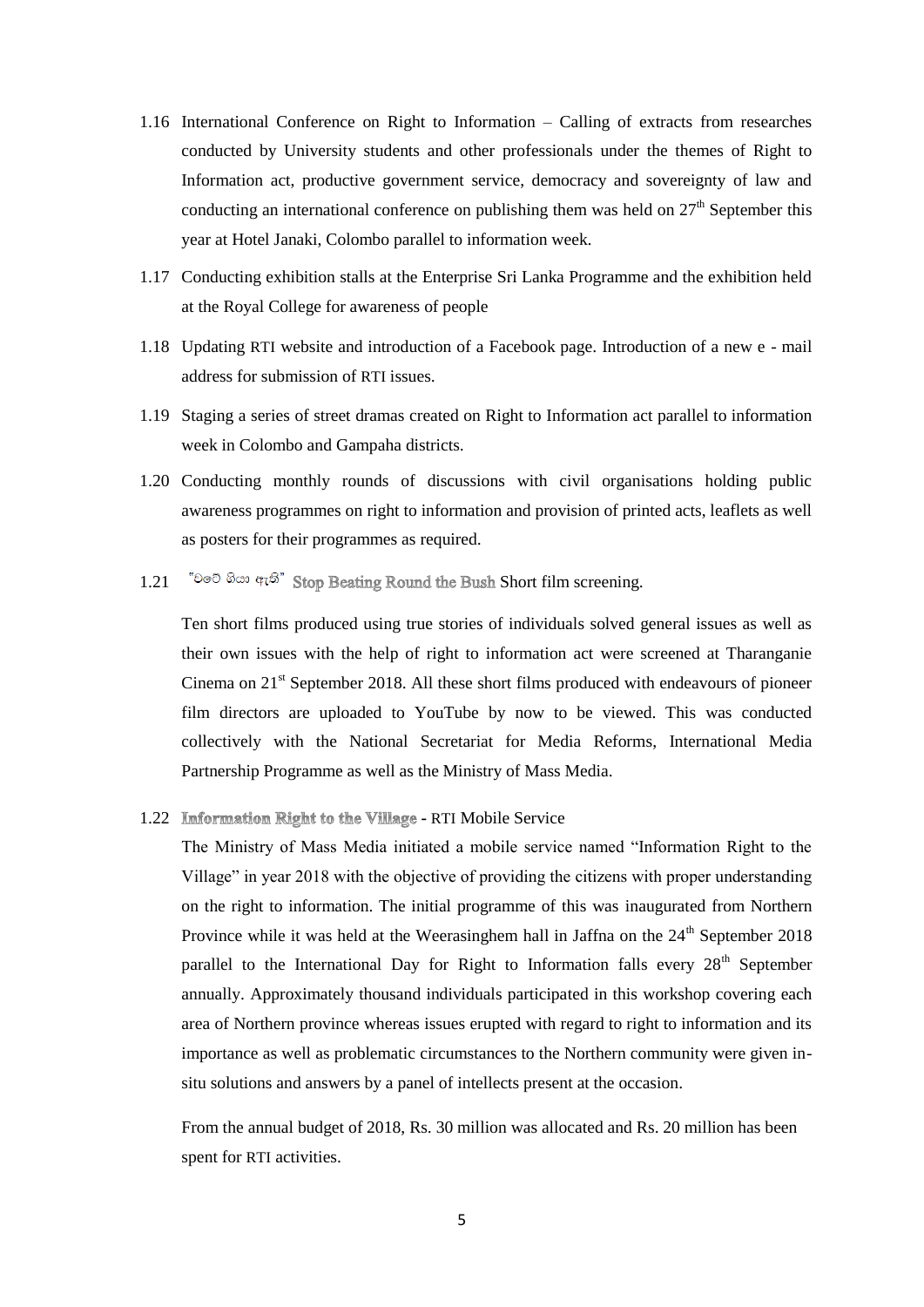1.16 International Conference on Right to Information – Calling of extracts from researches conducted by University students and other professionals under the themes of Right to Information act, productive government service, democracy and sovereignty of law and conducting an international conference on publishing them was held on 27th September this year at Hotel Janaki, Colombo parallel to information week.

1.17 Conducting exhibition stalls at the Enterprise Sri Lanka Programme and the exhibition held at the Royal College for awareness of people

1.18 Updating RTI website and introduction of a Facebook page. Introduction of a new e - mail address for submission of RTI issues.

1.19 Staging a series of street dramas created on Right to Information act parallel to information week in Colombo and Gampaha districts.

1.20 Conducting monthly rounds of discussions with civil organisations holding public awareness programmes on right to information and provision of printed acts, leaflets as well as posters for their programmes as required.

1.21 "වටේ ගියා ඇති" Stop Beating Round the Bush Short film screening.

Ten short films produced using true stories of individuals solved general issues as well as their own issues with the help of right to information act were screened at Tharanganie Cinema on 21st September 2018. All these short films produced with endeavours of pioneer film directors are uploaded to YouTube by now to be viewed. This was conducted collectively with the National Secretariat for Media Reforms, International Media Partnership Programme as well as the Ministry of Mass Media.

1.22 **Information Right to the Village** - RTI Mobile Service

The Ministry of Mass Media initiated a mobile service named "Information Right to the Village" in year 2018 with the objective of providing the citizens with proper understanding on the right to information. The initial programme of this was inaugurated from Northern Province while it was held at the Weerasinghem hall in Jaffna on the 24th September 2018 parallel to the International Day for Right to Information falls every 28th September annually. Approximately thousand individuals participated in this workshop covering each area of Northern province whereas issues erupted with regard to right to information and its importance as well as problematic circumstances to the Northern community were given in-situ solutions and answers by a panel of intellects present at the occasion.

From the annual budget of 2018, Rs. 30 million was allocated and Rs. 20 million has been spent for RTI activities.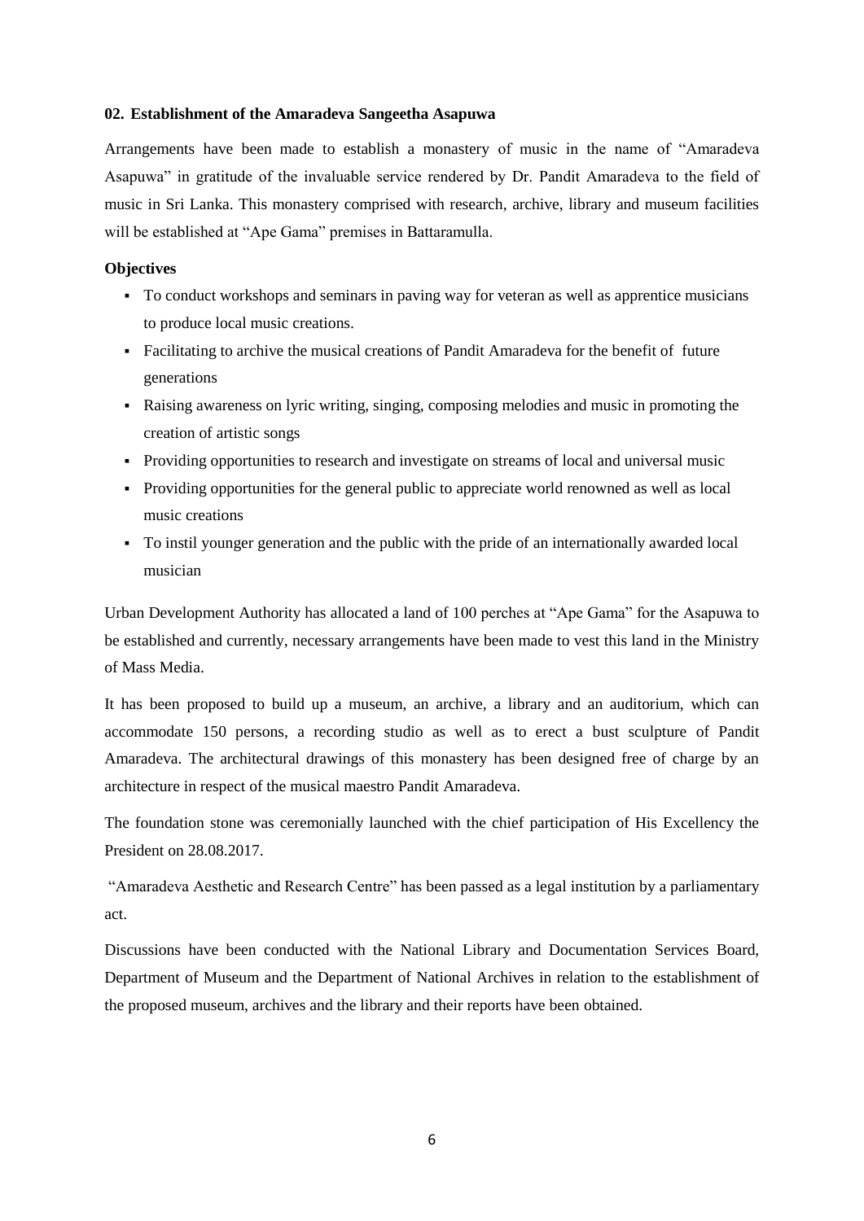#### 02. Establishment of the Amaradeva Sangeetha Asapuwa

Arrangements have been made to establish a monastery of music in the name of "Amaradeva Asapuwa" in gratitude of the invaluable service rendered by Dr. Pandit Amaradeva to the field of music in Sri Lanka. This monastery comprised with research, archive, library and museum facilities will be established at "Ape Gama" premises in Battaramulla.

**Objectives**

- To conduct workshops and seminars in paving way for veteran as well as apprentice musicians to produce local music creations.
- Facilitating to archive the musical creations of Pandit Amaradeva for the benefit of future generations
- Raising awareness on lyric writing, singing, composing melodies and music in promoting the creation of artistic songs
- Providing opportunities to research and investigate on streams of local and universal music
- Providing opportunities for the general public to appreciate world renowned as well as local music creations
- To instil younger generation and the public with the pride of an internationally awarded local musician

Urban Development Authority has allocated a land of 100 perches at "Ape Gama" for the Asapuwa to be established and currently, necessary arrangements have been made to vest this land in the Ministry of Mass Media.

It has been proposed to build up a museum, an archive, a library and an auditorium, which can accommodate 150 persons, a recording studio as well as to erect a bust sculpture of Pandit Amaradeva. The architectural drawings of this monastery has been designed free of charge by an architecture in respect of the musical maestro Pandit Amaradeva.

The foundation stone was ceremonially launched with the chief participation of His Excellency the President on 28.08.2017.

"Amaradeva Aesthetic and Research Centre" has been passed as a legal institution by a parliamentary act.

Discussions have been conducted with the National Library and Documentation Services Board, Department of Museum and the Department of National Archives in relation to the establishment of the proposed museum, archives and the library and their reports have been obtained.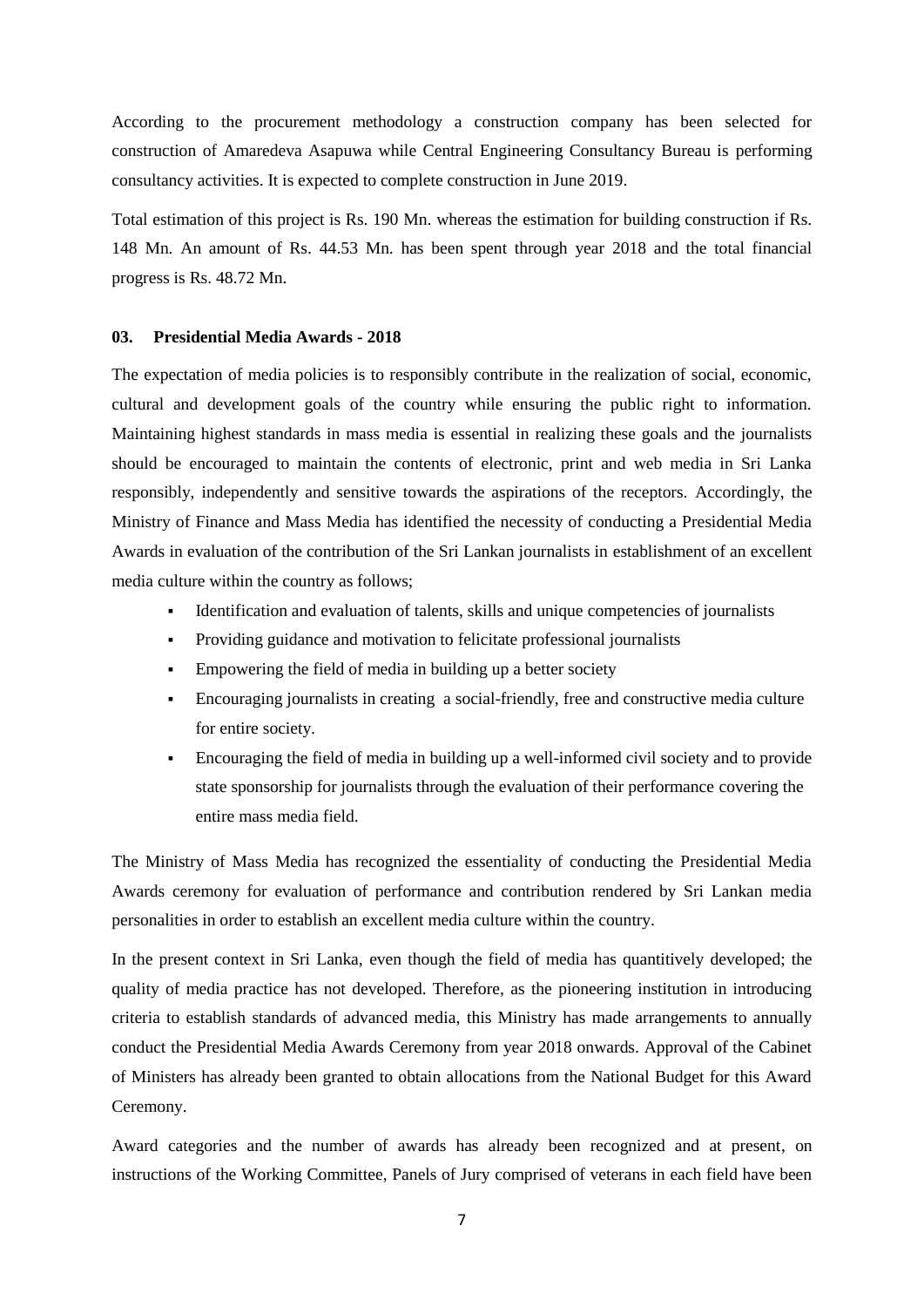According to the procurement methodology a construction company has been selected for construction of Amaredeva Asapuwa while Central Engineering Consultancy Bureau is performing consultancy activities. It is expected to complete construction in June 2019.

Total estimation of this project is Rs. 190 Mn. whereas the estimation for building construction if Rs. 148 Mn. An amount of Rs. 44.53 Mn. has been spent through year 2018 and the total financial progress is Rs. 48.72 Mn.

### 03. Presidential Media Awards - 2018

The expectation of media policies is to responsibly contribute in the realization of social, economic, cultural and development goals of the country while ensuring the public right to information. Maintaining highest standards in mass media is essential in realizing these goals and the journalists should be encouraged to maintain the contents of electronic, print and web media in Sri Lanka responsibly, independently and sensitive towards the aspirations of the receptors. Accordingly, the Ministry of Finance and Mass Media has identified the necessity of conducting a Presidential Media Awards in evaluation of the contribution of the Sri Lankan journalists in establishment of an excellent media culture within the country as follows;

- Identification and evaluation of talents, skills and unique competencies of journalists
- Providing guidance and motivation to felicitate professional journalists
- Empowering the field of media in building up a better society
- Encouraging journalists in creating a social-friendly, free and constructive media culture for entire society.
- Encouraging the field of media in building up a well-informed civil society and to provide state sponsorship for journalists through the evaluation of their performance covering the entire mass media field.

The Ministry of Mass Media has recognized the essentiality of conducting the Presidential Media Awards ceremony for evaluation of performance and contribution rendered by Sri Lankan media personalities in order to establish an excellent media culture within the country.

In the present context in Sri Lanka, even though the field of media has quantitively developed; the quality of media practice has not developed. Therefore, as the pioneering institution in introducing criteria to establish standards of advanced media, this Ministry has made arrangements to annually conduct the Presidential Media Awards Ceremony from year 2018 onwards. Approval of the Cabinet of Ministers has already been granted to obtain allocations from the National Budget for this Award Ceremony.

Award categories and the number of awards has already been recognized and at present, on instructions of the Working Committee, Panels of Jury comprised of veterans in each field have been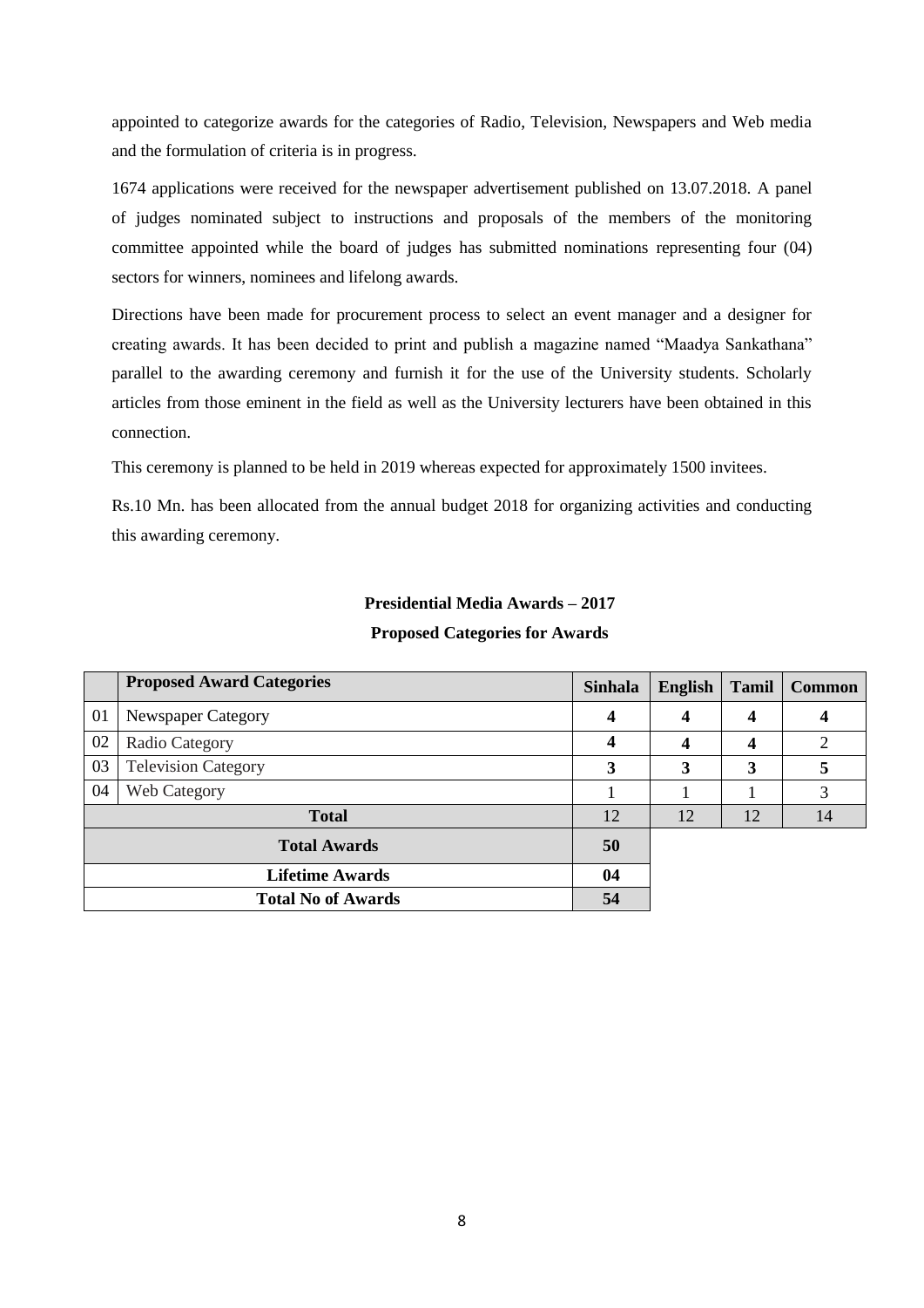appointed to categorize awards for the categories of Radio, Television, Newspapers and Web media and the formulation of criteria is in progress.

1674 applications were received for the newspaper advertisement published on 13.07.2018. A panel of judges nominated subject to instructions and proposals of the members of the monitoring committee appointed while the board of judges has submitted nominations representing four (04) sectors for winners, nominees and lifelong awards.

Directions have been made for procurement process to select an event manager and a designer for creating awards. It has been decided to print and publish a magazine named "Maadya Sankathana" parallel to the awarding ceremony and furnish it for the use of the University students. Scholarly articles from those eminent in the field as well as the University lecturers have been obtained in this connection.

This ceremony is planned to be held in 2019 whereas expected for approximately 1500 invitees.

Rs.10 Mn. has been allocated from the annual budget 2018 for organizing activities and conducting this awarding ceremony.

**Presidential Media Awards – 2017**

**Proposed Categories for Awards**

| | **Proposed Award Categories** | **Sinhala** | **English** | **Tamil** | **Common** |
|---|---|---|---|---|---|
| 01 | Newspaper Category | **4** | **4** | **4** | **4** |
| 02 | Radio Category | **4** | **4** | **4** | 2 |
| 03 | Television Category | **3** | **3** | **3** | **5** |
| 04 | Web Category | 1 | 1 | 1 | 3 |
| **Total** | | 12 | 12 | 12 | 14 |
| **Total Awards** | | **50** | | | |
| **Lifetime Awards** | | **04** | | | |
| **Total No of Awards** | | **54** | | | |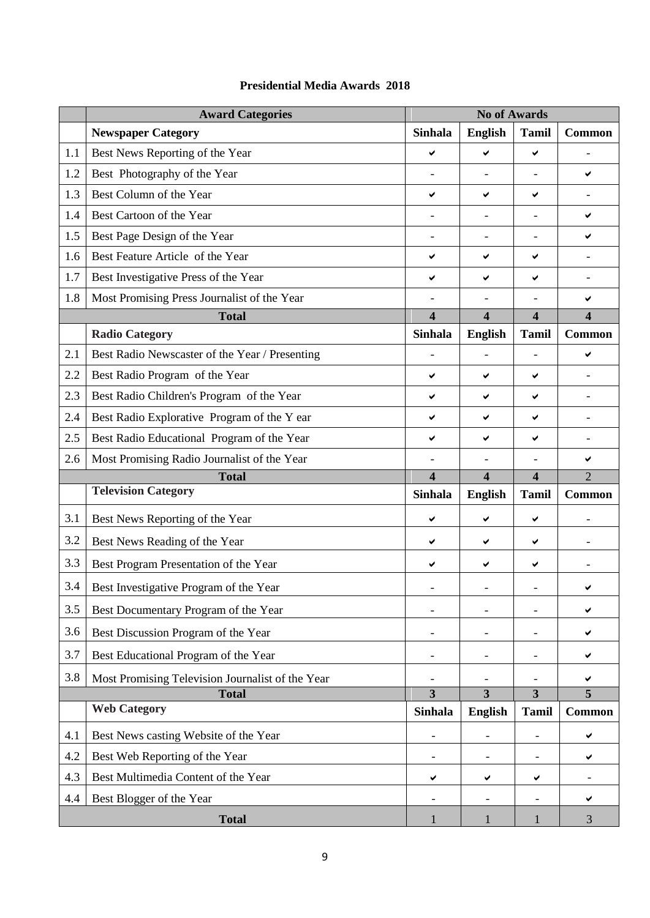**Presidential Media Awards 2018**

| | Award Categories | No of Awards | | | |
|---|---|---|---|---|---|
| | **Newspaper Category** | **Sinhala** | **English** | **Tamil** | **Common** |
| 1.1 | Best News Reporting of the Year | ✔ | ✔ | ✔ | - |
| 1.2 | Best Photography of the Year | - | - | - | ✔ |
| 1.3 | Best Column of the Year | ✔ | ✔ | ✔ | - |
| 1.4 | Best Cartoon of the Year | - | - | - | ✔ |
| 1.5 | Best Page Design of the Year | - | - | - | ✔ |
| 1.6 | Best Feature Article of the Year | ✔ | ✔ | ✔ | - |
| 1.7 | Best Investigative Press of the Year | ✔ | ✔ | ✔ | - |
| 1.8 | Most Promising Press Journalist of the Year | - | - | - | ✔ |
| | **Total** | **4** | **4** | **4** | **4** |
| | **Radio Category** | **Sinhala** | **English** | **Tamil** | **Common** |
| 2.1 | Best Radio Newscaster of the Year / Presenting | - | - | - | ✔ |
| 2.2 | Best Radio Program of the Year | ✔ | ✔ | ✔ | - |
| 2.3 | Best Radio Children's Program of the Year | ✔ | ✔ | ✔ | - |
| 2.4 | Best Radio Explorative Program of the Y ear | ✔ | ✔ | ✔ | - |
| 2.5 | Best Radio Educational Program of the Year | ✔ | ✔ | ✔ | - |
| 2.6 | Most Promising Radio Journalist of the Year | - | - | - | ✔ |
| | **Total** | **4** | **4** | **4** | 2 |
| | **Television Category** | **Sinhala** | **English** | **Tamil** | **Common** |
| 3.1 | Best News Reporting of the Year | ✔ | ✔ | ✔ | - |
| 3.2 | Best News Reading of the Year | ✔ | ✔ | ✔ | - |
| 3.3 | Best Program Presentation of the Year | ✔ | ✔ | ✔ | - |
| 3.4 | Best Investigative Program of the Year | - | - | - | ✔ |
| 3.5 | Best Documentary Program of the Year | - | - | - | ✔ |
| 3.6 | Best Discussion Program of the Year | - | - | - | ✔ |
| 3.7 | Best Educational Program of the Year | - | - | - | ✔ |
| 3.8 | Most Promising Television Journalist of the Year | - | - | - | ✔ |
| | **Total** | **3** | **3** | **3** | **5** |
| | **Web Category** | **Sinhala** | **English** | **Tamil** | **Common** |
| 4.1 | Best News casting Website of the Year | - | - | - | ✔ |
| 4.2 | Best Web Reporting of the Year | - | - | - | ✔ |
| 4.3 | Best Multimedia Content of the Year | ✔ | ✔ | ✔ | - |
| 4.4 | Best Blogger of the Year | - | - | - | ✔ |
| | **Total** | 1 | 1 | 1 | 3 |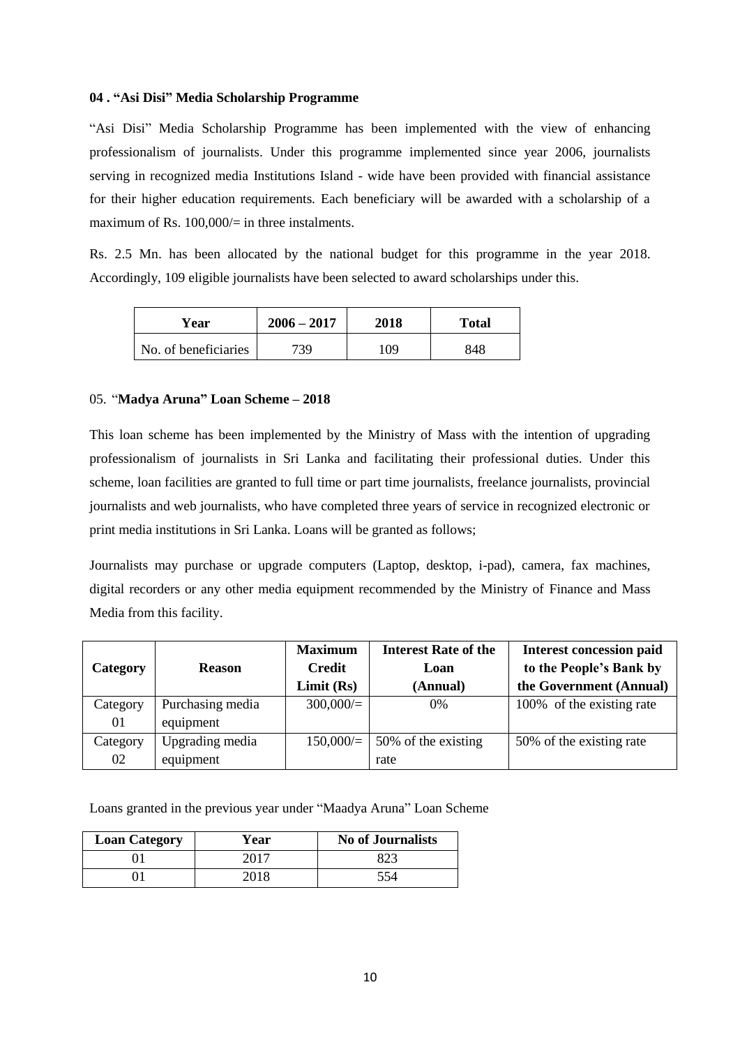### 04 . "Asi Disi" Media Scholarship Programme

"Asi Disi" Media Scholarship Programme has been implemented with the view of enhancing professionalism of journalists. Under this programme implemented since year 2006, journalists serving in recognized media Institutions Island - wide have been provided with financial assistance for their higher education requirements. Each beneficiary will be awarded with a scholarship of a maximum of Rs. 100,000/= in three instalments.

Rs. 2.5 Mn. has been allocated by the national budget for this programme in the year 2018. Accordingly, 109 eligible journalists have been selected to award scholarships under this.

| Year | 2006 – 2017 | 2018 | Total |
|---|---|---|---|
| No. of beneficiaries | 739 | 109 | 848 |

### 05. "Madya Aruna" Loan Scheme – 2018

This loan scheme has been implemented by the Ministry of Mass with the intention of upgrading professionalism of journalists in Sri Lanka and facilitating their professional duties. Under this scheme, loan facilities are granted to full time or part time journalists, freelance journalists, provincial journalists and web journalists, who have completed three years of service in recognized electronic or print media institutions in Sri Lanka. Loans will be granted as follows;

Journalists may purchase or upgrade computers (Laptop, desktop, i-pad), camera, fax machines, digital recorders or any other media equipment recommended by the Ministry of Finance and Mass Media from this facility.

| Category | Reason | Maximum Credit Limit (Rs) | Interest Rate of the Loan (Annual) | Interest concession paid to the People's Bank by the Government (Annual) |
|---|---|---|---|---|
| Category 01 | Purchasing media equipment | 300,000/= | 0% | 100% of the existing rate |
| Category 02 | Upgrading media equipment | 150,000/= | 50% of the existing rate | 50% of the existing rate |

Loans granted in the previous year under "Maadya Aruna" Loan Scheme

| Loan Category | Year | No of Journalists |
|---|---|---|
| 01 | 2017 | 823 |
| 01 | 2018 | 554 |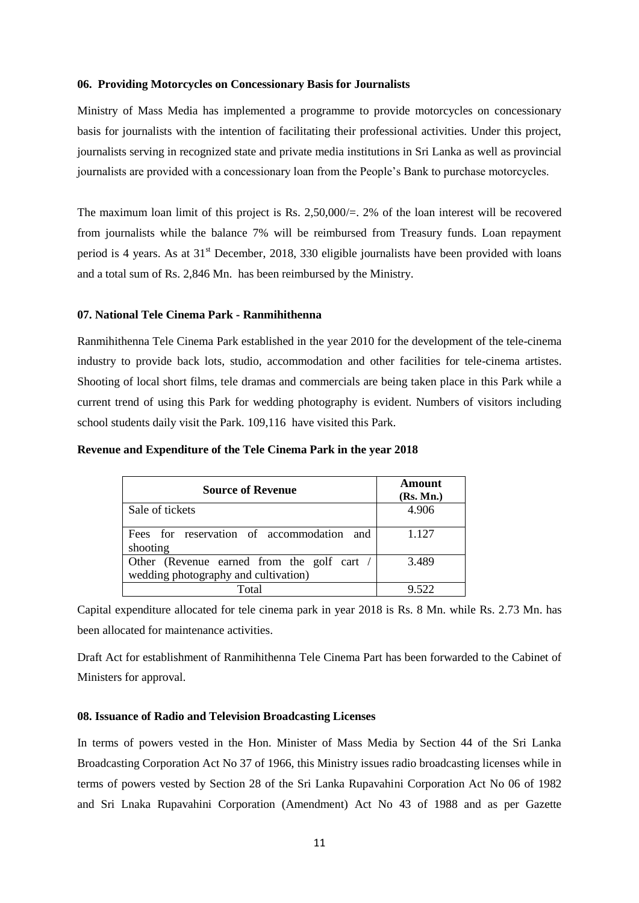#### 06. Providing Motorcycles on Concessionary Basis for Journalists

Ministry of Mass Media has implemented a programme to provide motorcycles on concessionary basis for journalists with the intention of facilitating their professional activities. Under this project, journalists serving in recognized state and private media institutions in Sri Lanka as well as provincial journalists are provided with a concessionary loan from the People's Bank to purchase motorcycles.

The maximum loan limit of this project is Rs. 2,50,000/=. 2% of the loan interest will be recovered from journalists while the balance 7% will be reimbursed from Treasury funds. Loan repayment period is 4 years. As at 31st December, 2018, 330 eligible journalists have been provided with loans and a total sum of Rs. 2,846 Mn. has been reimbursed by the Ministry.

#### 07. National Tele Cinema Park - Ranmihithenna

Ranmihithenna Tele Cinema Park established in the year 2010 for the development of the tele-cinema industry to provide back lots, studio, accommodation and other facilities for tele-cinema artistes. Shooting of local short films, tele dramas and commercials are being taken place in this Park while a current trend of using this Park for wedding photography is evident. Numbers of visitors including school students daily visit the Park. 109,116 have visited this Park.

**Revenue and Expenditure of the Tele Cinema Park in the year 2018**

| Source of Revenue | Amount (Rs. Mn.) |
| --- | --- |
| Sale of tickets | 4.906 |
| Fees for reservation of accommodation and shooting | 1.127 |
| Other (Revenue earned from the golf cart / wedding photography and cultivation) | 3.489 |
| Total | 9.522 |

Capital expenditure allocated for tele cinema park in year 2018 is Rs. 8 Mn. while Rs. 2.73 Mn. has been allocated for maintenance activities.

Draft Act for establishment of Ranmihithenna Tele Cinema Part has been forwarded to the Cabinet of Ministers for approval.

#### 08. Issuance of Radio and Television Broadcasting Licenses

In terms of powers vested in the Hon. Minister of Mass Media by Section 44 of the Sri Lanka Broadcasting Corporation Act No 37 of 1966, this Ministry issues radio broadcasting licenses while in terms of powers vested by Section 28 of the Sri Lanka Rupavahini Corporation Act No 06 of 1982 and Sri Lnaka Rupavahini Corporation (Amendment) Act No 43 of 1988 and as per Gazette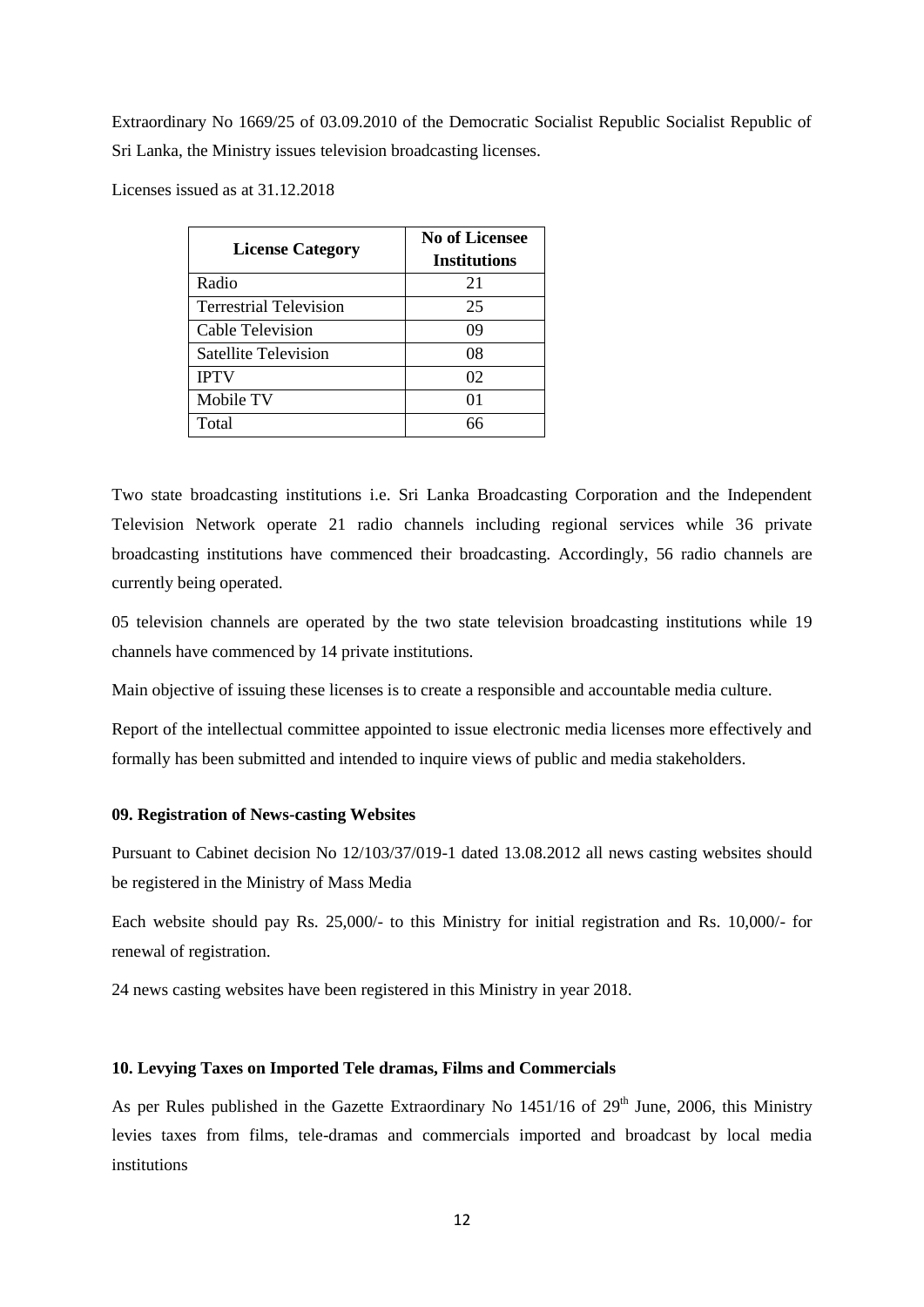Extraordinary No 1669/25 of 03.09.2010 of the Democratic Socialist Republic Socialist Republic of Sri Lanka, the Ministry issues television broadcasting licenses.

Licenses issued as at 31.12.2018

| License Category | No of Licensee Institutions |
|---|---|
| Radio | 21 |
| Terrestrial Television | 25 |
| Cable Television | 09 |
| Satellite Television | 08 |
| IPTV | 02 |
| Mobile TV | 01 |
| Total | 66 |

Two state broadcasting institutions i.e. Sri Lanka Broadcasting Corporation and the Independent Television Network operate 21 radio channels including regional services while 36 private broadcasting institutions have commenced their broadcasting. Accordingly, 56 radio channels are currently being operated.

05 television channels are operated by the two state television broadcasting institutions while 19 channels have commenced by 14 private institutions.

Main objective of issuing these licenses is to create a responsible and accountable media culture.

Report of the intellectual committee appointed to issue electronic media licenses more effectively and formally has been submitted and intended to inquire views of public and media stakeholders.

**09. Registration of News-casting Websites**

Pursuant to Cabinet decision No 12/103/37/019-1 dated 13.08.2012 all news casting websites should be registered in the Ministry of Mass Media

Each website should pay Rs. 25,000/- to this Ministry for initial registration and Rs. 10,000/- for renewal of registration.

24 news casting websites have been registered in this Ministry in year 2018.

**10. Levying Taxes on Imported Tele dramas, Films and Commercials**

As per Rules published in the Gazette Extraordinary No 1451/16 of 29th June, 2006, this Ministry levies taxes from films, tele-dramas and commercials imported and broadcast by local media institutions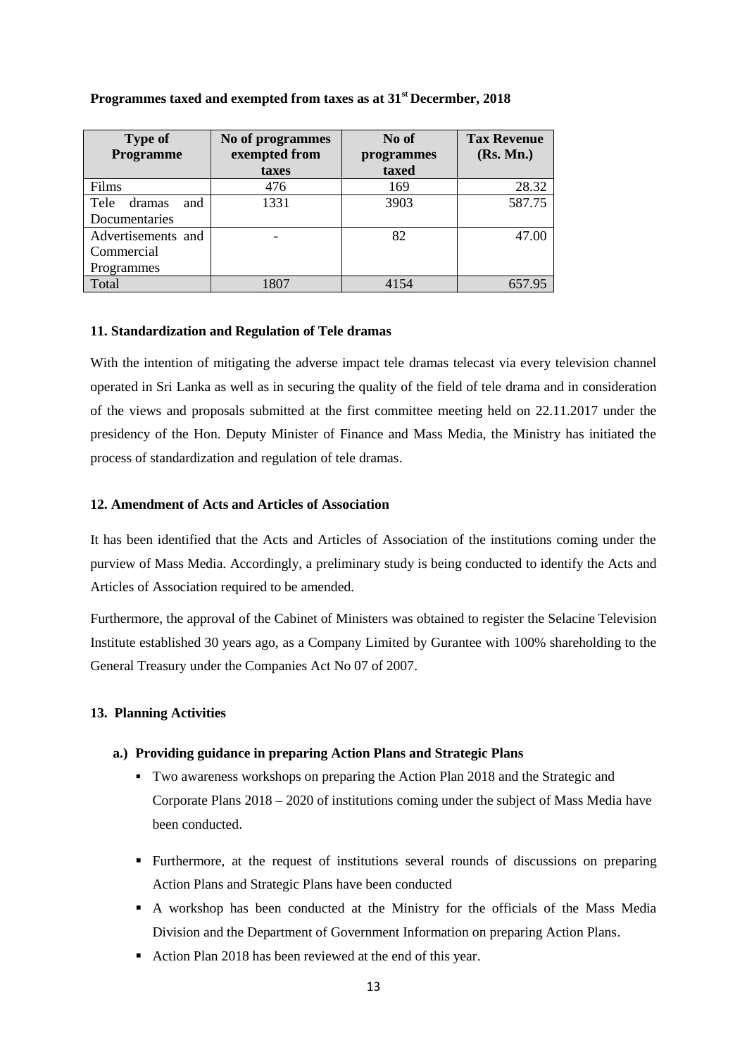**Programmes taxed and exempted from taxes as at 31st Decermber, 2018**

| Type of Programme | No of programmes exempted from taxes | No of programmes taxed | Tax Revenue (Rs. Mn.) |
|---|---|---|---|
| Films | 476 | 169 | 28.32 |
| Tele dramas and Documentaries | 1331 | 3903 | 587.75 |
| Advertisements and Commercial Programmes | - | 82 | 47.00 |
| Total | 1807 | 4154 | 657.95 |

### 11. Standardization and Regulation of Tele dramas

With the intention of mitigating the adverse impact tele dramas telecast via every television channel operated in Sri Lanka as well as in securing the quality of the field of tele drama and in consideration of the views and proposals submitted at the first committee meeting held on 22.11.2017 under the presidency of the Hon. Deputy Minister of Finance and Mass Media, the Ministry has initiated the process of standardization and regulation of tele dramas.

### 12. Amendment of Acts and Articles of Association

It has been identified that the Acts and Articles of Association of the institutions coming under the purview of Mass Media. Accordingly, a preliminary study is being conducted to identify the Acts and Articles of Association required to be amended.

Furthermore, the approval of the Cabinet of Ministers was obtained to register the Selacine Television Institute established 30 years ago, as a Company Limited by Gurantee with 100% shareholding to the General Treasury under the Companies Act No 07 of 2007.

### 13. Planning Activities

**a.) Providing guidance in preparing Action Plans and Strategic Plans**

- Two awareness workshops on preparing the Action Plan 2018 and the Strategic and Corporate Plans 2018 – 2020 of institutions coming under the subject of Mass Media have been conducted.
- Furthermore, at the request of institutions several rounds of discussions on preparing Action Plans and Strategic Plans have been conducted
- A workshop has been conducted at the Ministry for the officials of the Mass Media Division and the Department of Government Information on preparing Action Plans.
- Action Plan 2018 has been reviewed at the end of this year.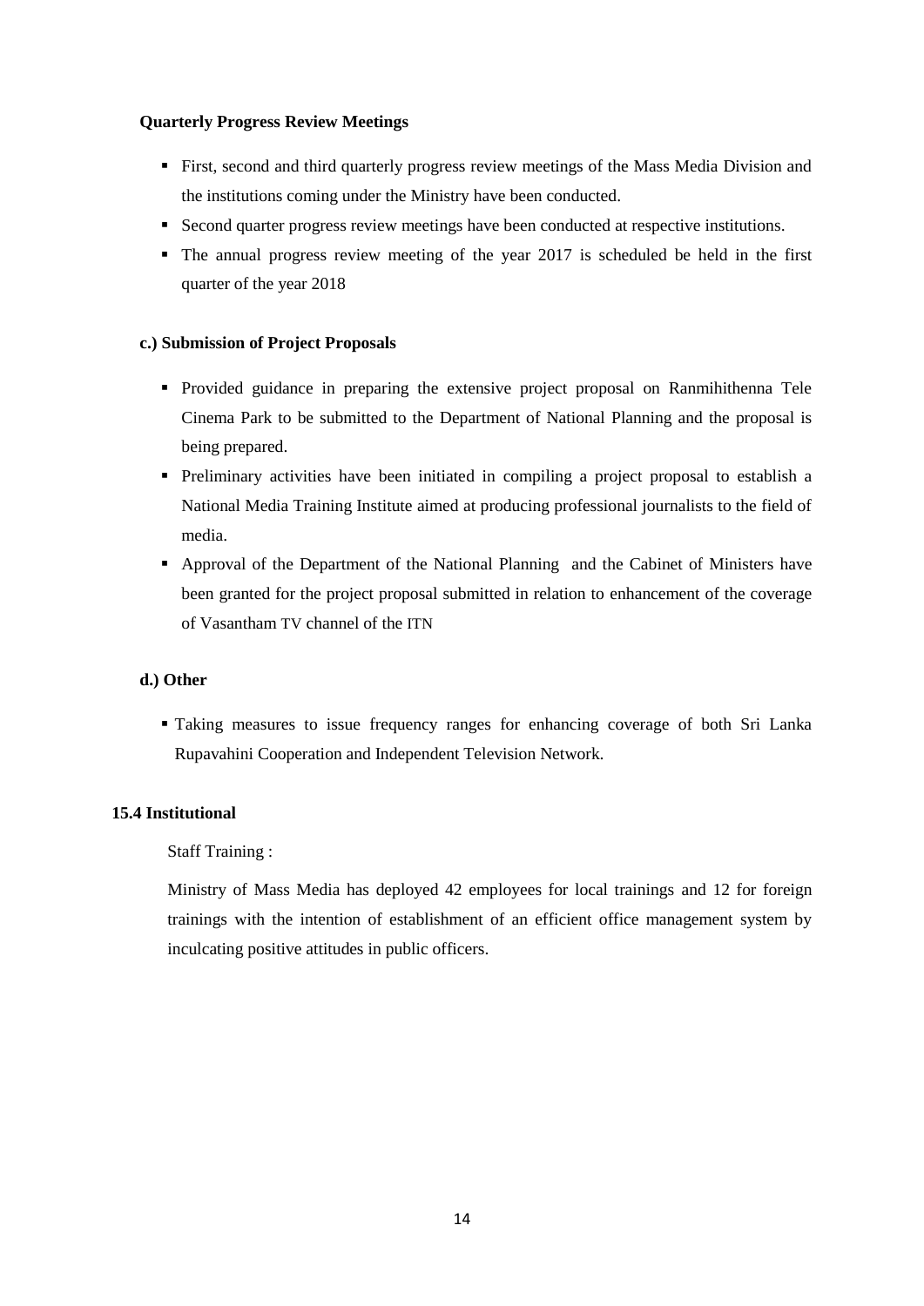**Quarterly Progress Review Meetings**

- First, second and third quarterly progress review meetings of the Mass Media Division and the institutions coming under the Ministry have been conducted.
- Second quarter progress review meetings have been conducted at respective institutions.
- The annual progress review meeting of the year 2017 is scheduled be held in the first quarter of the year 2018

**c.) Submission of Project Proposals**

- Provided guidance in preparing the extensive project proposal on Ranmihithenna Tele Cinema Park to be submitted to the Department of National Planning and the proposal is being prepared.
- Preliminary activities have been initiated in compiling a project proposal to establish a National Media Training Institute aimed at producing professional journalists to the field of media.
- Approval of the Department of the National Planning and the Cabinet of Ministers have been granted for the project proposal submitted in relation to enhancement of the coverage of Vasantham TV channel of the ITN

**d.) Other**

- Taking measures to issue frequency ranges for enhancing coverage of both Sri Lanka Rupavahini Cooperation and Independent Television Network.

**15.4 Institutional**

Staff Training :

Ministry of Mass Media has deployed 42 employees for local trainings and 12 for foreign trainings with the intention of establishment of an efficient office management system by inculcating positive attitudes in public officers.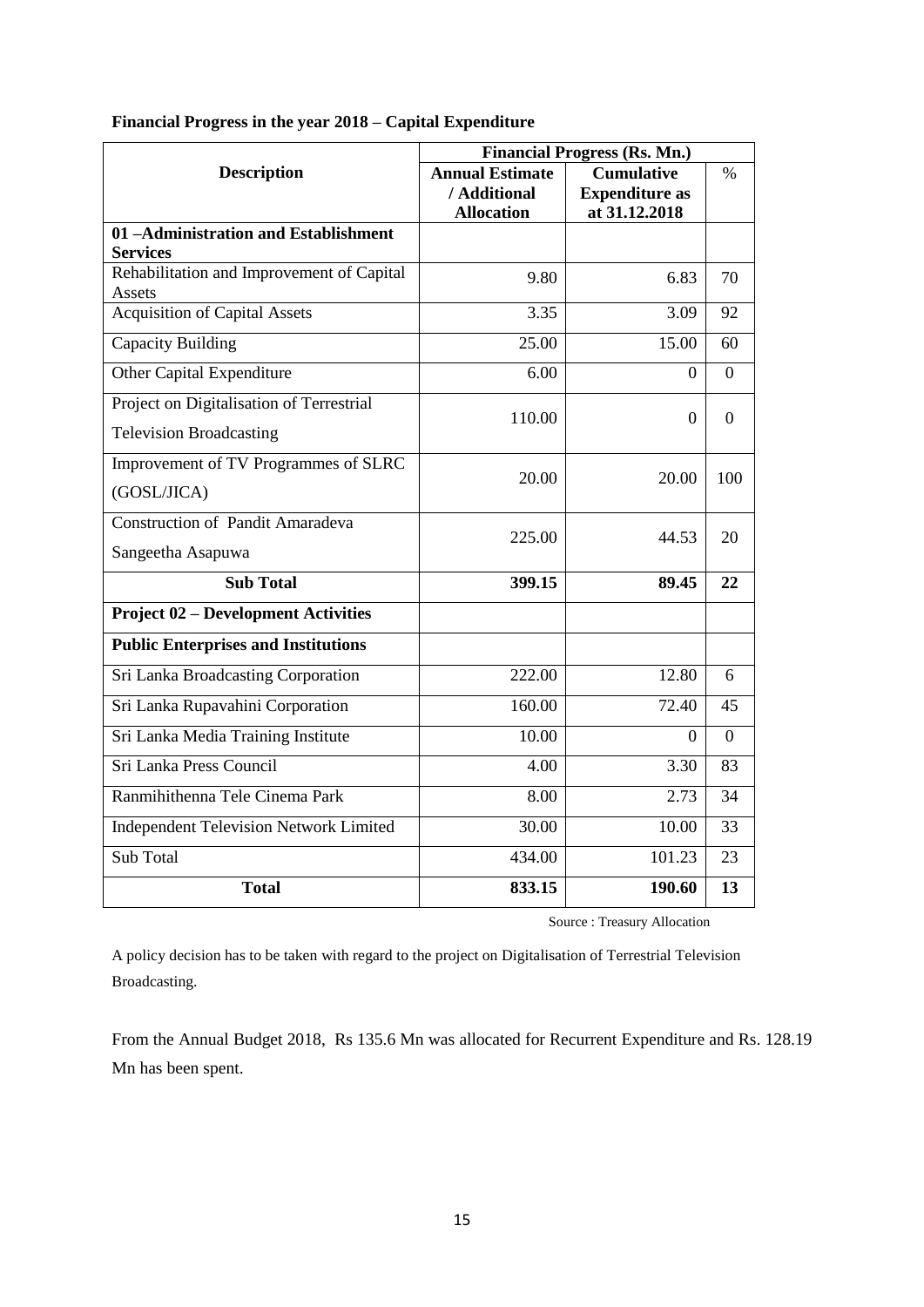**Financial Progress in the year 2018 – Capital Expenditure**

| Description | Financial Progress (Rs. Mn.) | | |
|---|---|---|---|
| | Annual Estimate / Additional Allocation | Cumulative Expenditure as at 31.12.2018 | % |
| **01 –Administration and Establishment Services** | | | |
| Rehabilitation and Improvement of Capital Assets | 9.80 | 6.83 | 70 |
| Acquisition of Capital Assets | 3.35 | 3.09 | 92 |
| Capacity Building | 25.00 | 15.00 | 60 |
| Other Capital Expenditure | 6.00 | 0 | 0 |
| Project on Digitalisation of Terrestrial Television Broadcasting | 110.00 | 0 | 0 |
| Improvement of TV Programmes of SLRC (GOSL/JICA) | 20.00 | 20.00 | 100 |
| Construction of Pandit Amaradeva Sangeetha Asapuwa | 225.00 | 44.53 | 20 |
| **Sub Total** | **399.15** | **89.45** | **22** |
| **Project 02 – Development Activities** | | | |
| **Public Enterprises and Institutions** | | | |
| Sri Lanka Broadcasting Corporation | 222.00 | 12.80 | 6 |
| Sri Lanka Rupavahini Corporation | 160.00 | 72.40 | 45 |
| Sri Lanka Media Training Institute | 10.00 | 0 | 0 |
| Sri Lanka Press Council | 4.00 | 3.30 | 83 |
| Ranmihithenna Tele Cinema Park | 8.00 | 2.73 | 34 |
| Independent Television Network Limited | 30.00 | 10.00 | 33 |
| Sub Total | 434.00 | 101.23 | 23 |
| **Total** | **833.15** | **190.60** | **13** |

Source : Treasury Allocation

A policy decision has to be taken with regard to the project on Digitalisation of Terrestrial Television Broadcasting.

From the Annual Budget 2018, Rs 135.6 Mn was allocated for Recurrent Expenditure and Rs. 128.19 Mn has been spent.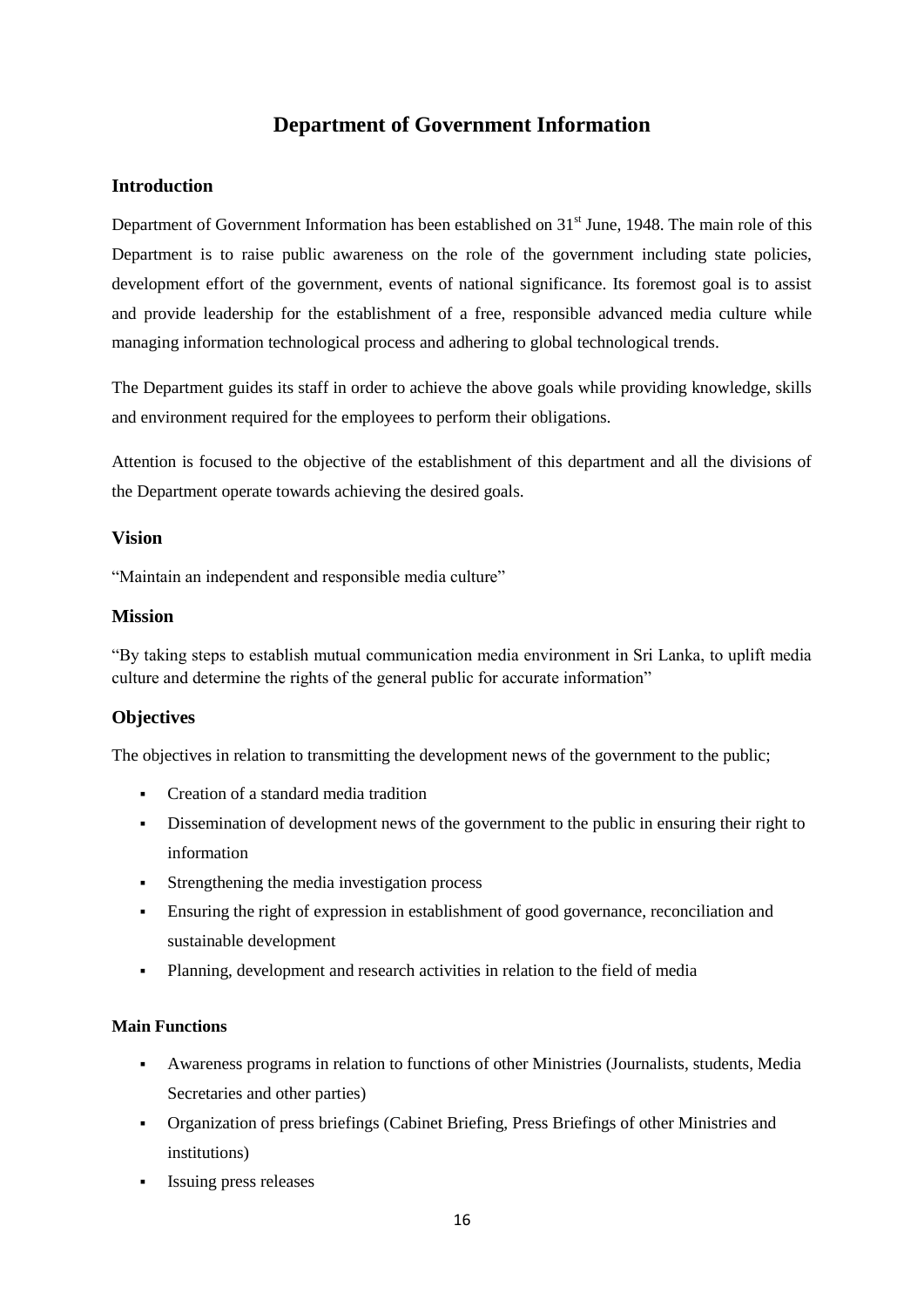# Department of Government Information

## Introduction

Department of Government Information has been established on 31st June, 1948. The main role of this Department is to raise public awareness on the role of the government including state policies, development effort of the government, events of national significance. Its foremost goal is to assist and provide leadership for the establishment of a free, responsible advanced media culture while managing information technological process and adhering to global technological trends.

The Department guides its staff in order to achieve the above goals while providing knowledge, skills and environment required for the employees to perform their obligations.

Attention is focused to the objective of the establishment of this department and all the divisions of the Department operate towards achieving the desired goals.

## Vision

"Maintain an independent and responsible media culture"

## Mission

"By taking steps to establish mutual communication media environment in Sri Lanka, to uplift media culture and determine the rights of the general public for accurate information"

## Objectives

The objectives in relation to transmitting the development news of the government to the public;

- Creation of a standard media tradition
- Dissemination of development news of the government to the public in ensuring their right to information
- Strengthening the media investigation process
- Ensuring the right of expression in establishment of good governance, reconciliation and sustainable development
- Planning, development and research activities in relation to the field of media

### Main Functions

- Awareness programs in relation to functions of other Ministries (Journalists, students, Media Secretaries and other parties)
- Organization of press briefings (Cabinet Briefing, Press Briefings of other Ministries and institutions)
- Issuing press releases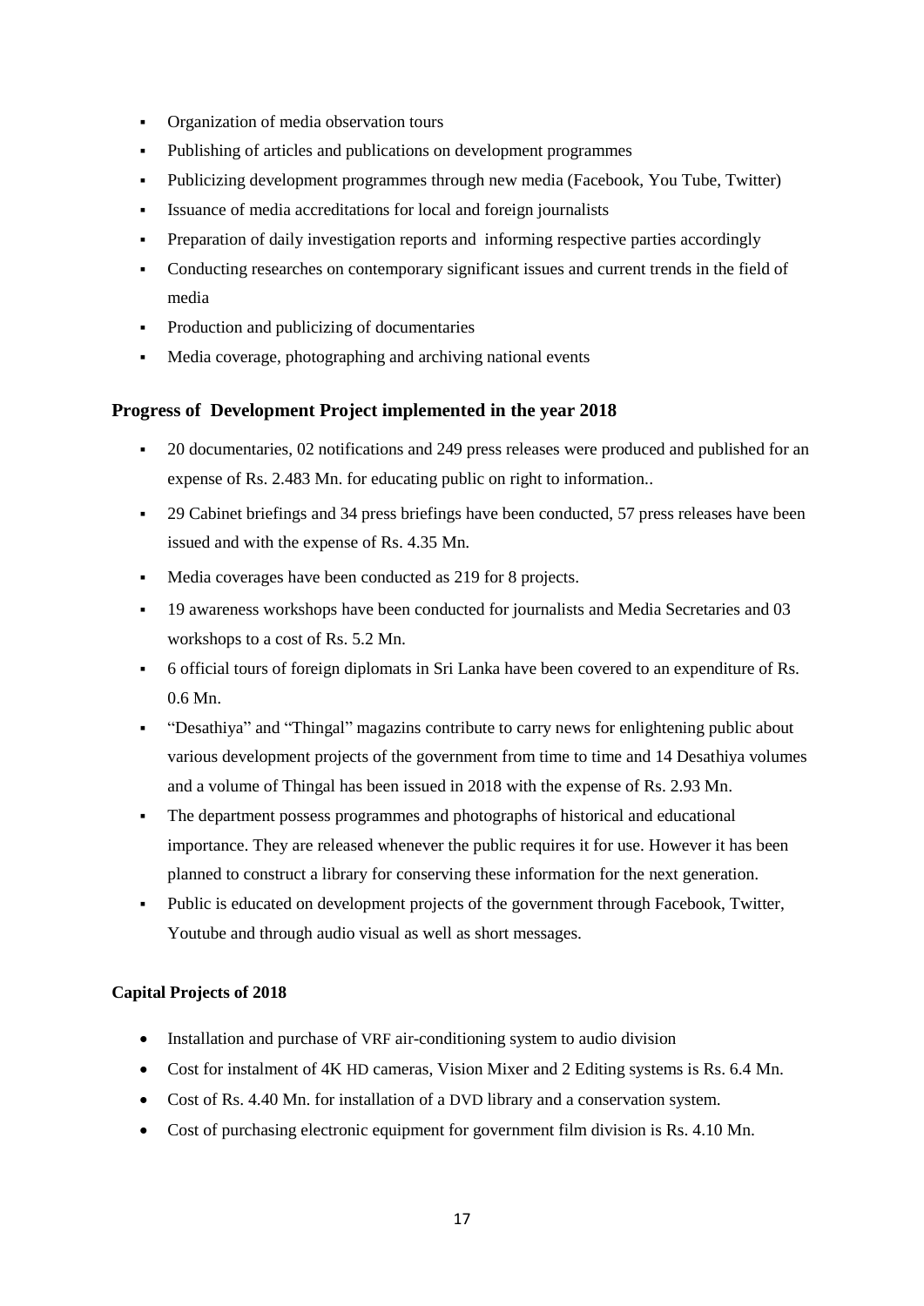- Organization of media observation tours
- Publishing of articles and publications on development programmes
- Publicizing development programmes through new media (Facebook, You Tube, Twitter)
- Issuance of media accreditations for local and foreign journalists
- Preparation of daily investigation reports and informing respective parties accordingly
- Conducting researches on contemporary significant issues and current trends in the field of media
- Production and publicizing of documentaries
- Media coverage, photographing and archiving national events

### Progress of Development Project implemented in the year 2018

- 20 documentaries, 02 notifications and 249 press releases were produced and published for an expense of Rs. 2.483 Mn. for educating public on right to information..
- 29 Cabinet briefings and 34 press briefings have been conducted, 57 press releases have been issued and with the expense of Rs. 4.35 Mn.
- Media coverages have been conducted as 219 for 8 projects.
- 19 awareness workshops have been conducted for journalists and Media Secretaries and 03 workshops to a cost of Rs. 5.2 Mn.
- 6 official tours of foreign diplomats in Sri Lanka have been covered to an expenditure of Rs. 0.6 Mn.
- "Desathiya" and "Thingal" magazins contribute to carry news for enlightening public about various development projects of the government from time to time and 14 Desathiya volumes and a volume of Thingal has been issued in 2018 with the expense of Rs. 2.93 Mn.
- The department possess programmes and photographs of historical and educational importance. They are released whenever the public requires it for use. However it has been planned to construct a library for conserving these information for the next generation.
- Public is educated on development projects of the government through Facebook, Twitter, Youtube and through audio visual as well as short messages.

**Capital Projects of 2018**

- Installation and purchase of VRF air-conditioning system to audio division
- Cost for instalment of 4K HD cameras, Vision Mixer and 2 Editing systems is Rs. 6.4 Mn.
- Cost of Rs. 4.40 Mn. for installation of a DVD library and a conservation system.
- Cost of purchasing electronic equipment for government film division is Rs. 4.10 Mn.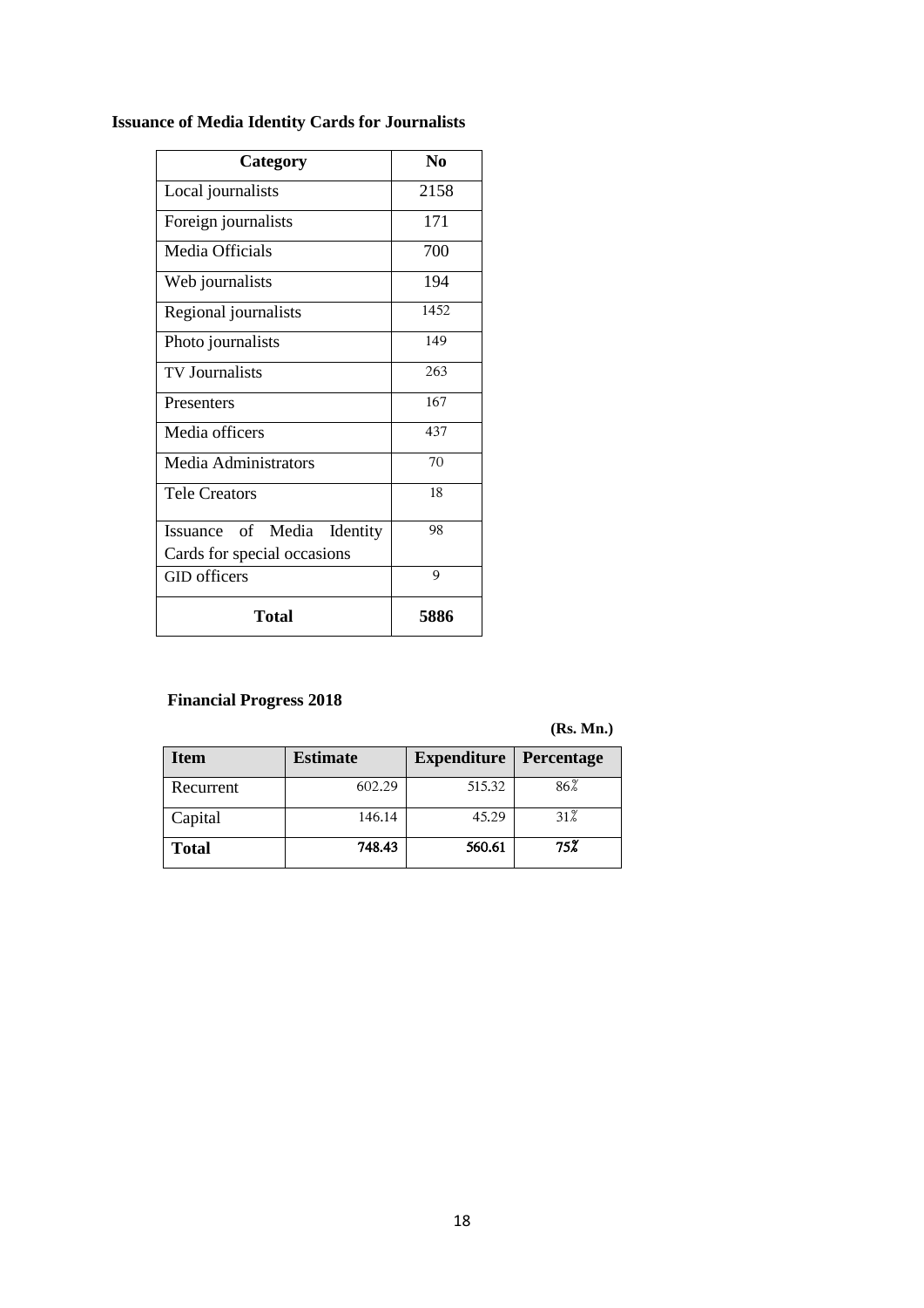**Issuance of Media Identity Cards for Journalists**

| Category | No |
|---|---|
| Local journalists | 2158 |
| Foreign journalists | 171 |
| Media Officials | 700 |
| Web journalists | 194 |
| Regional journalists | 1452 |
| Photo journalists | 149 |
| TV Journalists | 263 |
| Presenters | 167 |
| Media officers | 437 |
| Media Administrators | 70 |
| Tele Creators | 18 |
| Issuance of Media Identity Cards for special occasions | 98 |
| GID officers | 9 |
| **Total** | **5886** |

**Financial Progress 2018**

**(Rs. Mn.)**

| Item | Estimate | Expenditure | Percentage |
|---|---|---|---|
| Recurrent | 602.29 | 515.32 | 86% |
| Capital | 146.14 | 45.29 | 31% |
| **Total** | **748.43** | **560.61** | **75%** |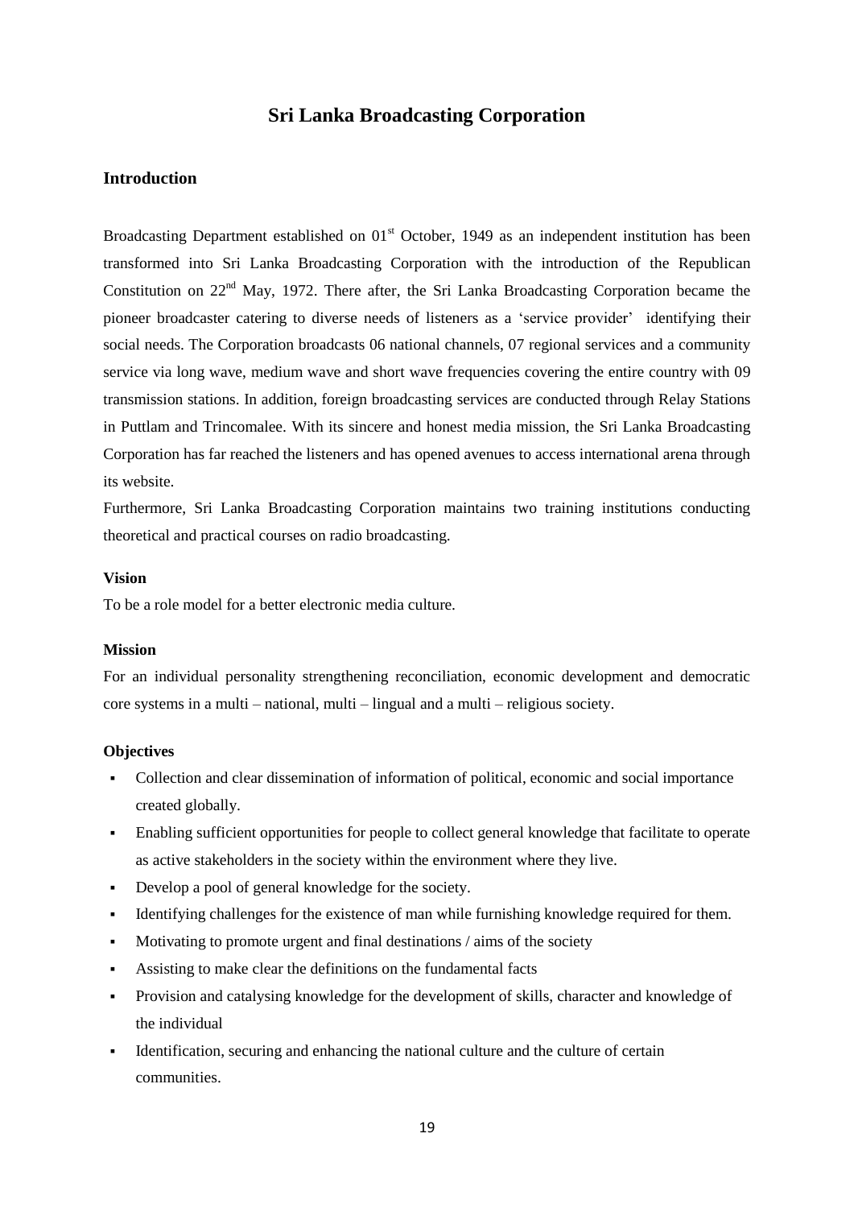# Sri Lanka Broadcasting Corporation

## Introduction

Broadcasting Department established on 01[st] October, 1949 as an independent institution has been transformed into Sri Lanka Broadcasting Corporation with the introduction of the Republican Constitution on 22[nd] May, 1972. There after, the Sri Lanka Broadcasting Corporation became the pioneer broadcaster catering to diverse needs of listeners as a 'service provider' identifying their social needs. The Corporation broadcasts 06 national channels, 07 regional services and a community service via long wave, medium wave and short wave frequencies covering the entire country with 09 transmission stations. In addition, foreign broadcasting services are conducted through Relay Stations in Puttlam and Trincomalee. With its sincere and honest media mission, the Sri Lanka Broadcasting Corporation has far reached the listeners and has opened avenues to access international arena through its website.

Furthermore, Sri Lanka Broadcasting Corporation maintains two training institutions conducting theoretical and practical courses on radio broadcasting.

### Vision

To be a role model for a better electronic media culture.

### Mission

For an individual personality strengthening reconciliation, economic development and democratic core systems in a multi – national, multi – lingual and a multi – religious society.

### Objectives

- Collection and clear dissemination of information of political, economic and social importance created globally.
- Enabling sufficient opportunities for people to collect general knowledge that facilitate to operate as active stakeholders in the society within the environment where they live.
- Develop a pool of general knowledge for the society.
- Identifying challenges for the existence of man while furnishing knowledge required for them.
- Motivating to promote urgent and final destinations / aims of the society
- Assisting to make clear the definitions on the fundamental facts
- Provision and catalysing knowledge for the development of skills, character and knowledge of the individual
- Identification, securing and enhancing the national culture and the culture of certain communities.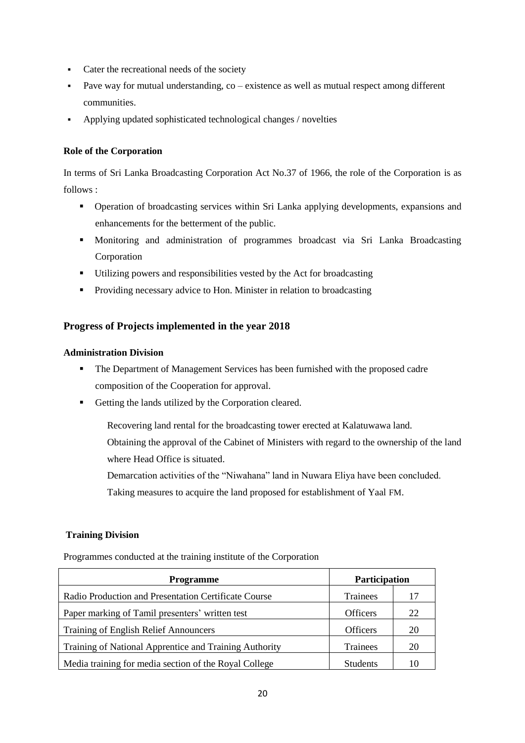- Cater the recreational needs of the society
- Pave way for mutual understanding, co – existence as well as mutual respect among different communities.
- Applying updated sophisticated technological changes / novelties

**Role of the Corporation**

In terms of Sri Lanka Broadcasting Corporation Act No.37 of 1966, the role of the Corporation is as follows :

- Operation of broadcasting services within Sri Lanka applying developments, expansions and enhancements for the betterment of the public.
- Monitoring and administration of programmes broadcast via Sri Lanka Broadcasting Corporation
- Utilizing powers and responsibilities vested by the Act for broadcasting
- Providing necessary advice to Hon. Minister in relation to broadcasting

## Progress of Projects implemented in the year 2018

**Administration Division**

- The Department of Management Services has been furnished with the proposed cadre composition of the Cooperation for approval.
- Getting the lands utilized by the Corporation cleared.

  Recovering land rental for the broadcasting tower erected at Kalatuwawa land.
  
  Obtaining the approval of the Cabinet of Ministers with regard to the ownership of the land where Head Office is situated.
  
  Demarcation activities of the "Niwahana" land in Nuwara Eliya have been concluded.
  
  Taking measures to acquire the land proposed for establishment of Yaal FM.

**Training Division**

Programmes conducted at the training institute of the Corporation

| Programme | Participation | |
|---|---|---|
| Radio Production and Presentation Certificate Course | Trainees | 17 |
| Paper marking of Tamil presenters' written test | Officers | 22 |
| Training of English Relief Announcers | Officers | 20 |
| Training of National Apprentice and Training Authority | Trainees | 20 |
| Media training for media section of the Royal College | Students | 10 |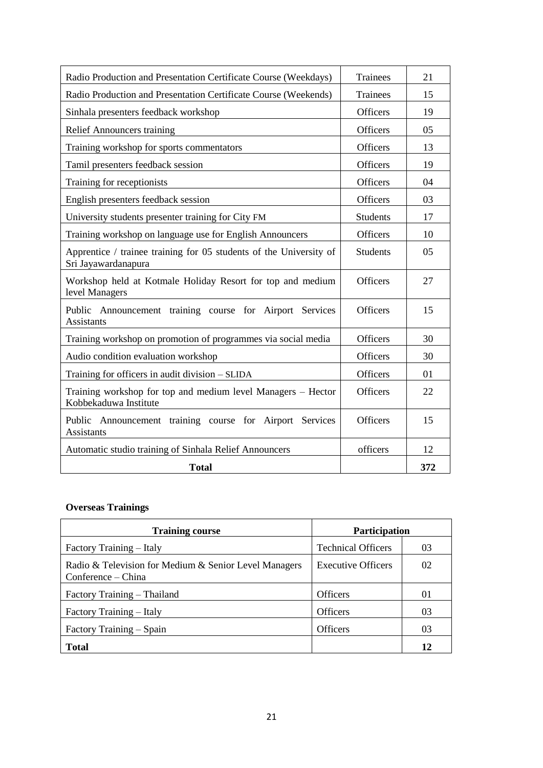| | | |
|---|---|---|
| Radio Production and Presentation Certificate Course (Weekdays) | Trainees | 21 |
| Radio Production and Presentation Certificate Course (Weekends) | Trainees | 15 |
| Sinhala presenters feedback workshop | Officers | 19 |
| Relief Announcers training | Officers | 05 |
| Training workshop for sports commentators | Officers | 13 |
| Tamil presenters feedback session | Officers | 19 |
| Training for receptionists | Officers | 04 |
| English presenters feedback session | Officers | 03 |
| University students presenter training for City FM | Students | 17 |
| Training workshop on language use for English Announcers | Officers | 10 |
| Apprentice / trainee training for 05 students of the University of Sri Jayawardanapura | Students | 05 |
| Workshop held at Kotmale Holiday Resort for top and medium level Managers | Officers | 27 |
| Public Announcement training course for Airport Services Assistants | Officers | 15 |
| Training workshop on promotion of programmes via social media | Officers | 30 |
| Audio condition evaluation workshop | Officers | 30 |
| Training for officers in audit division – SLIDA | Officers | 01 |
| Training workshop for top and medium level Managers – Hector Kobbekaduwa Institute | Officers | 22 |
| Public Announcement training course for Airport Services Assistants | Officers | 15 |
| Automatic studio training of Sinhala Relief Announcers | officers | 12 |
| **Total** | | **372** |

**Overseas Trainings**

| Training course | Participation | |
|---|---|---|
| Factory Training – Italy | Technical Officers | 03 |
| Radio & Television for Medium & Senior Level Managers Conference – China | Executive Officers | 02 |
| Factory Training – Thailand | Officers | 01 |
| Factory Training – Italy | Officers | 03 |
| Factory Training – Spain | Officers | 03 |
| **Total** | | **12** |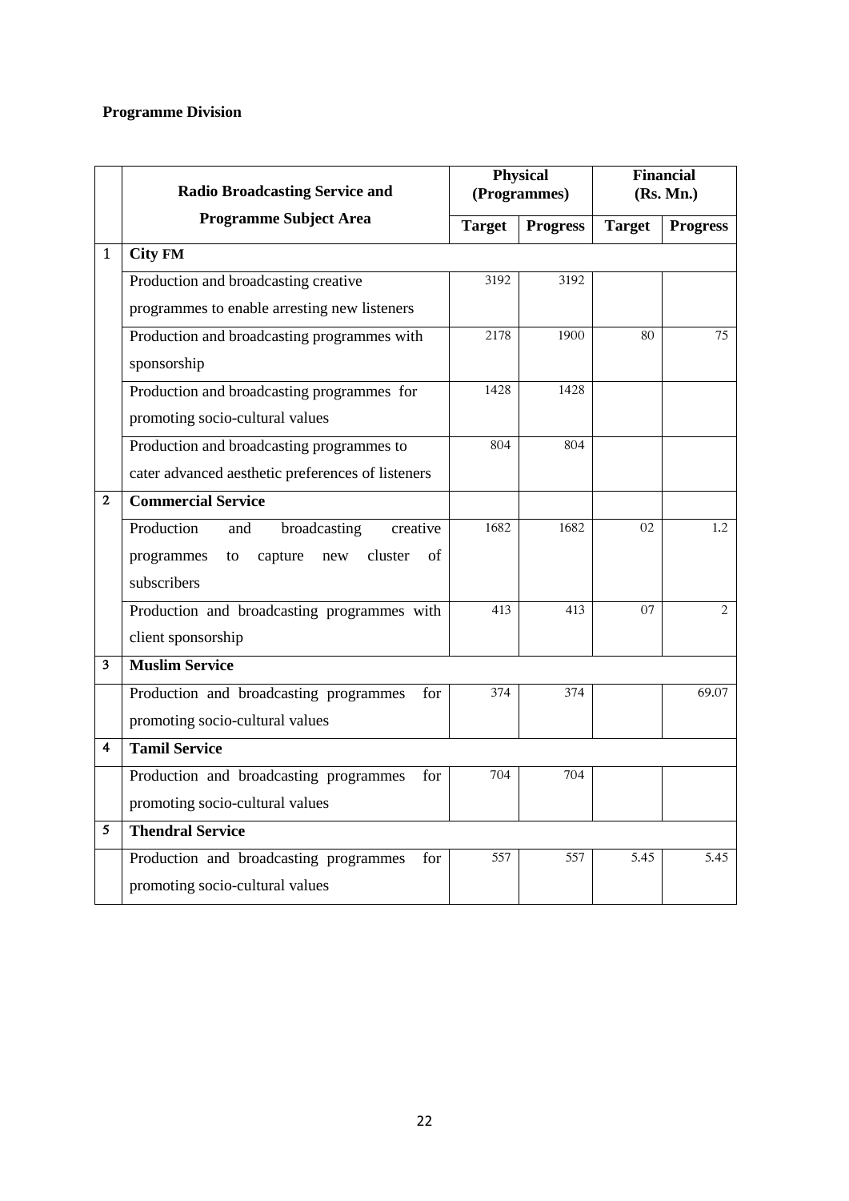**Programme Division**

| | Radio Broadcasting Service and Programme Subject Area | Physical (Programmes) | | Financial (Rs. Mn.) | |
|---|---|---|---|---|---|
| | | Target | Progress | Target | Progress |
| 1 | **City FM** | | | | |
| | Production and broadcasting creative programmes to enable arresting new listeners | 3192 | 3192 | | |
| | Production and broadcasting programmes with sponsorship | 2178 | 1900 | 80 | 75 |
| | Production and broadcasting programmes for promoting socio-cultural values | 1428 | 1428 | | |
| | Production and broadcasting programmes to cater advanced aesthetic preferences of listeners | 804 | 804 | | |
| 2 | **Commercial Service** | | | | |
| | Production and broadcasting creative programmes to capture new cluster of subscribers | 1682 | 1682 | 02 | 1.2 |
| | Production and broadcasting programmes with client sponsorship | 413 | 413 | 07 | 2 |
| 3 | **Muslim Service** | | | | |
| | Production and broadcasting programmes for promoting socio-cultural values | 374 | 374 | | 69.07 |
| 4 | **Tamil Service** | | | | |
| | Production and broadcasting programmes for promoting socio-cultural values | 704 | 704 | | |
| 5 | **Thendral Service** | | | | |
| | Production and broadcasting programmes for promoting socio-cultural values | 557 | 557 | 5.45 | 5.45 |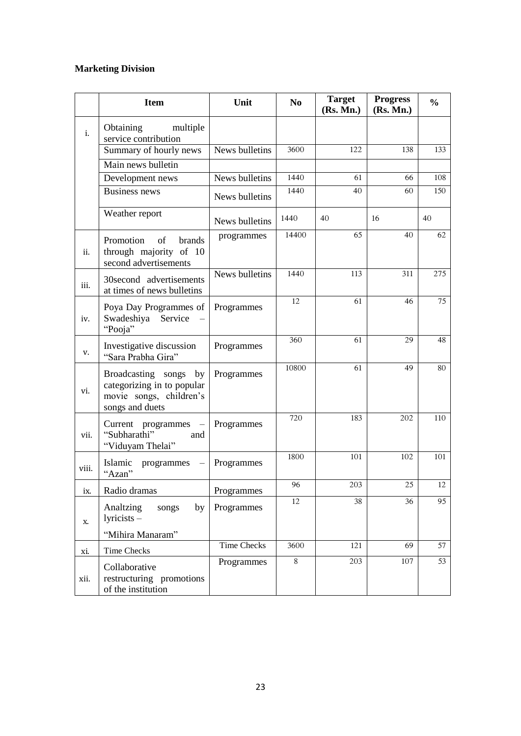**Marketing Division**

| | Item | Unit | No | Target (Rs. Mn.) | Progress (Rs. Mn.) | % |
|---|---|---|---|---|---|---|
| i. | Obtaining multiple service contribution | | | | | |
| | Summary of hourly news | News bulletins | 3600 | 122 | 138 | 133 |
| | Main news bulletin | | | | | |
| | Development news | News bulletins | 1440 | 61 | 66 | 108 |
| | Business news | News bulletins | 1440 | 40 | 60 | 150 |
| | Weather report | News bulletins | 1440 | 40 | 16 | 40 |
| ii. | Promotion of brands through majority of 10 second advertisements | programmes | 14400 | 65 | 40 | 62 |
| iii. | 30second advertisements at times of news bulletins | News bulletins | 1440 | 113 | 311 | 275 |
| iv. | Poya Day Programmes of Swadeshiya Service – "Pooja" | Programmes | 12 | 61 | 46 | 75 |
| v. | Investigative discussion "Sara Prabha Gira" | Programmes | 360 | 61 | 29 | 48 |
| vi. | Broadcasting songs by categorizing in to popular movie songs, children's songs and duets | Programmes | 10800 | 61 | 49 | 80 |
| vii. | Current programmes – "Subharathi" and "Viduyam Thelai" | Programmes | 720 | 183 | 202 | 110 |
| viii. | Islamic programmes – "Azan" | Programmes | 1800 | 101 | 102 | 101 |
| ix. | Radio dramas | Programmes | 96 | 203 | 25 | 12 |
| x. | Analtzing songs by lyricists – "Mihira Manaram" | Programmes | 12 | 38 | 36 | 95 |
| xi. | Time Checks | Time Checks | 3600 | 121 | 69 | 57 |
| xii. | Collaborative restructuring promotions of the institution | Programmes | 8 | 203 | 107 | 53 |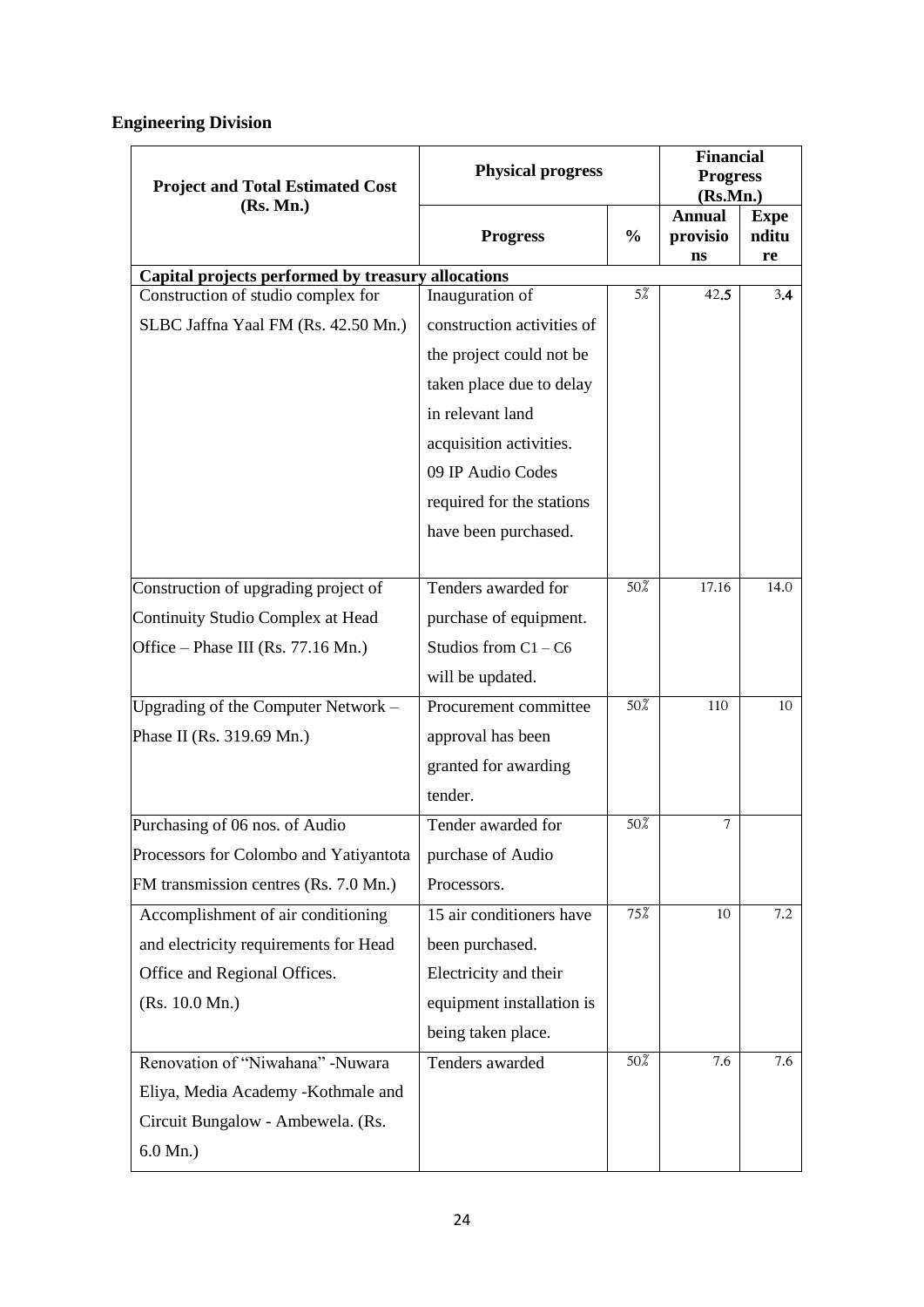## Engineering Division

| Project and Total Estimated Cost (Rs. Mn.) | Physical progress | | Financial Progress (Rs.Mn.) | |
|---|---|---|---|---|
| | Progress | % | Annual provisions | Expenditure |
| **Capital projects performed by treasury allocations** | | | | |
| Construction of studio complex for SLBC Jaffna Yaal FM (Rs. 42.50 Mn.) | Inauguration of construction activities of the project could not be taken place due to delay in relevant land acquisition activities. 09 IP Audio Codes required for the stations have been purchased. | 5% | 42.5 | 3.4 |
| Construction of upgrading project of Continuity Studio Complex at Head Office – Phase III (Rs. 77.16 Mn.) | Tenders awarded for purchase of equipment. Studios from C1 – C6 will be updated. | 50% | 17.16 | 14.0 |
| Upgrading of the Computer Network – Phase II (Rs. 319.69 Mn.) | Procurement committee approval has been granted for awarding tender. | 50% | 110 | 10 |
| Purchasing of 06 nos. of Audio Processors for Colombo and Yatiyantota FM transmission centres (Rs. 7.0 Mn.) | Tender awarded for purchase of Audio Processors. | 50% | 7 | |
| Accomplishment of air conditioning and electricity requirements for Head Office and Regional Offices. (Rs. 10.0 Mn.) | 15 air conditioners have been purchased. Electricity and their equipment installation is being taken place. | 75% | 10 | 7.2 |
| Renovation of "Niwahana" -Nuwara Eliya, Media Academy -Kothmale and Circuit Bungalow - Ambewela. (Rs. 6.0 Mn.) | Tenders awarded | 50% | 7.6 | 7.6 |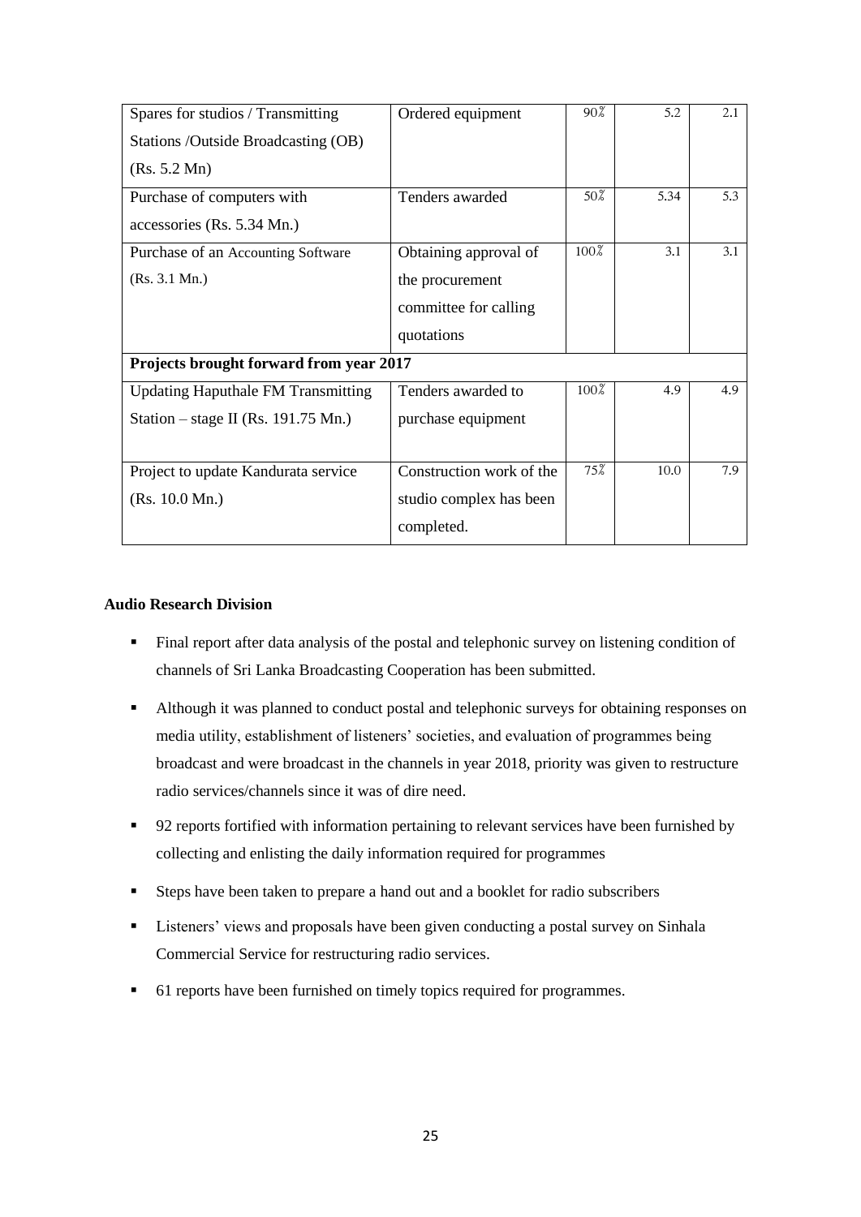| Spares for studios / Transmitting Stations /Outside Broadcasting (OB) (Rs. 5.2 Mn) | Ordered equipment | 90% | 5.2 | 2.1 |
|---|---|---|---|---|
| Purchase of computers with accessories (Rs. 5.34 Mn.) | Tenders awarded | 50% | 5.34 | 5.3 |
| Purchase of an Accounting Software (Rs. 3.1 Mn.) | Obtaining approval of the procurement committee for calling quotations | 100% | 3.1 | 3.1 |
| **Projects brought forward from year 2017** | | | | |
| Updating Haputhale FM Transmitting Station – stage II (Rs. 191.75 Mn.) | Tenders awarded to purchase equipment | 100% | 4.9 | 4.9 |
| Project to update Kandurata service (Rs. 10.0 Mn.) | Construction work of the studio complex has been completed. | 75% | 10.0 | 7.9 |

**Audio Research Division**

- Final report after data analysis of the postal and telephonic survey on listening condition of channels of Sri Lanka Broadcasting Cooperation has been submitted.
- Although it was planned to conduct postal and telephonic surveys for obtaining responses on media utility, establishment of listeners' societies, and evaluation of programmes being broadcast and were broadcast in the channels in year 2018, priority was given to restructure radio services/channels since it was of dire need.
- 92 reports fortified with information pertaining to relevant services have been furnished by collecting and enlisting the daily information required for programmes
- Steps have been taken to prepare a hand out and a booklet for radio subscribers
- Listeners' views and proposals have been given conducting a postal survey on Sinhala Commercial Service for restructuring radio services.
- 61 reports have been furnished on timely topics required for programmes.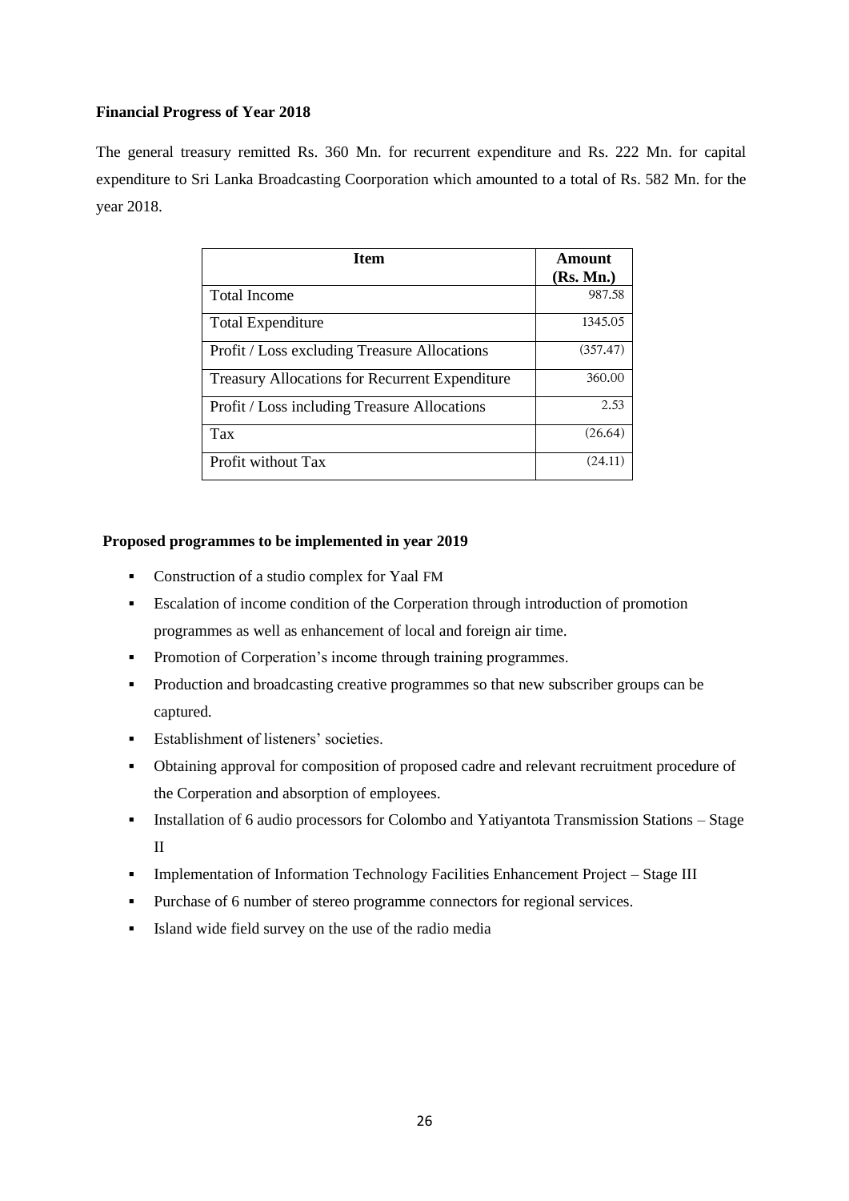**Financial Progress of Year 2018**

The general treasury remitted Rs. 360 Mn. for recurrent expenditure and Rs. 222 Mn. for capital expenditure to Sri Lanka Broadcasting Coorporation which amounted to a total of Rs. 582 Mn. for the year 2018.

| Item | Amount (Rs. Mn.) |
|---|---|
| Total Income | 987.58 |
| Total Expenditure | 1345.05 |
| Profit / Loss excluding Treasure Allocations | (357.47) |
| Treasury Allocations for Recurrent Expenditure | 360.00 |
| Profit / Loss including Treasure Allocations | 2.53 |
| Tax | (26.64) |
| Profit without Tax | (24.11) |

**Proposed programmes to be implemented in year 2019**

- Construction of a studio complex for Yaal FM
- Escalation of income condition of the Corperation through introduction of promotion programmes as well as enhancement of local and foreign air time.
- Promotion of Corperation's income through training programmes.
- Production and broadcasting creative programmes so that new subscriber groups can be captured.
- Establishment of listeners' societies.
- Obtaining approval for composition of proposed cadre and relevant recruitment procedure of the Corperation and absorption of employees.
- Installation of 6 audio processors for Colombo and Yatiyantota Transmission Stations – Stage II
- Implementation of Information Technology Facilities Enhancement Project – Stage III
- Purchase of 6 number of stereo programme connectors for regional services.
- Island wide field survey on the use of the radio media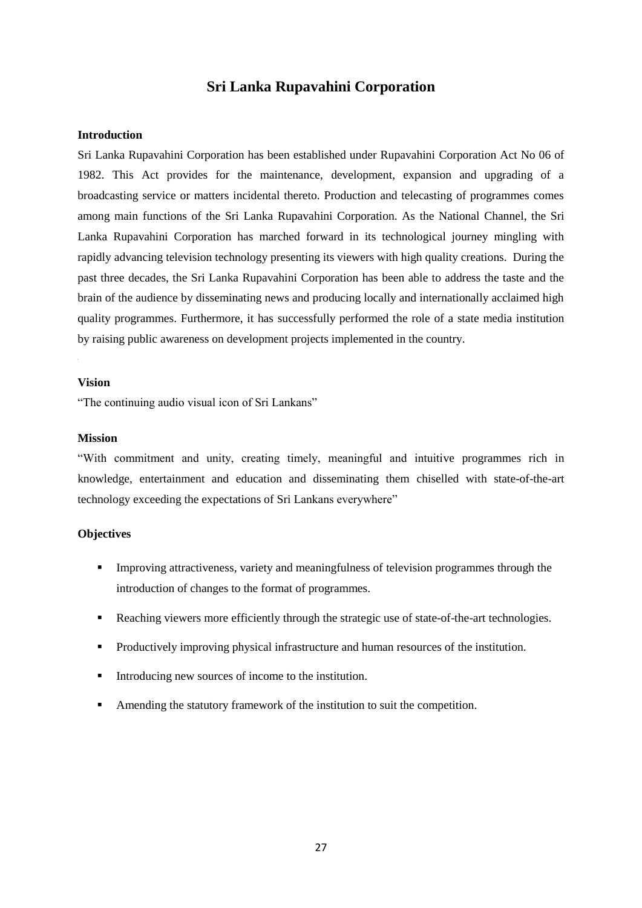# Sri Lanka Rupavahini Corporation

**Introduction**

Sri Lanka Rupavahini Corporation has been established under Rupavahini Corporation Act No 06 of 1982. This Act provides for the maintenance, development, expansion and upgrading of a broadcasting service or matters incidental thereto. Production and telecasting of programmes comes among main functions of the Sri Lanka Rupavahini Corporation. As the National Channel, the Sri Lanka Rupavahini Corporation has marched forward in its technological journey mingling with rapidly advancing television technology presenting its viewers with high quality creations. During the past three decades, the Sri Lanka Rupavahini Corporation has been able to address the taste and the brain of the audience by disseminating news and producing locally and internationally acclaimed high quality programmes. Furthermore, it has successfully performed the role of a state media institution by raising public awareness on development projects implemented in the country.

**Vision**

"The continuing audio visual icon of Sri Lankans"

**Mission**

"With commitment and unity, creating timely, meaningful and intuitive programmes rich in knowledge, entertainment and education and disseminating them chiselled with state-of-the-art technology exceeding the expectations of Sri Lankans everywhere"

**Objectives**

- Improving attractiveness, variety and meaningfulness of television programmes through the introduction of changes to the format of programmes.
- Reaching viewers more efficiently through the strategic use of state-of-the-art technologies.
- Productively improving physical infrastructure and human resources of the institution.
- Introducing new sources of income to the institution.
- Amending the statutory framework of the institution to suit the competition.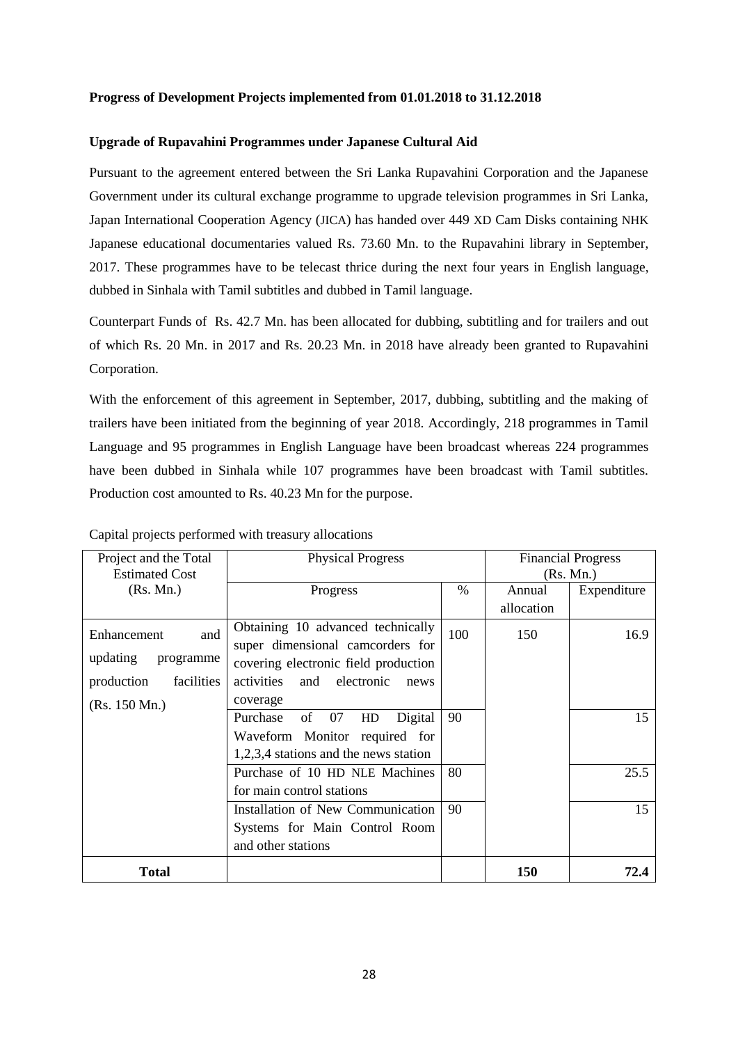**Progress of Development Projects implemented from 01.01.2018 to 31.12.2018**

**Upgrade of Rupavahini Programmes under Japanese Cultural Aid**

Pursuant to the agreement entered between the Sri Lanka Rupavahini Corporation and the Japanese Government under its cultural exchange programme to upgrade television programmes in Sri Lanka, Japan International Cooperation Agency (JICA) has handed over 449 XD Cam Disks containing NHK Japanese educational documentaries valued Rs. 73.60 Mn. to the Rupavahini library in September, 2017. These programmes have to be telecast thrice during the next four years in English language, dubbed in Sinhala with Tamil subtitles and dubbed in Tamil language.

Counterpart Funds of Rs. 42.7 Mn. has been allocated for dubbing, subtitling and for trailers and out of which Rs. 20 Mn. in 2017 and Rs. 20.23 Mn. in 2018 have already been granted to Rupavahini Corporation.

With the enforcement of this agreement in September, 2017, dubbing, subtitling and the making of trailers have been initiated from the beginning of year 2018. Accordingly, 218 programmes in Tamil Language and 95 programmes in English Language have been broadcast whereas 224 programmes have been dubbed in Sinhala while 107 programmes have been broadcast with Tamil subtitles. Production cost amounted to Rs. 40.23 Mn for the purpose.

Capital projects performed with treasury allocations

| Project and the Total Estimated Cost (Rs. Mn.) | Physical Progress | | Financial Progress (Rs. Mn.) | |
|---|---|---|---|---|
| | Progress | % | Annual allocation | Expenditure |
| Enhancement and updating programme production facilities (Rs. 150 Mn.) | Obtaining 10 advanced technically super dimensional camcorders for covering electronic field production activities and electronic news coverage | 100 | 150 | 16.9 |
| | Purchase of 07 HD Digital Waveform Monitor required for 1,2,3,4 stations and the news station | 90 | | 15 |
| | Purchase of 10 HD NLE Machines for main control stations | 80 | | 25.5 |
| | Installation of New Communication Systems for Main Control Room and other stations | 90 | | 15 |
| **Total** | | | **150** | **72.4** |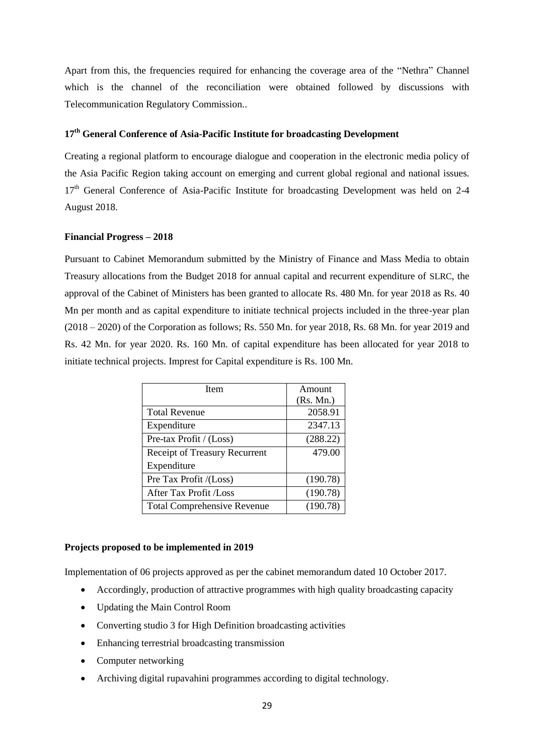Apart from this, the frequencies required for enhancing the coverage area of the "Nethra" Channel which is the channel of the reconciliation were obtained followed by discussions with Telecommunication Regulatory Commission..

### 17th General Conference of Asia-Pacific Institute for broadcasting Development

Creating a regional platform to encourage dialogue and cooperation in the electronic media policy of the Asia Pacific Region taking account on emerging and current global regional and national issues. 17th General Conference of Asia-Pacific Institute for broadcasting Development was held on 2-4 August 2018.

### Financial Progress – 2018

Pursuant to Cabinet Memorandum submitted by the Ministry of Finance and Mass Media to obtain Treasury allocations from the Budget 2018 for annual capital and recurrent expenditure of SLRC, the approval of the Cabinet of Ministers has been granted to allocate Rs. 480 Mn. for year 2018 as Rs. 40 Mn per month and as capital expenditure to initiate technical projects included in the three-year plan (2018 – 2020) of the Corporation as follows; Rs. 550 Mn. for year 2018, Rs. 68 Mn. for year 2019 and Rs. 42 Mn. for year 2020. Rs. 160 Mn. of capital expenditure has been allocated for year 2018 to initiate technical projects. Imprest for Capital expenditure is Rs. 100 Mn.

| Item | Amount (Rs. Mn.) |
|---|---|
| Total Revenue | 2058.91 |
| Expenditure | 2347.13 |
| Pre-tax Profit / (Loss) | (288.22) |
| Receipt of Treasury Recurrent Expenditure | 479.00 |
| Pre Tax Profit /(Loss) | (190.78) |
| After Tax Profit /Loss | (190.78) |
| Total Comprehensive Revenue | (190.78) |

### Projects proposed to be implemented in 2019

Implementation of 06 projects approved as per the cabinet memorandum dated 10 October 2017.

- Accordingly, production of attractive programmes with high quality broadcasting capacity
- Updating the Main Control Room
- Converting studio 3 for High Definition broadcasting activities
- Enhancing terrestrial broadcasting transmission
- Computer networking
- Archiving digital rupavahini programmes according to digital technology.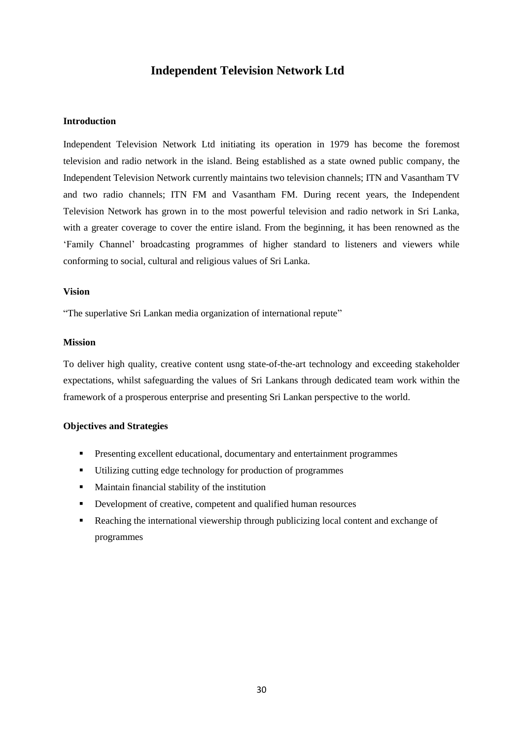# Independent Television Network Ltd

**Introduction**

Independent Television Network Ltd initiating its operation in 1979 has become the foremost television and radio network in the island. Being established as a state owned public company, the Independent Television Network currently maintains two television channels; ITN and Vasantham TV and two radio channels; ITN FM and Vasantham FM. During recent years, the Independent Television Network has grown in to the most powerful television and radio network in Sri Lanka, with a greater coverage to cover the entire island. From the beginning, it has been renowned as the 'Family Channel' broadcasting programmes of higher standard to listeners and viewers while conforming to social, cultural and religious values of Sri Lanka.

**Vision**

"The superlative Sri Lankan media organization of international repute"

**Mission**

To deliver high quality, creative content usng state-of-the-art technology and exceeding stakeholder expectations, whilst safeguarding the values of Sri Lankans through dedicated team work within the framework of a prosperous enterprise and presenting Sri Lankan perspective to the world.

**Objectives and Strategies**

- Presenting excellent educational, documentary and entertainment programmes
- Utilizing cutting edge technology for production of programmes
- Maintain financial stability of the institution
- Development of creative, competent and qualified human resources
- Reaching the international viewership through publicizing local content and exchange of programmes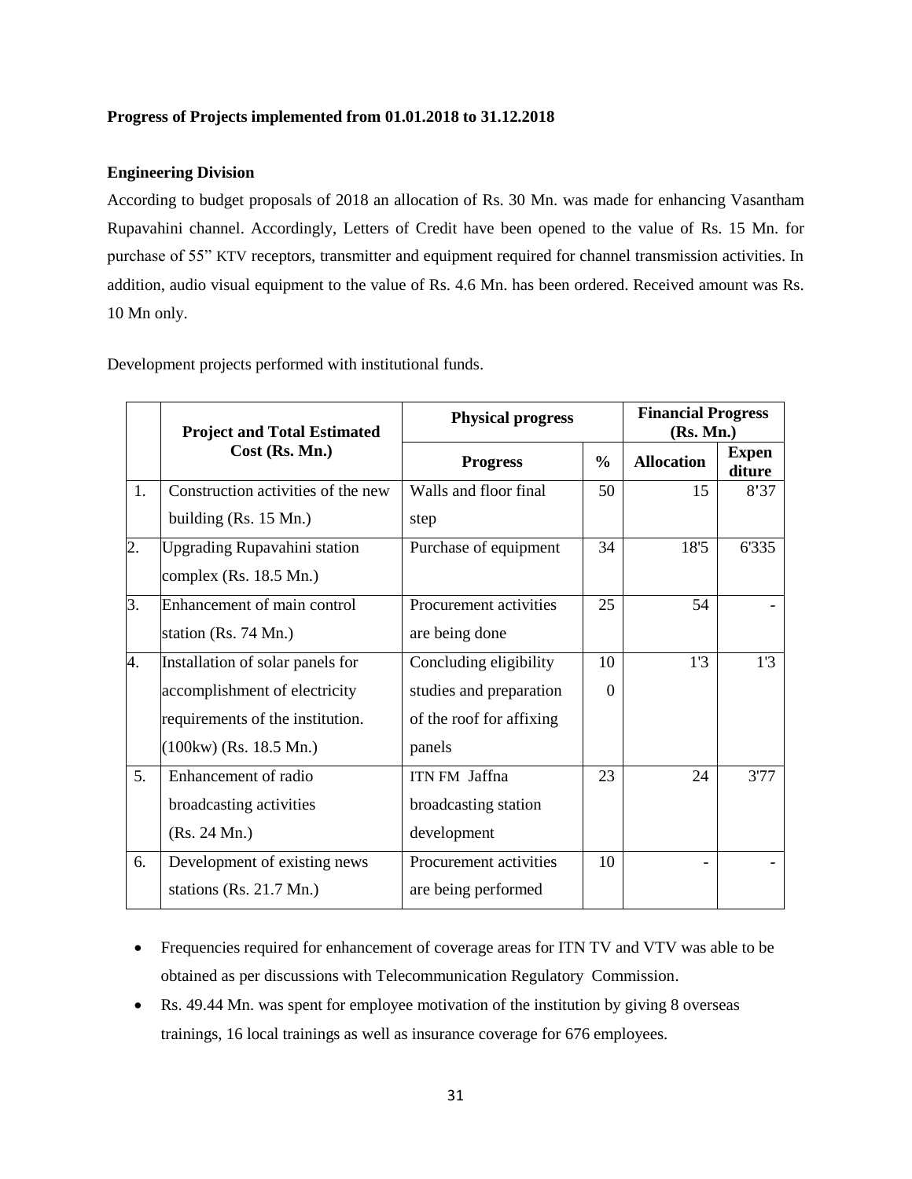**Progress of Projects implemented from 01.01.2018 to 31.12.2018**

**Engineering Division**

According to budget proposals of 2018 an allocation of Rs. 30 Mn. was made for enhancing Vasantham Rupavahini channel. Accordingly, Letters of Credit have been opened to the value of Rs. 15 Mn. for purchase of 55" KTV receptors, transmitter and equipment required for channel transmission activities. In addition, audio visual equipment to the value of Rs. 4.6 Mn. has been ordered. Received amount was Rs. 10 Mn only.

Development projects performed with institutional funds.

| | Project and Total Estimated Cost (Rs. Mn.) | Physical progress | | Financial Progress (Rs. Mn.) | |
|---|---|---|---|---|---|
| | | **Progress** | **%** | **Allocation** | **Expen diture** |
| 1. | Construction activities of the new building (Rs. 15 Mn.) | Walls and floor final step | 50 | 15 | 8'37 |
| 2. | Upgrading Rupavahini station complex (Rs. 18.5 Mn.) | Purchase of equipment | 34 | 18'5 | 6'335 |
| 3. | Enhancement of main control station (Rs. 74 Mn.) | Procurement activities are being done | 25 | 54 | - |
| 4. | Installation of solar panels for accomplishment of electricity requirements of the institution. (100kw) (Rs. 18.5 Mn.) | Concluding eligibility studies and preparation of the roof for affixing panels | 100 | 1'3 | 1'3 |
| 5. | Enhancement of radio broadcasting activities (Rs. 24 Mn.) | ITN FM Jaffna broadcasting station development | 23 | 24 | 3'77 |
| 6. | Development of existing news stations (Rs. 21.7 Mn.) | Procurement activities are being performed | 10 | - | - |

- Frequencies required for enhancement of coverage areas for ITN TV and VTV was able to be obtained as per discussions with Telecommunication Regulatory Commission.
- Rs. 49.44 Mn. was spent for employee motivation of the institution by giving 8 overseas trainings, 16 local trainings as well as insurance coverage for 676 employees.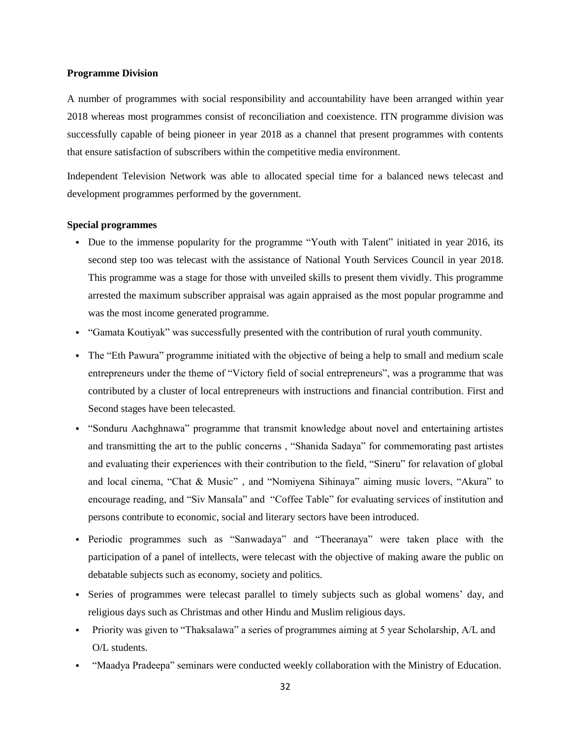**Programme Division**

A number of programmes with social responsibility and accountability have been arranged within year 2018 whereas most programmes consist of reconciliation and coexistence. ITN programme division was successfully capable of being pioneer in year 2018 as a channel that present programmes with contents that ensure satisfaction of subscribers within the competitive media environment.

Independent Television Network was able to allocated special time for a balanced news telecast and development programmes performed by the government.

**Special programmes**

- Due to the immense popularity for the programme "Youth with Talent" initiated in year 2016, its second step too was telecast with the assistance of National Youth Services Council in year 2018. This programme was a stage for those with unveiled skills to present them vividly. This programme arrested the maximum subscriber appraisal was again appraised as the most popular programme and was the most income generated programme.
- "Gamata Koutiyak" was successfully presented with the contribution of rural youth community.
- The "Eth Pawura" programme initiated with the objective of being a help to small and medium scale entrepreneurs under the theme of "Victory field of social entrepreneurs", was a programme that was contributed by a cluster of local entrepreneurs with instructions and financial contribution. First and Second stages have been telecasted.
- "Sonduru Aachghnawa" programme that transmit knowledge about novel and entertaining artistes and transmitting the art to the public concerns , "Shanida Sadaya" for commemorating past artistes and evaluating their experiences with their contribution to the field, "Sineru" for relavation of global and local cinema, "Chat & Music" , and "Nomiyena Sihinaya" aiming music lovers, "Akura" to encourage reading, and "Siv Mansala" and "Coffee Table" for evaluating services of institution and persons contribute to economic, social and literary sectors have been introduced.
- Periodic programmes such as "Sanwadaya" and "Theeranaya" were taken place with the participation of a panel of intellects, were telecast with the objective of making aware the public on debatable subjects such as economy, society and politics.
- Series of programmes were telecast parallel to timely subjects such as global womens' day, and religious days such as Christmas and other Hindu and Muslim religious days.
- Priority was given to "Thaksalawa" a series of programmes aiming at 5 year Scholarship, A/L and O/L students.
- "Maadya Pradeepa" seminars were conducted weekly collaboration with the Ministry of Education.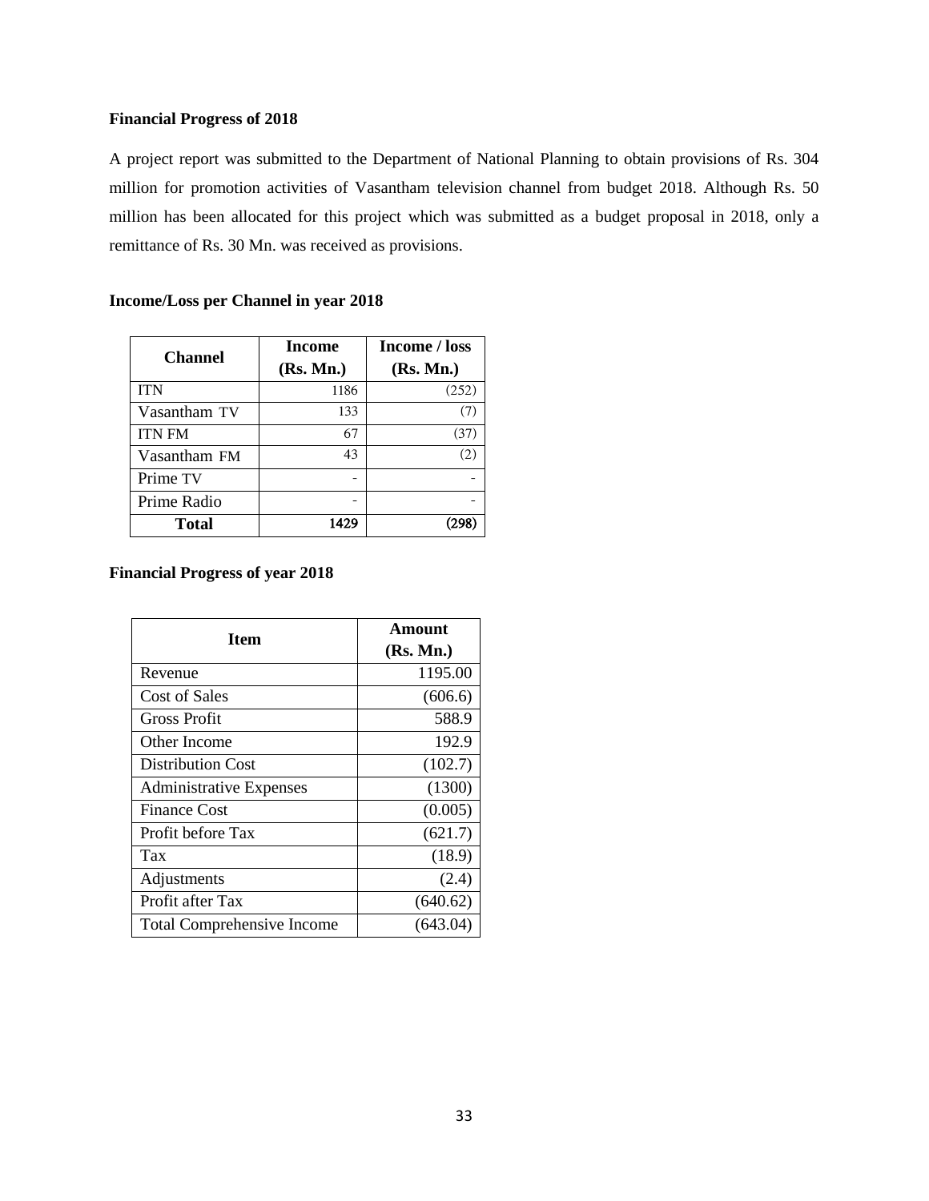**Financial Progress of 2018**

A project report was submitted to the Department of National Planning to obtain provisions of Rs. 304 million for promotion activities of Vasantham television channel from budget 2018. Although Rs. 50 million has been allocated for this project which was submitted as a budget proposal in 2018, only a remittance of Rs. 30 Mn. was received as provisions.

**Income/Loss per Channel in year 2018**

| Channel | Income (Rs. Mn.) | Income / loss (Rs. Mn.) |
|---|---|---|
| ITN | 1186 | (252) |
| Vasantham TV | 133 | (7) |
| ITN FM | 67 | (37) |
| Vasantham FM | 43 | (2) |
| Prime TV | - | - |
| Prime Radio | - | - |
| **Total** | **1429** | **(298)** |

**Financial Progress of year 2018**

| Item | Amount (Rs. Mn.) |
|---|---|
| Revenue | 1195.00 |
| Cost of Sales | (606.6) |
| Gross Profit | 588.9 |
| Other Income | 192.9 |
| Distribution Cost | (102.7) |
| Administrative Expenses | (1300) |
| Finance Cost | (0.005) |
| Profit before Tax | (621.7) |
| Tax | (18.9) |
| Adjustments | (2.4) |
| Profit after Tax | (640.62) |
| Total Comprehensive Income | (643.04) |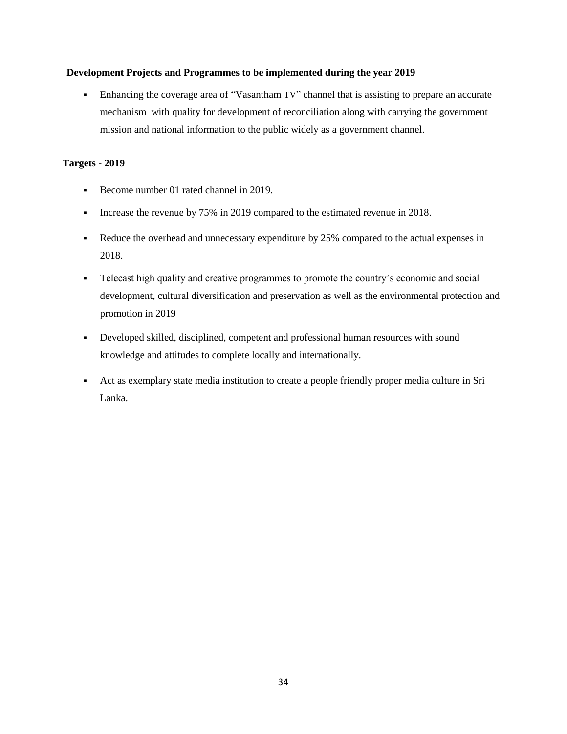**Development Projects and Programmes to be implemented during the year 2019**

- Enhancing the coverage area of "Vasantham TV" channel that is assisting to prepare an accurate mechanism with quality for development of reconciliation along with carrying the government mission and national information to the public widely as a government channel.

**Targets - 2019**

- Become number 01 rated channel in 2019.
- Increase the revenue by 75% in 2019 compared to the estimated revenue in 2018.
- Reduce the overhead and unnecessary expenditure by 25% compared to the actual expenses in 2018.
- Telecast high quality and creative programmes to promote the country's economic and social development, cultural diversification and preservation as well as the environmental protection and promotion in 2019
- Developed skilled, disciplined, competent and professional human resources with sound knowledge and attitudes to complete locally and internationally.
- Act as exemplary state media institution to create a people friendly proper media culture in Sri Lanka.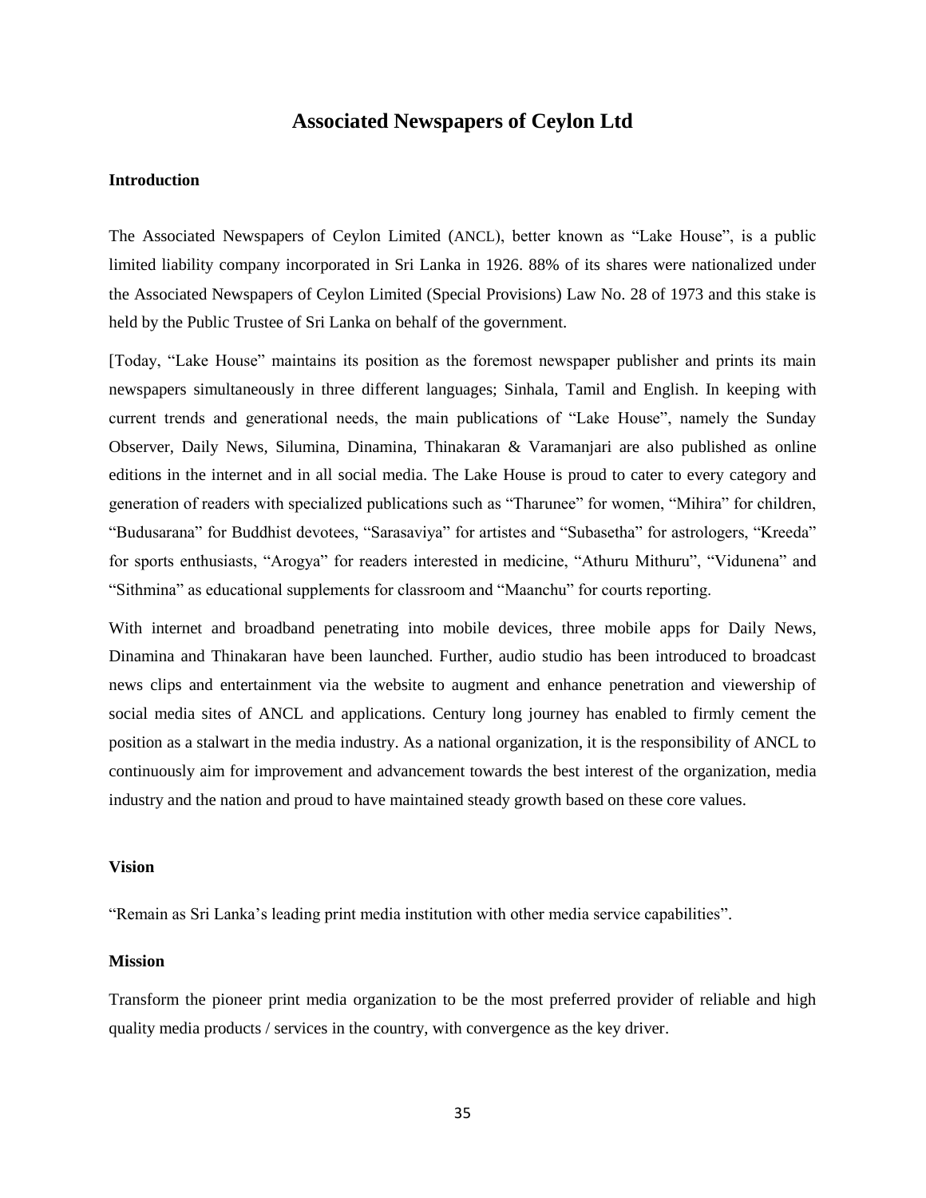# Associated Newspapers of Ceylon Ltd

## Introduction

The Associated Newspapers of Ceylon Limited (ANCL), better known as "Lake House", is a public limited liability company incorporated in Sri Lanka in 1926. 88% of its shares were nationalized under the Associated Newspapers of Ceylon Limited (Special Provisions) Law No. 28 of 1973 and this stake is held by the Public Trustee of Sri Lanka on behalf of the government.

[Today, "Lake House" maintains its position as the foremost newspaper publisher and prints its main newspapers simultaneously in three different languages; Sinhala, Tamil and English. In keeping with current trends and generational needs, the main publications of "Lake House", namely the Sunday Observer, Daily News, Silumina, Dinamina, Thinakaran & Varamanjari are also published as online editions in the internet and in all social media. The Lake House is proud to cater to every category and generation of readers with specialized publications such as "Tharunee" for women, "Mihira" for children, "Budusarana" for Buddhist devotees, "Sarasaviya" for artistes and "Subasetha" for astrologers, "Kreeda" for sports enthusiasts, "Arogya" for readers interested in medicine, "Athuru Mithuru", "Vidunena" and "Sithmina" as educational supplements for classroom and "Maanchu" for courts reporting.

With internet and broadband penetrating into mobile devices, three mobile apps for Daily News, Dinamina and Thinakaran have been launched. Further, audio studio has been introduced to broadcast news clips and entertainment via the website to augment and enhance penetration and viewership of social media sites of ANCL and applications. Century long journey has enabled to firmly cement the position as a stalwart in the media industry. As a national organization, it is the responsibility of ANCL to continuously aim for improvement and advancement towards the best interest of the organization, media industry and the nation and proud to have maintained steady growth based on these core values.

## Vision

"Remain as Sri Lanka's leading print media institution with other media service capabilities".

## Mission

Transform the pioneer print media organization to be the most preferred provider of reliable and high quality media products / services in the country, with convergence as the key driver.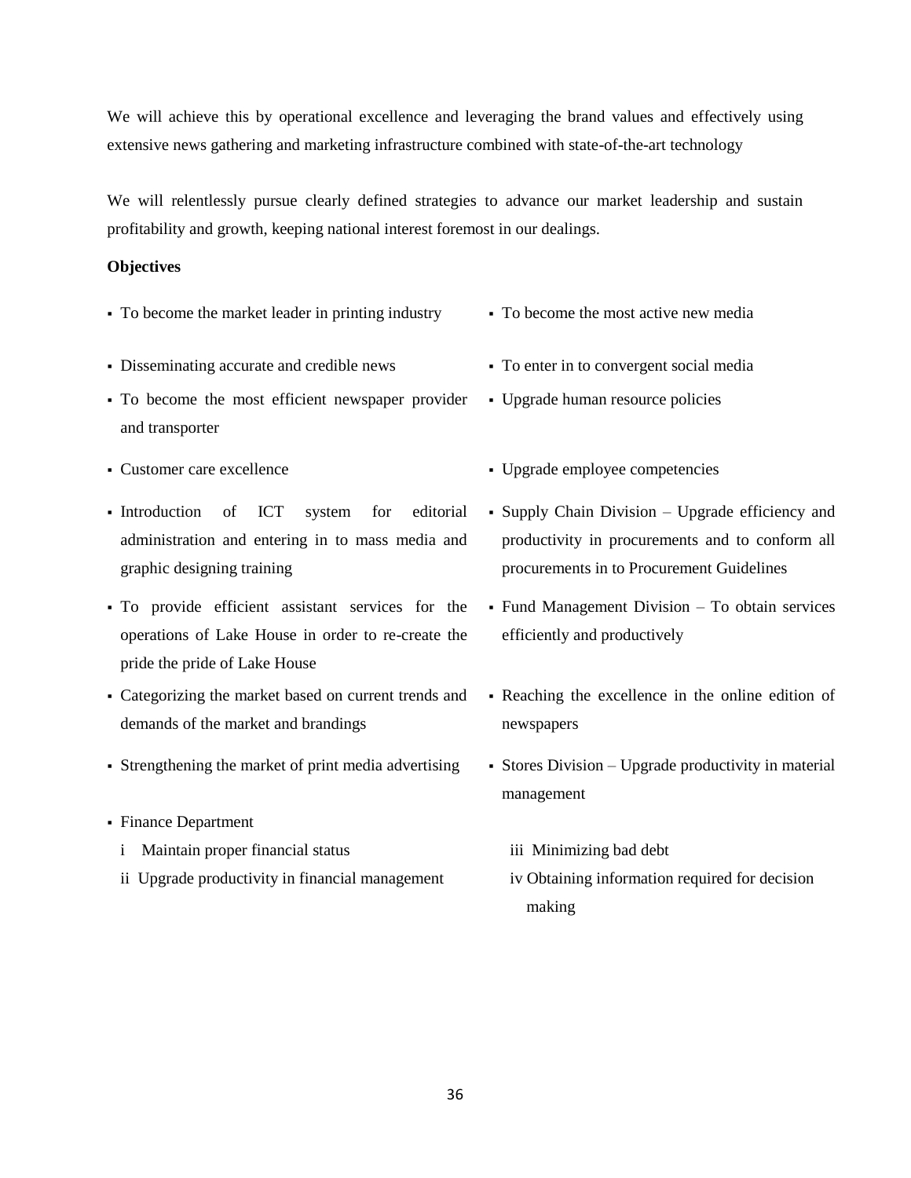We will achieve this by operational excellence and leveraging the brand values and effectively using extensive news gathering and marketing infrastructure combined with state-of-the-art technology

We will relentlessly pursue clearly defined strategies to advance our market leadership and sustain profitability and growth, keeping national interest foremost in our dealings.

**Objectives**

- To become the market leader in printing industry
- Disseminating accurate and credible news
- To become the most efficient newspaper provider and transporter
- Customer care excellence
- Introduction of ICT system for editorial administration and entering in to mass media and graphic designing training
- To provide efficient assistant services for the operations of Lake House in order to re-create the pride the pride of Lake House
- Categorizing the market based on current trends and demands of the market and brandings
- Strengthening the market of print media advertising
- Finance Department
  - i Maintain proper financial status
  - ii Upgrade productivity in financial management
  - iii Minimizing bad debt
  - iv Obtaining information required for decision making
- To become the most active new media
- To enter in to convergent social media
- Upgrade human resource policies
- Upgrade employee competencies
- Supply Chain Division – Upgrade efficiency and productivity in procurements and to conform all procurements in to Procurement Guidelines
- Fund Management Division – To obtain services efficiently and productively
- Reaching the excellence in the online edition of newspapers
- Stores Division – Upgrade productivity in material management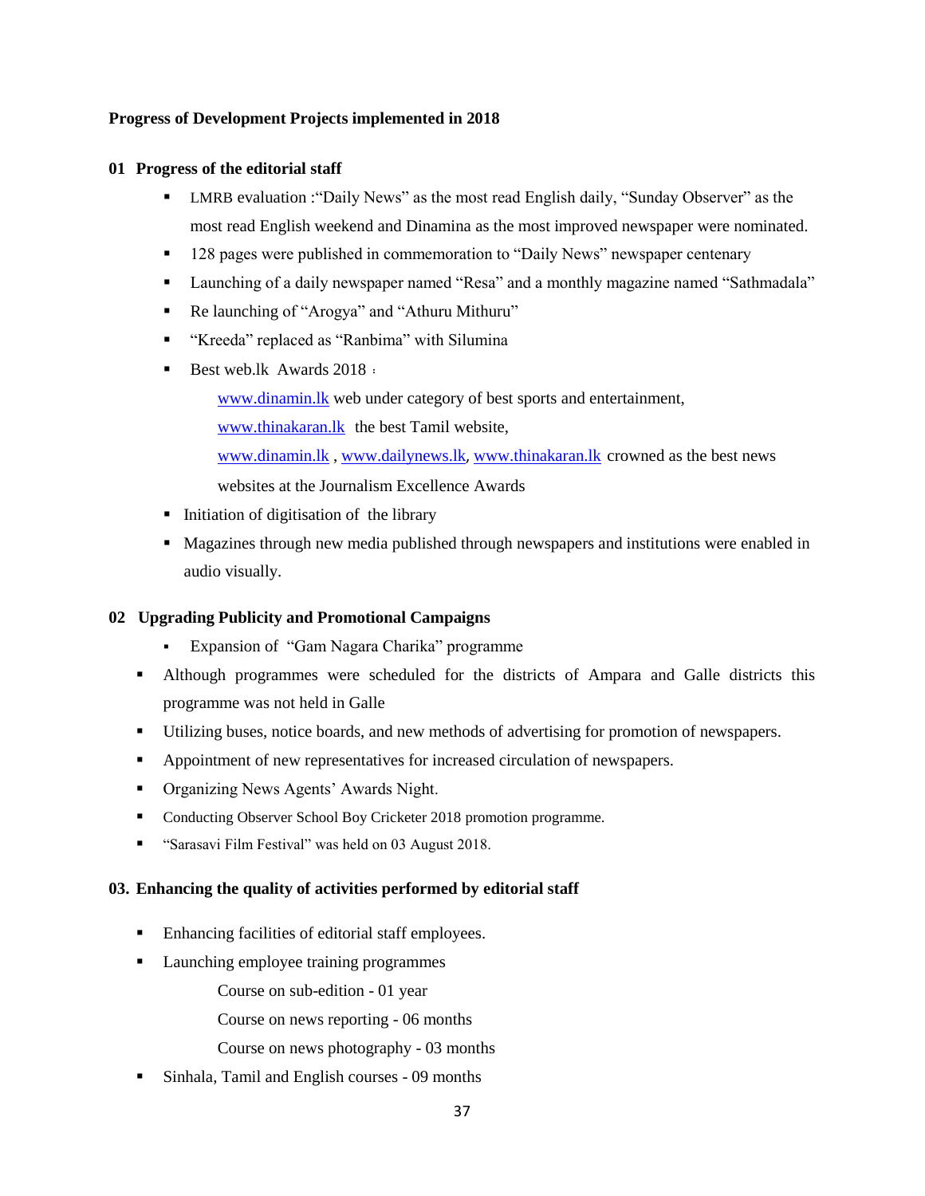**Progress of Development Projects implemented in 2018**

**01 Progress of the editorial staff**

- LMRB evaluation :"Daily News" as the most read English daily, "Sunday Observer" as the most read English weekend and Dinamina as the most improved newspaper were nominated.
- 128 pages were published in commemoration to "Daily News" newspaper centenary
- Launching of a daily newspaper named "Resa" and a monthly magazine named "Sathmadala"
- Re launching of "Arogya" and "Athuru Mithuru"
- "Kreeda" replaced as "Ranbima" with Silumina
- Best web.lk Awards 2018 :

  www.dinamin.lk web under category of best sports and entertainment,

  www.thinakaran.lk the best Tamil website,

  www.dinamin.lk , www.dailynews.lk, www.thinakaran.lk crowned as the best news websites at the Journalism Excellence Awards
- Initiation of digitisation of the library
- Magazines through new media published through newspapers and institutions were enabled in audio visually.

**02 Upgrading Publicity and Promotional Campaigns**

- Expansion of "Gam Nagara Charika" programme
- Although programmes were scheduled for the districts of Ampara and Galle districts this programme was not held in Galle
- Utilizing buses, notice boards, and new methods of advertising for promotion of newspapers.
- Appointment of new representatives for increased circulation of newspapers.
- Organizing News Agents' Awards Night.
- Conducting Observer School Boy Cricketer 2018 promotion programme.
- "Sarasavi Film Festival" was held on 03 August 2018.

**03. Enhancing the quality of activities performed by editorial staff**

- Enhancing facilities of editorial staff employees.
- Launching employee training programmes

  Course on sub-edition - 01 year

  Course on news reporting - 06 months

  Course on news photography - 03 months
- Sinhala, Tamil and English courses - 09 months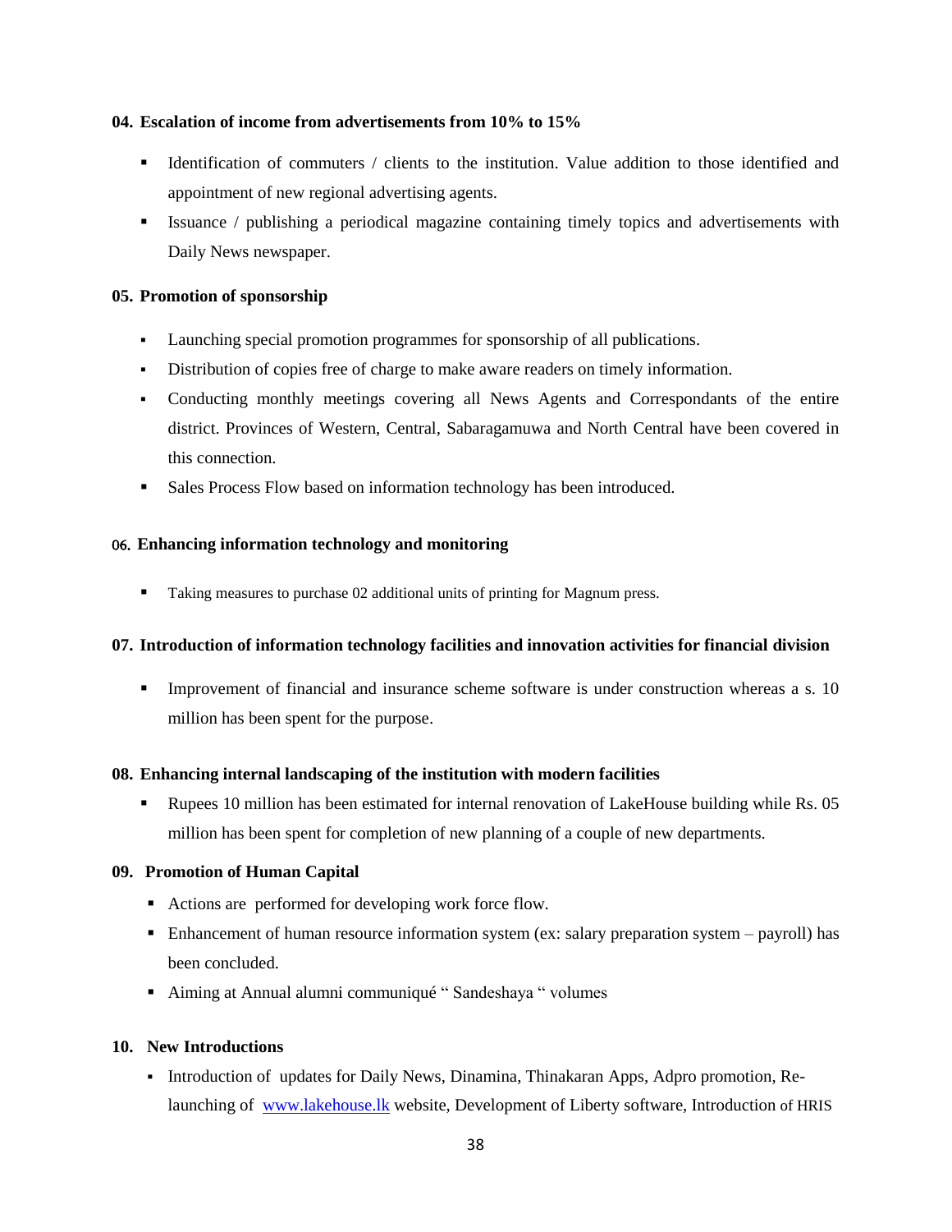**04. Escalation of income from advertisements from 10% to 15%**

- Identification of commuters / clients to the institution. Value addition to those identified and appointment of new regional advertising agents.
- Issuance / publishing a periodical magazine containing timely topics and advertisements with Daily News newspaper.

**05. Promotion of sponsorship**

- Launching special promotion programmes for sponsorship of all publications.
- Distribution of copies free of charge to make aware readers on timely information.
- Conducting monthly meetings covering all News Agents and Correspondants of the entire district. Provinces of Western, Central, Sabaragamuwa and North Central have been covered in this connection.
- Sales Process Flow based on information technology has been introduced.

**06. Enhancing information technology and monitoring**

- Taking measures to purchase 02 additional units of printing for Magnum press.

**07. Introduction of information technology facilities and innovation activities for financial division**

- Improvement of financial and insurance scheme software is under construction whereas a s. 10 million has been spent for the purpose.

**08. Enhancing internal landscaping of the institution with modern facilities**

- Rupees 10 million has been estimated for internal renovation of LakeHouse building while Rs. 05 million has been spent for completion of new planning of a couple of new departments.

**09. Promotion of Human Capital**

- Actions are performed for developing work force flow.
- Enhancement of human resource information system (ex: salary preparation system – payroll) has been concluded.
- Aiming at Annual alumni communiqué " Sandeshaya " volumes

**10. New Introductions**

- Introduction of updates for Daily News, Dinamina, Thinakaran Apps, Adpro promotion, Re-launching of www.lakehouse.lk website, Development of Liberty software, Introduction of HRIS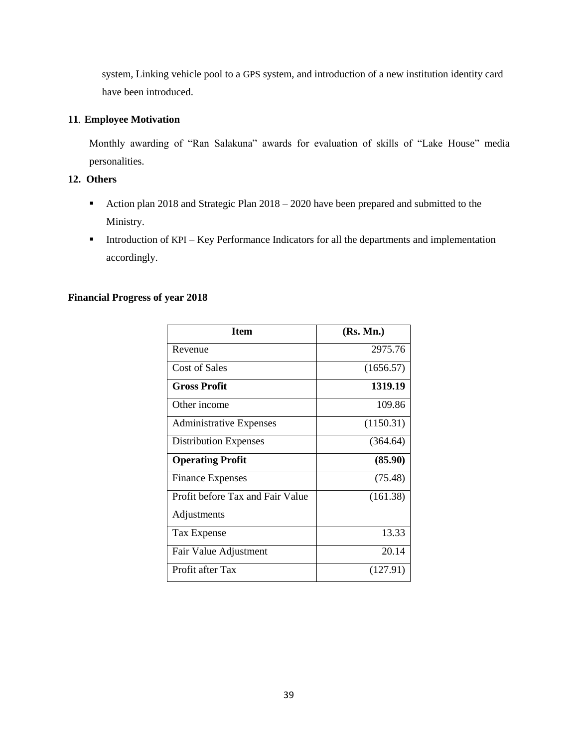system, Linking vehicle pool to a GPS system, and introduction of a new institution identity card have been introduced.

**11. Employee Motivation**

Monthly awarding of "Ran Salakuna" awards for evaluation of skills of "Lake House" media personalities.

**12. Others**

- Action plan 2018 and Strategic Plan 2018 – 2020 have been prepared and submitted to the Ministry.
- Introduction of KPI – Key Performance Indicators for all the departments and implementation accordingly.

**Financial Progress of year 2018**

| Item | (Rs. Mn.) |
|---|---:|
| Revenue | 2975.76 |
| Cost of Sales | (1656.57) |
| **Gross Profit** | **1319.19** |
| Other income | 109.86 |
| Administrative Expenses | (1150.31) |
| Distribution Expenses | (364.64) |
| **Operating Profit** | **(85.90)** |
| Finance Expenses | (75.48) |
| Profit before Tax and Fair Value Adjustments | (161.38) |
| Tax Expense | 13.33 |
| Fair Value Adjustment | 20.14 |
| Profit after Tax | (127.91) |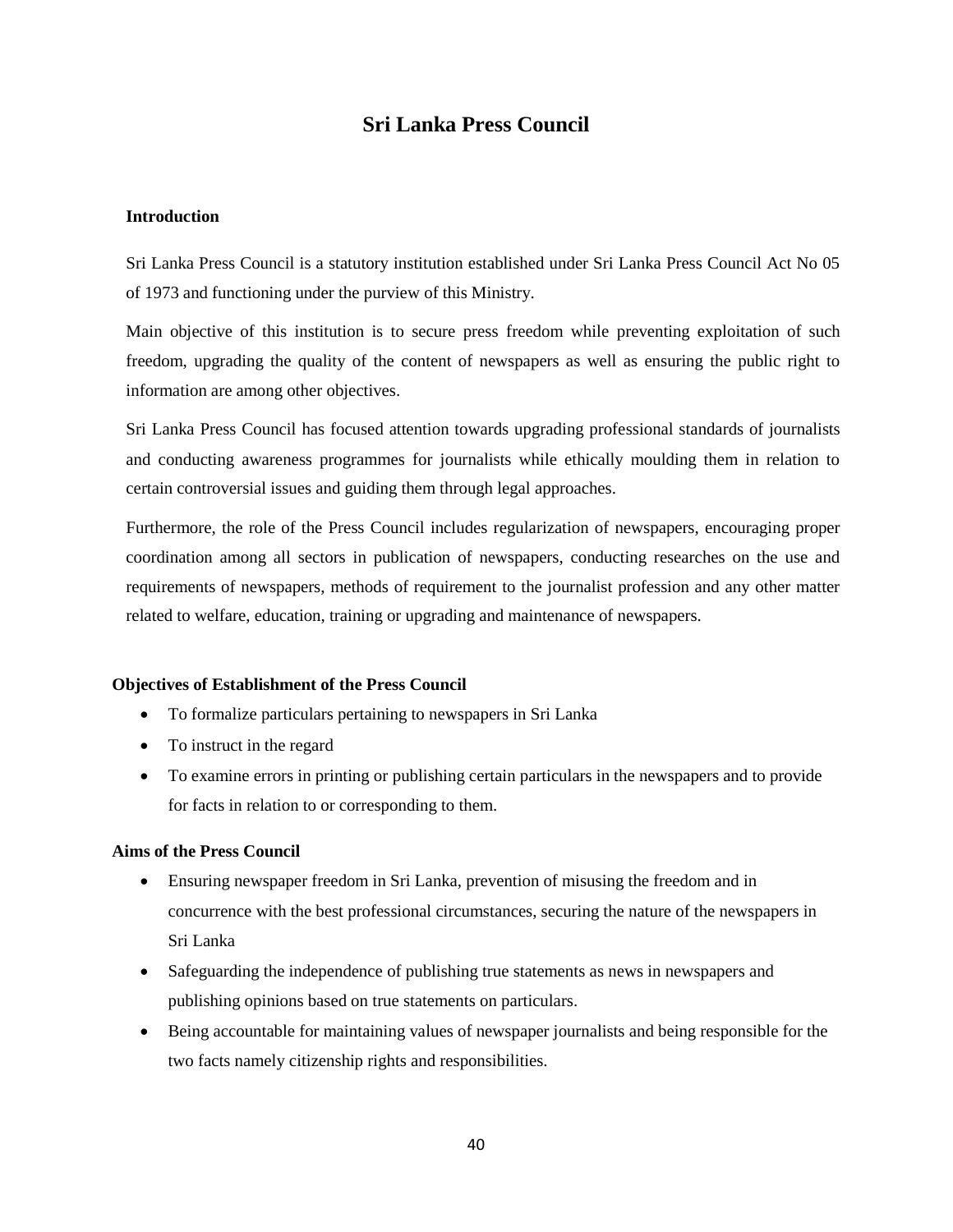# Sri Lanka Press Council

## Introduction

Sri Lanka Press Council is a statutory institution established under Sri Lanka Press Council Act No 05 of 1973 and functioning under the purview of this Ministry.

Main objective of this institution is to secure press freedom while preventing exploitation of such freedom, upgrading the quality of the content of newspapers as well as ensuring the public right to information are among other objectives.

Sri Lanka Press Council has focused attention towards upgrading professional standards of journalists and conducting awareness programmes for journalists while ethically moulding them in relation to certain controversial issues and guiding them through legal approaches.

Furthermore, the role of the Press Council includes regularization of newspapers, encouraging proper coordination among all sectors in publication of newspapers, conducting researches on the use and requirements of newspapers, methods of requirement to the journalist profession and any other matter related to welfare, education, training or upgrading and maintenance of newspapers.

## Objectives of Establishment of the Press Council

- To formalize particulars pertaining to newspapers in Sri Lanka
- To instruct in the regard
- To examine errors in printing or publishing certain particulars in the newspapers and to provide for facts in relation to or corresponding to them.

## Aims of the Press Council

- Ensuring newspaper freedom in Sri Lanka, prevention of misusing the freedom and in concurrence with the best professional circumstances, securing the nature of the newspapers in Sri Lanka
- Safeguarding the independence of publishing true statements as news in newspapers and publishing opinions based on true statements on particulars.
- Being accountable for maintaining values of newspaper journalists and being responsible for the two facts namely citizenship rights and responsibilities.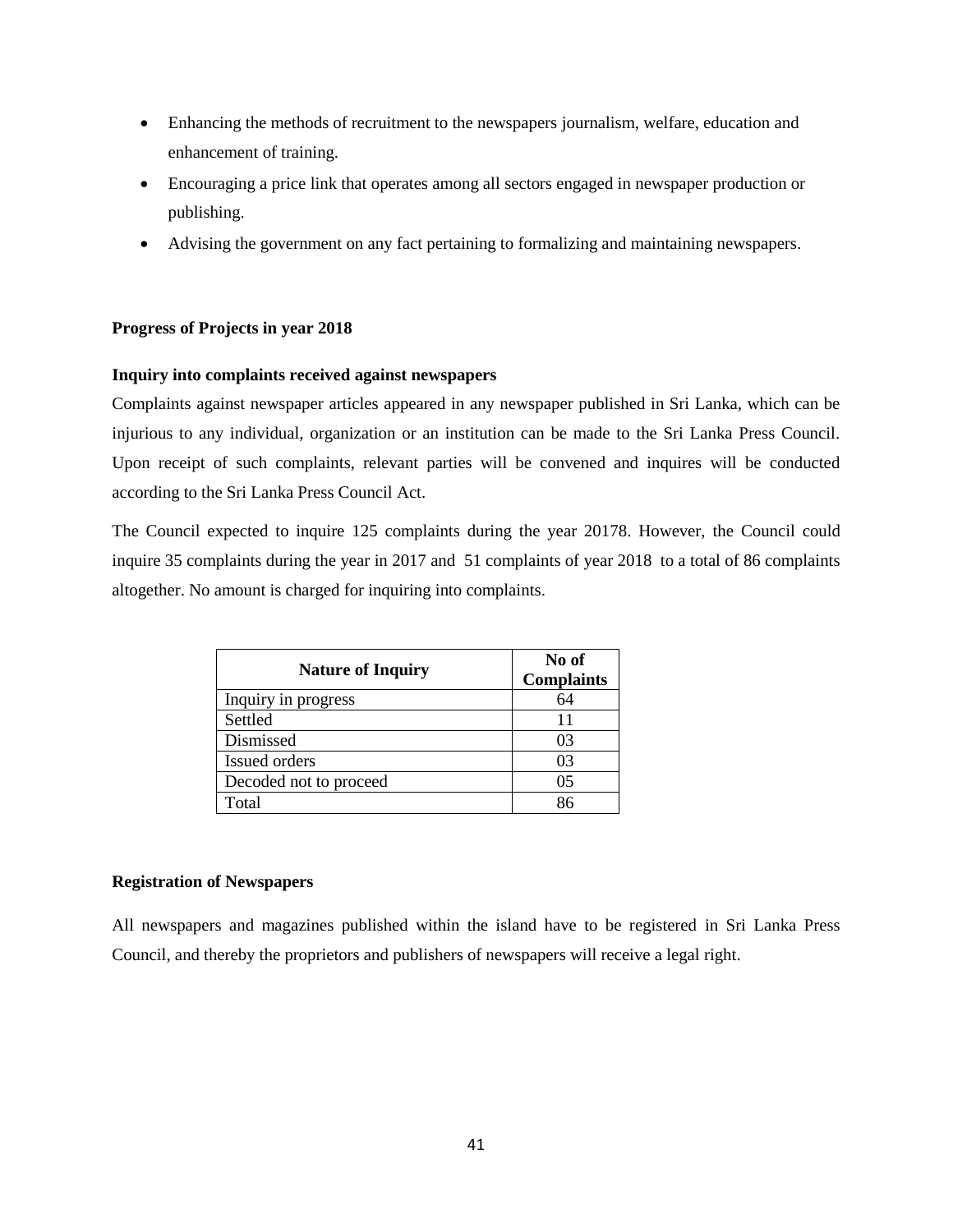- Enhancing the methods of recruitment to the newspapers journalism, welfare, education and enhancement of training.
- Encouraging a price link that operates among all sectors engaged in newspaper production or publishing.
- Advising the government on any fact pertaining to formalizing and maintaining newspapers.

**Progress of Projects in year 2018**

**Inquiry into complaints received against newspapers**

Complaints against newspaper articles appeared in any newspaper published in Sri Lanka, which can be injurious to any individual, organization or an institution can be made to the Sri Lanka Press Council. Upon receipt of such complaints, relevant parties will be convened and inquires will be conducted according to the Sri Lanka Press Council Act.

The Council expected to inquire 125 complaints during the year 20178. However, the Council could inquire 35 complaints during the year in 2017 and 51 complaints of year 2018 to a total of 86 complaints altogether. No amount is charged for inquiring into complaints.

| Nature of Inquiry | No of Complaints |
|---|---|
| Inquiry in progress | 64 |
| Settled | 11 |
| Dismissed | 03 |
| Issued orders | 03 |
| Decoded not to proceed | 05 |
| Total | 86 |

**Registration of Newspapers**

All newspapers and magazines published within the island have to be registered in Sri Lanka Press Council, and thereby the proprietors and publishers of newspapers will receive a legal right.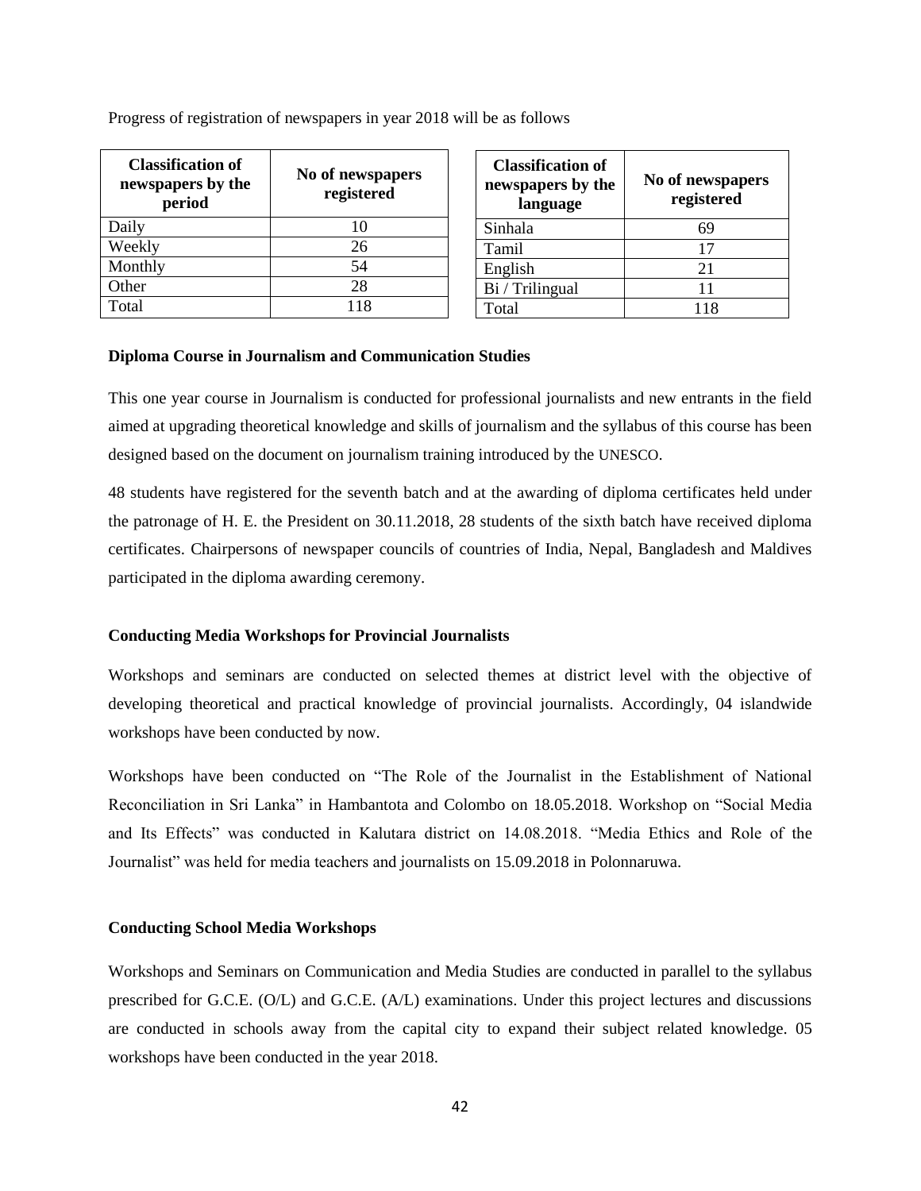Progress of registration of newspapers in year 2018 will be as follows

| Classification of newspapers by the period | No of newspapers registered |
|---|---|
| Daily | 10 |
| Weekly | 26 |
| Monthly | 54 |
| Other | 28 |
| Total | 118 |

| Classification of newspapers by the language | No of newspapers registered |
|---|---|
| Sinhala | 69 |
| Tamil | 17 |
| English | 21 |
| Bi / Trilingual | 11 |
| Total | 118 |

**Diploma Course in Journalism and Communication Studies**

This one year course in Journalism is conducted for professional journalists and new entrants in the field aimed at upgrading theoretical knowledge and skills of journalism and the syllabus of this course has been designed based on the document on journalism training introduced by the UNESCO.

48 students have registered for the seventh batch and at the awarding of diploma certificates held under the patronage of H. E. the President on 30.11.2018, 28 students of the sixth batch have received diploma certificates. Chairpersons of newspaper councils of countries of India, Nepal, Bangladesh and Maldives participated in the diploma awarding ceremony.

**Conducting Media Workshops for Provincial Journalists**

Workshops and seminars are conducted on selected themes at district level with the objective of developing theoretical and practical knowledge of provincial journalists. Accordingly, 04 islandwide workshops have been conducted by now.

Workshops have been conducted on "The Role of the Journalist in the Establishment of National Reconciliation in Sri Lanka" in Hambantota and Colombo on 18.05.2018. Workshop on "Social Media and Its Effects" was conducted in Kalutara district on 14.08.2018. "Media Ethics and Role of the Journalist" was held for media teachers and journalists on 15.09.2018 in Polonnaruwa.

**Conducting School Media Workshops**

Workshops and Seminars on Communication and Media Studies are conducted in parallel to the syllabus prescribed for G.C.E. (O/L) and G.C.E. (A/L) examinations. Under this project lectures and discussions are conducted in schools away from the capital city to expand their subject related knowledge. 05 workshops have been conducted in the year 2018.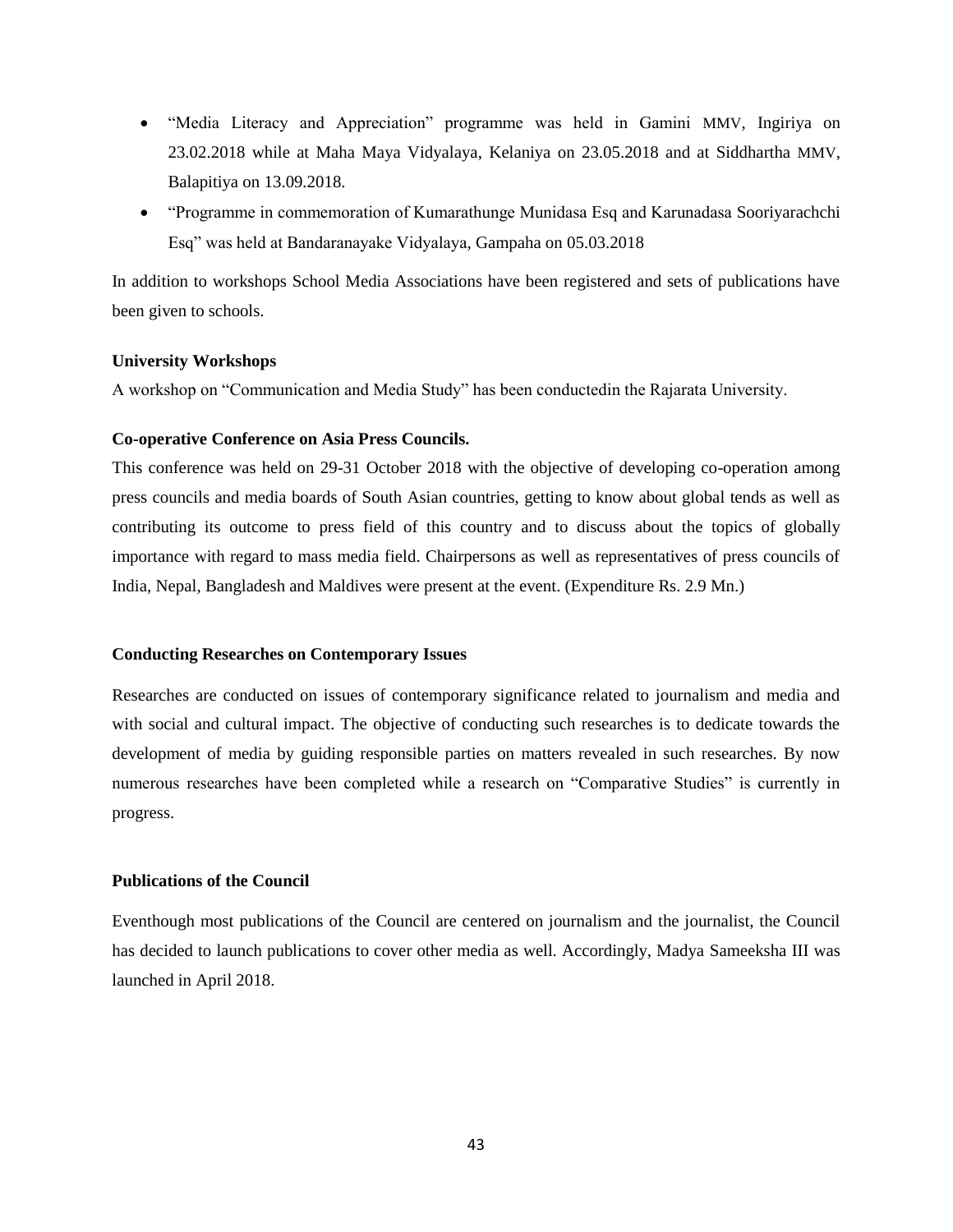- "Media Literacy and Appreciation" programme was held in Gamini MMV, Ingiriya on 23.02.2018 while at Maha Maya Vidyalaya, Kelaniya on 23.05.2018 and at Siddhartha MMV, Balapitiya on 13.09.2018.
- "Programme in commemoration of Kumarathunge Munidasa Esq and Karunadasa Sooriyarachchi Esq" was held at Bandaranayake Vidyalaya, Gampaha on 05.03.2018

In addition to workshops School Media Associations have been registered and sets of publications have been given to schools.

**University Workshops**

A workshop on "Communication and Media Study" has been conductedin the Rajarata University.

**Co-operative Conference on Asia Press Councils.**

This conference was held on 29-31 October 2018 with the objective of developing co-operation among press councils and media boards of South Asian countries, getting to know about global tends as well as contributing its outcome to press field of this country and to discuss about the topics of globally importance with regard to mass media field. Chairpersons as well as representatives of press councils of India, Nepal, Bangladesh and Maldives were present at the event. (Expenditure Rs. 2.9 Mn.)

**Conducting Researches on Contemporary Issues**

Researches are conducted on issues of contemporary significance related to journalism and media and with social and cultural impact. The objective of conducting such researches is to dedicate towards the development of media by guiding responsible parties on matters revealed in such researches. By now numerous researches have been completed while a research on "Comparative Studies" is currently in progress.

**Publications of the Council**

Eventhough most publications of the Council are centered on journalism and the journalist, the Council has decided to launch publications to cover other media as well. Accordingly, Madya Sameeksha III was launched in April 2018.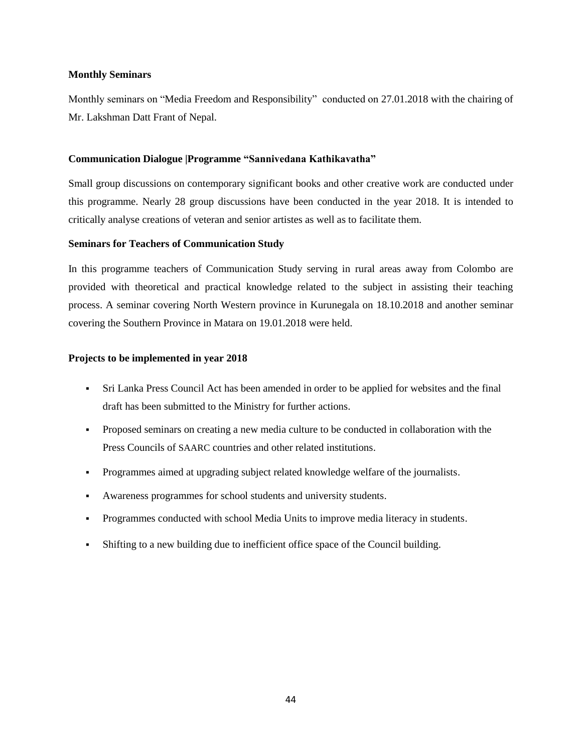**Monthly Seminars**

Monthly seminars on "Media Freedom and Responsibility" conducted on 27.01.2018 with the chairing of Mr. Lakshman Datt Frant of Nepal.

**Communication Dialogue |Programme "Sannivedana Kathikavatha"**

Small group discussions on contemporary significant books and other creative work are conducted under this programme. Nearly 28 group discussions have been conducted in the year 2018. It is intended to critically analyse creations of veteran and senior artistes as well as to facilitate them.

**Seminars for Teachers of Communication Study**

In this programme teachers of Communication Study serving in rural areas away from Colombo are provided with theoretical and practical knowledge related to the subject in assisting their teaching process. A seminar covering North Western province in Kurunegala on 18.10.2018 and another seminar covering the Southern Province in Matara on 19.01.2018 were held.

**Projects to be implemented in year 2018**

- Sri Lanka Press Council Act has been amended in order to be applied for websites and the final draft has been submitted to the Ministry for further actions.
- Proposed seminars on creating a new media culture to be conducted in collaboration with the Press Councils of SAARC countries and other related institutions.
- Programmes aimed at upgrading subject related knowledge welfare of the journalists.
- Awareness programmes for school students and university students.
- Programmes conducted with school Media Units to improve media literacy in students.
- Shifting to a new building due to inefficient office space of the Council building.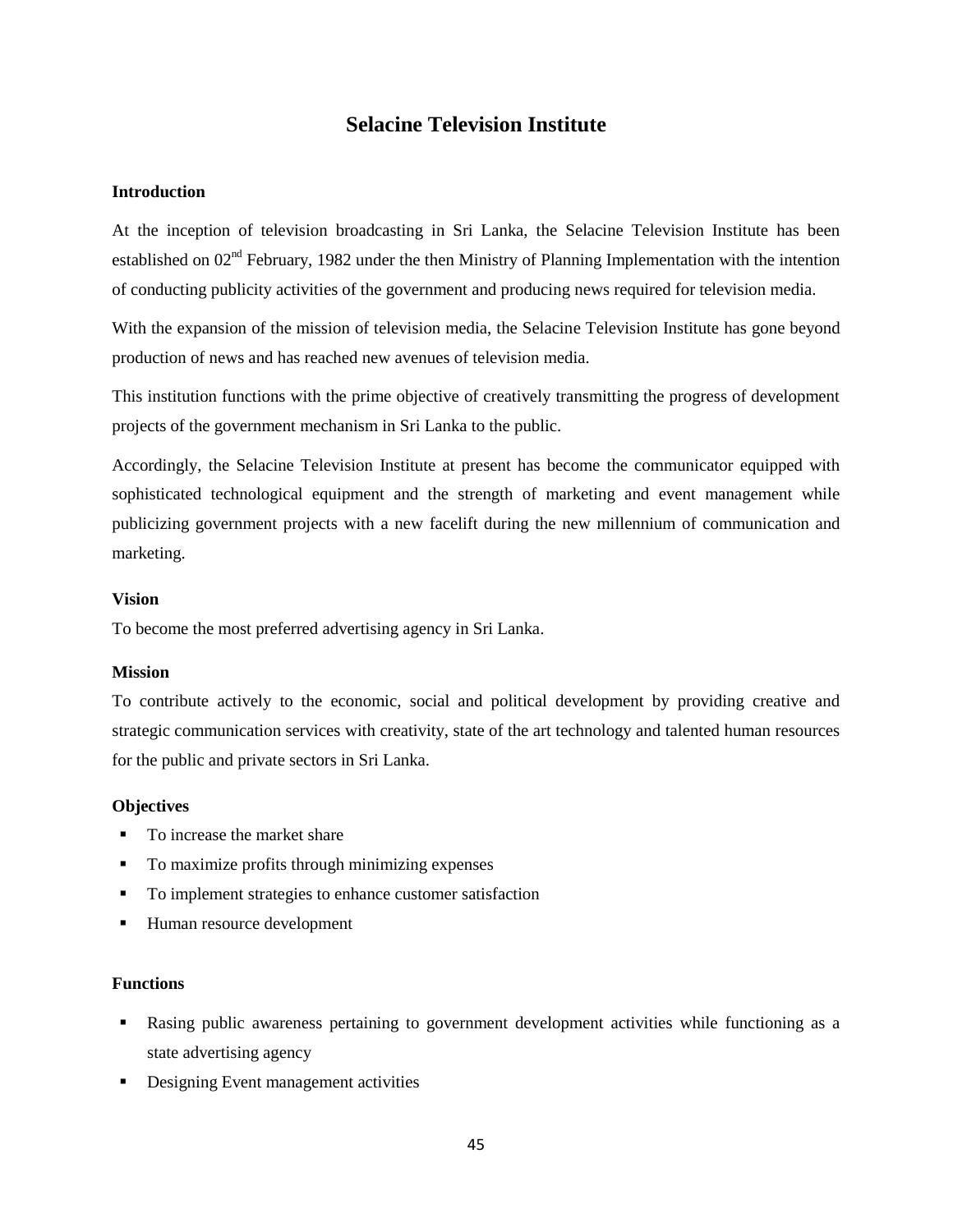# Selacine Television Institute

### Introduction

At the inception of television broadcasting in Sri Lanka, the Selacine Television Institute has been established on 02nd February, 1982 under the then Ministry of Planning Implementation with the intention of conducting publicity activities of the government and producing news required for television media.

With the expansion of the mission of television media, the Selacine Television Institute has gone beyond production of news and has reached new avenues of television media.

This institution functions with the prime objective of creatively transmitting the progress of development projects of the government mechanism in Sri Lanka to the public.

Accordingly, the Selacine Television Institute at present has become the communicator equipped with sophisticated technological equipment and the strength of marketing and event management while publicizing government projects with a new facelift during the new millennium of communication and marketing.

### Vision

To become the most preferred advertising agency in Sri Lanka.

### Mission

To contribute actively to the economic, social and political development by providing creative and strategic communication services with creativity, state of the art technology and talented human resources for the public and private sectors in Sri Lanka.

### Objectives

- To increase the market share
- To maximize profits through minimizing expenses
- To implement strategies to enhance customer satisfaction
- Human resource development

### Functions

- Rasing public awareness pertaining to government development activities while functioning as a state advertising agency
- Designing Event management activities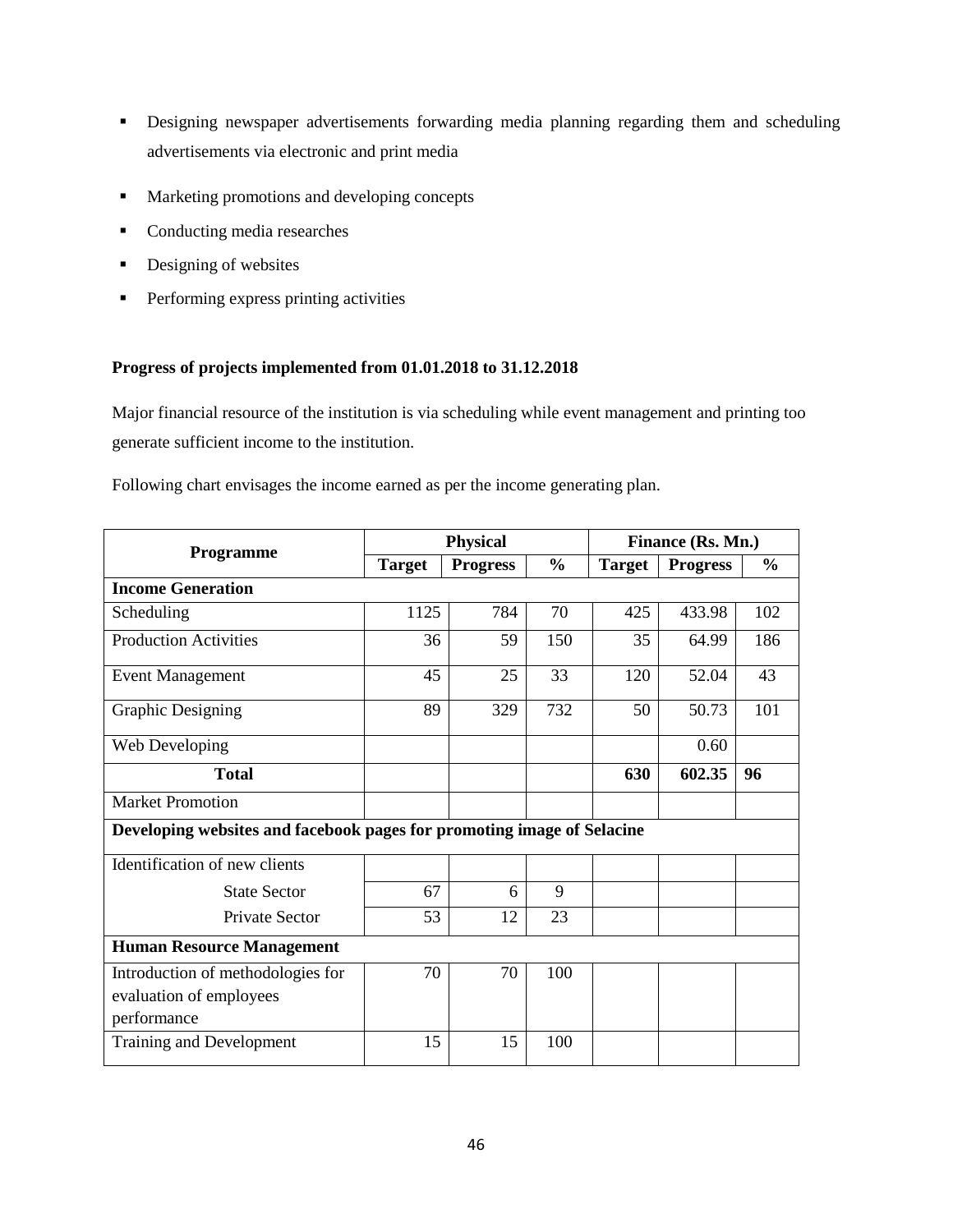- Designing newspaper advertisements forwarding media planning regarding them and scheduling advertisements via electronic and print media
- Marketing promotions and developing concepts
- Conducting media researches
- Designing of websites
- Performing express printing activities

**Progress of projects implemented from 01.01.2018 to 31.12.2018**

Major financial resource of the institution is via scheduling while event management and printing too generate sufficient income to the institution.

Following chart envisages the income earned as per the income generating plan.

| Programme | Physical | | | Finance (Rs. Mn.) | | |
|---|---|---|---|---|---|---|
| | **Target** | **Progress** | **%** | **Target** | **Progress** | **%** |
| **Income Generation** | | | | | | |
| Scheduling | 1125 | 784 | 70 | 425 | 433.98 | 102 |
| Production Activities | 36 | 59 | 150 | 35 | 64.99 | 186 |
| Event Management | 45 | 25 | 33 | 120 | 52.04 | 43 |
| Graphic Designing | 89 | 329 | 732 | 50 | 50.73 | 101 |
| Web Developing | | | | | 0.60 | |
| **Total** | | | | **630** | **602.35** | **96** |
| Market Promotion | | | | | | |
| **Developing websites and facebook pages for promoting image of Selacine** | | | | | | |
| Identification of new clients | | | | | | |
| State Sector | 67 | 6 | 9 | | | |
| Private Sector | 53 | 12 | 23 | | | |
| **Human Resource Management** | | | | | | |
| Introduction of methodologies for evaluation of employees performance | 70 | 70 | 100 | | | |
| Training and Development | 15 | 15 | 100 | | | |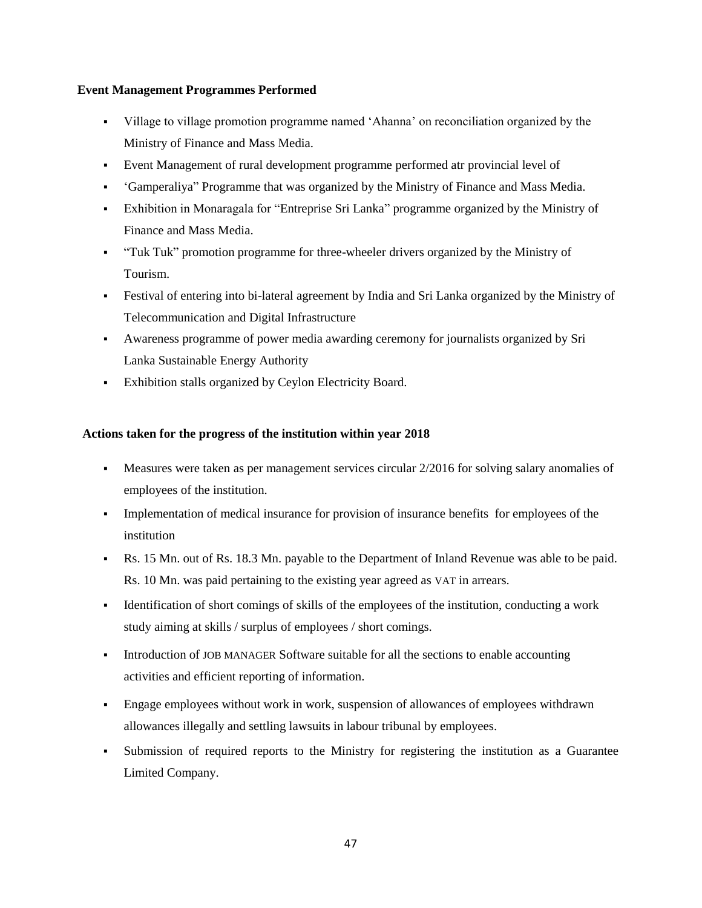**Event Management Programmes Performed**

- Village to village promotion programme named 'Ahanna' on reconciliation organized by the Ministry of Finance and Mass Media.
- Event Management of rural development programme performed atr provincial level of
- 'Gamperaliya" Programme that was organized by the Ministry of Finance and Mass Media.
- Exhibition in Monaragala for "Entreprise Sri Lanka" programme organized by the Ministry of Finance and Mass Media.
- "Tuk Tuk" promotion programme for three-wheeler drivers organized by the Ministry of Tourism.
- Festival of entering into bi-lateral agreement by India and Sri Lanka organized by the Ministry of Telecommunication and Digital Infrastructure
- Awareness programme of power media awarding ceremony for journalists organized by Sri Lanka Sustainable Energy Authority
- Exhibition stalls organized by Ceylon Electricity Board.

**Actions taken for the progress of the institution within year 2018**

- Measures were taken as per management services circular 2/2016 for solving salary anomalies of employees of the institution.
- Implementation of medical insurance for provision of insurance benefits for employees of the institution
- Rs. 15 Mn. out of Rs. 18.3 Mn. payable to the Department of Inland Revenue was able to be paid. Rs. 10 Mn. was paid pertaining to the existing year agreed as VAT in arrears.
- Identification of short comings of skills of the employees of the institution, conducting a work study aiming at skills / surplus of employees / short comings.
- Introduction of JOB MANAGER Software suitable for all the sections to enable accounting activities and efficient reporting of information.
- Engage employees without work in work, suspension of allowances of employees withdrawn allowances illegally and settling lawsuits in labour tribunal by employees.
- Submission of required reports to the Ministry for registering the institution as a Guarantee Limited Company.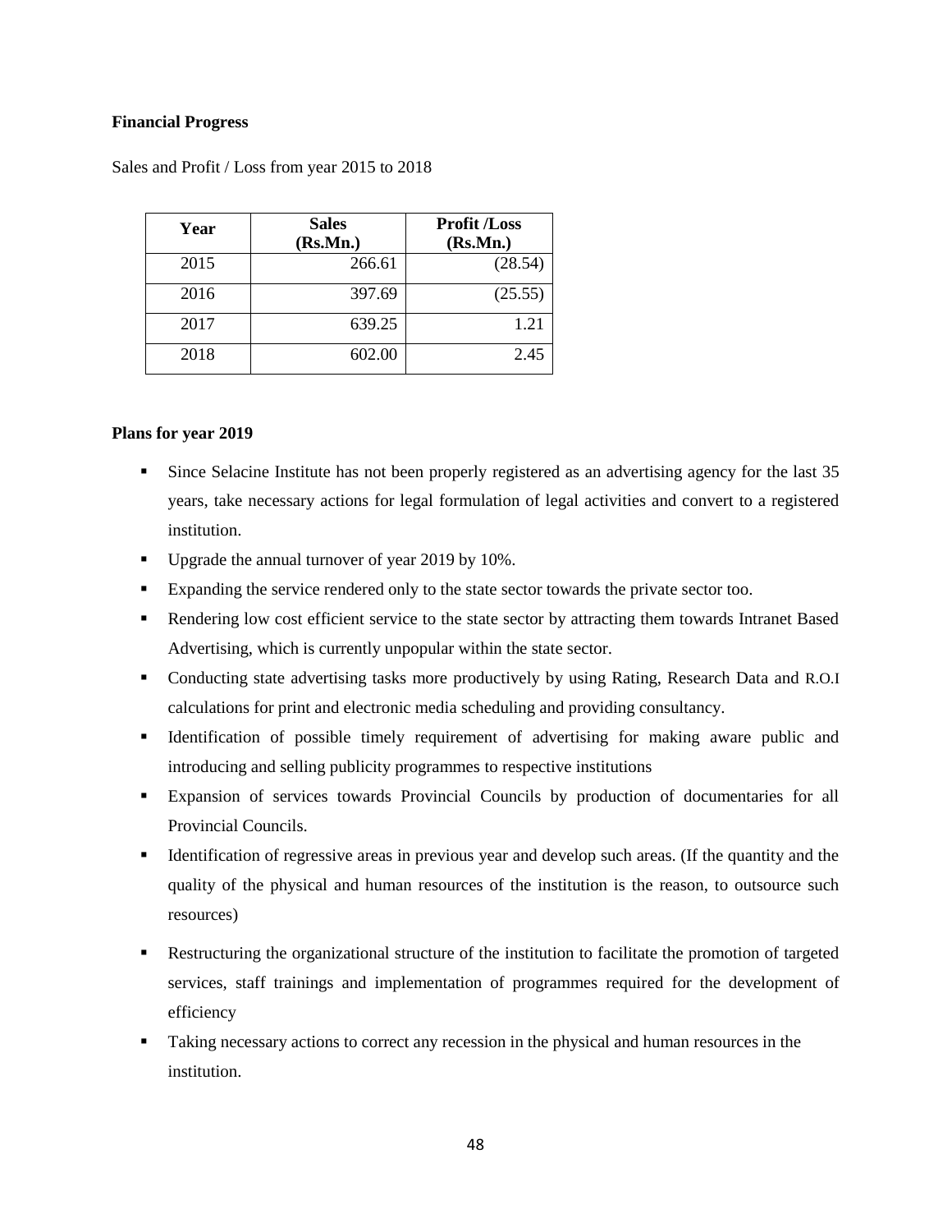**Financial Progress**

Sales and Profit / Loss from year 2015 to 2018

| Year | Sales (Rs.Mn.) | Profit /Loss (Rs.Mn.) |
|---|---|---|
| 2015 | 266.61 | (28.54) |
| 2016 | 397.69 | (25.55) |
| 2017 | 639.25 | 1.21 |
| 2018 | 602.00 | 2.45 |

**Plans for year 2019**

- Since Selacine Institute has not been properly registered as an advertising agency for the last 35 years, take necessary actions for legal formulation of legal activities and convert to a registered institution.
- Upgrade the annual turnover of year 2019 by 10%.
- Expanding the service rendered only to the state sector towards the private sector too.
- Rendering low cost efficient service to the state sector by attracting them towards Intranet Based Advertising, which is currently unpopular within the state sector.
- Conducting state advertising tasks more productively by using Rating, Research Data and R.O.I calculations for print and electronic media scheduling and providing consultancy.
- Identification of possible timely requirement of advertising for making aware public and introducing and selling publicity programmes to respective institutions
- Expansion of services towards Provincial Councils by production of documentaries for all Provincial Councils.
- Identification of regressive areas in previous year and develop such areas. (If the quantity and the quality of the physical and human resources of the institution is the reason, to outsource such resources)
- Restructuring the organizational structure of the institution to facilitate the promotion of targeted services, staff trainings and implementation of programmes required for the development of efficiency
- Taking necessary actions to correct any recession in the physical and human resources in the institution.